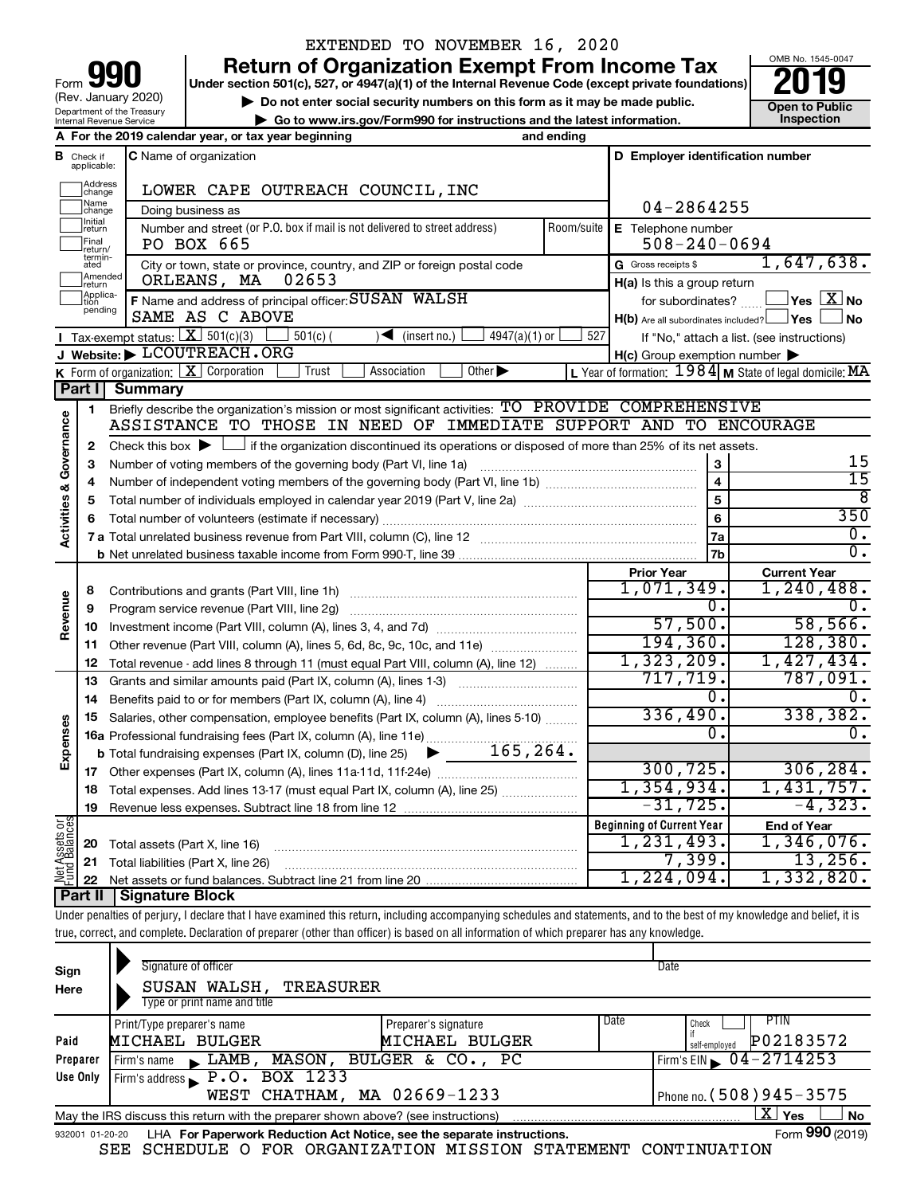EXTENDED TO NOVEMBER 16, 2020

# Form 990 — Return of Organization Exempt From Income Tax — 2019

Under section 501(c), 527, or 4947(a)(1) of the Internal Revenue Code (except private foundations)

(Rev. January 2020) Department of the Treasury Internal Revenue Service

▶ Do not enter social security numbers on this form as it may be made public.

▶ Go to www.irs.gov/Form990 for instructions and the latest information.

OMB No. 1545-0047 — Open to Public Inspection

**A** For the 2019 calendar year, or tax year beginning and ending

**B** Check if applicable: Address change, Name change, Initial return, Final return/terminated, Amended return, Application pending

**C** Name of organization: LOWER CAPE OUTREACH COUNCIL,INC

Doing business as

Number and street (or P.O. box if mail is not delivered to street address): PO BOX 665 — Room/suite

City or town, state or province, country, and ZIP or foreign postal code: ORLEANS, MA 02653

**F** Name and address of principal officer: SUSAN WALSH, SAME AS C ABOVE

**D** Employer identification number: 04-2864255

**E** Telephone number: 508-240-0694

**G** Gross receipts $ 1,647,638.

**H(a)** Is this a group return for subordinates? Yes [ ] No [X]

**H(b)** Are all subordinates included? Yes [ ] No [ ] If "No," attach a list. (see instructions)

**H(c)** Group exemption number ▶

**I** Tax-exempt status: [X] 501(c)(3) [ ] 501(c) ( ) ◀ (insert no.) [ ] 4947(a)(1) or [ ] 527

**J** Website: ▶ LCOUTREACH.ORG

**K** Form of organization: [X] Corporation [ ] Trust [ ] Association [ ] Other ▶

**L** Year of formation: 1984 **M** State of legal domicile: MA

## Part I Summary

**Activities & Governance**

1 Briefly describe the organization's mission or most significant activities: TO PROVIDE COMPREHENSIVE ASSISTANCE TO THOSE IN NEED OF IMMEDIATE SUPPORT AND TO ENCOURAGE

2 Check this box ▶ [ ] if the organization discontinued its operations or disposed of more than 25% of its net assets.

| | | | |
|---|---|---|---|
| 3 | Number of voting members of the governing body (Part VI, line 1a) | 3 | 15 |
| 4 | Number of independent voting members of the governing body (Part VI, line 1b) | 4 | 15 |
| 5 | Total number of individuals employed in calendar year 2019 (Part V, line 2a) | 5 | 8 |
| 6 | Total number of volunteers (estimate if necessary) | 6 | 350 |
| 7a | Total unrelated business revenue from Part VIII, column (C), line 12 | 7a | 0. |
| b | Net unrelated business taxable income from Form 990-T, line 39 | 7b | 0. |

| | | | Prior Year | Current Year |
|---|---|---|---|---|
| **Revenue** | 8 | Contributions and grants (Part VIII, line 1h) | 1,071,349. | 1,240,488. |
| | 9 | Program service revenue (Part VIII, line 2g) | 0. | 0. |
| | 10 | Investment income (Part VIII, column (A), lines 3, 4, and 7d) | 57,500. | 58,566. |
| | 11 | Other revenue (Part VIII, column (A), lines 5, 6d, 8c, 9c, 10c, and 11e) | 194,360. | 128,380. |
| | 12 | Total revenue - add lines 8 through 11 (must equal Part VIII, column (A), line 12) | 1,323,209. | 1,427,434. |
| **Expenses** | 13 | Grants and similar amounts paid (Part IX, column (A), lines 1-3) | 717,719. | 787,091. |
| | 14 | Benefits paid to or for members (Part IX, column (A), line 4) | 0. | 0. |
| | 15 | Salaries, other compensation, employee benefits (Part IX, column (A), lines 5-10) | 336,490. | 338,382. |
| | 16a | Professional fundraising fees (Part IX, column (A), line 11e) | 0. | 0. |
| | b | Total fundraising expenses (Part IX, column (D), line 25) ▶ 165,264. | | |
| | 17 | Other expenses (Part IX, column (A), lines 11a-11d, 11f-24e) | 300,725. | 306,284. |
| | 18 | Total expenses. Add lines 13-17 (must equal Part IX, column (A), line 25) | 1,354,934. | 1,431,757. |
| | 19 | Revenue less expenses. Subtract line 18 from line 12 | -31,725. | -4,323. |
| | | | **Beginning of Current Year** | **End of Year** |
| **Net Assets or Fund Balances** | 20 | Total assets (Part X, line 16) | 1,231,493. | 1,346,076. |
| | 21 | Total liabilities (Part X, line 26) | 7,399. | 13,256. |
| | 22 | Net assets or fund balances. Subtract line 21 from line 20 | 1,224,094. | 1,332,820. |

## Part II Signature Block

Under penalties of perjury, I declare that I have examined this return, including accompanying schedules and statements, and to the best of my knowledge and belief, it is true, correct, and complete. Declaration of preparer (other than officer) is based on all information of which preparer has any knowledge.

**Sign Here**

Signature of officer — Date

SUSAN WALSH, TREASURER

Type or print name and title

**Paid Preparer Use Only**

| Print/Type preparer's name | Preparer's signature | Date | Check if self-employed | PTIN |
|---|---|---|---|---|
| MICHAEL BULGER | MICHAEL BULGER | | [ ] | P02183572 |

Firm's name ▶ LAMB, MASON, BULGER & CO., PC — Firm's EIN ▶ 04-2714253

Firm's address ▶ P.O. BOX 1233, WEST CHATHAM, MA 02669-1233 — Phone no. (508)945-3575

May the IRS discuss this return with the preparer shown above? (see instructions) [X] Yes [ ] No

932001 01-20-20 LHA For Paperwork Reduction Act Notice, see the separate instructions. Form **990** (2019)

SEE SCHEDULE O FOR ORGANIZATION MISSION STATEMENT CONTINUATION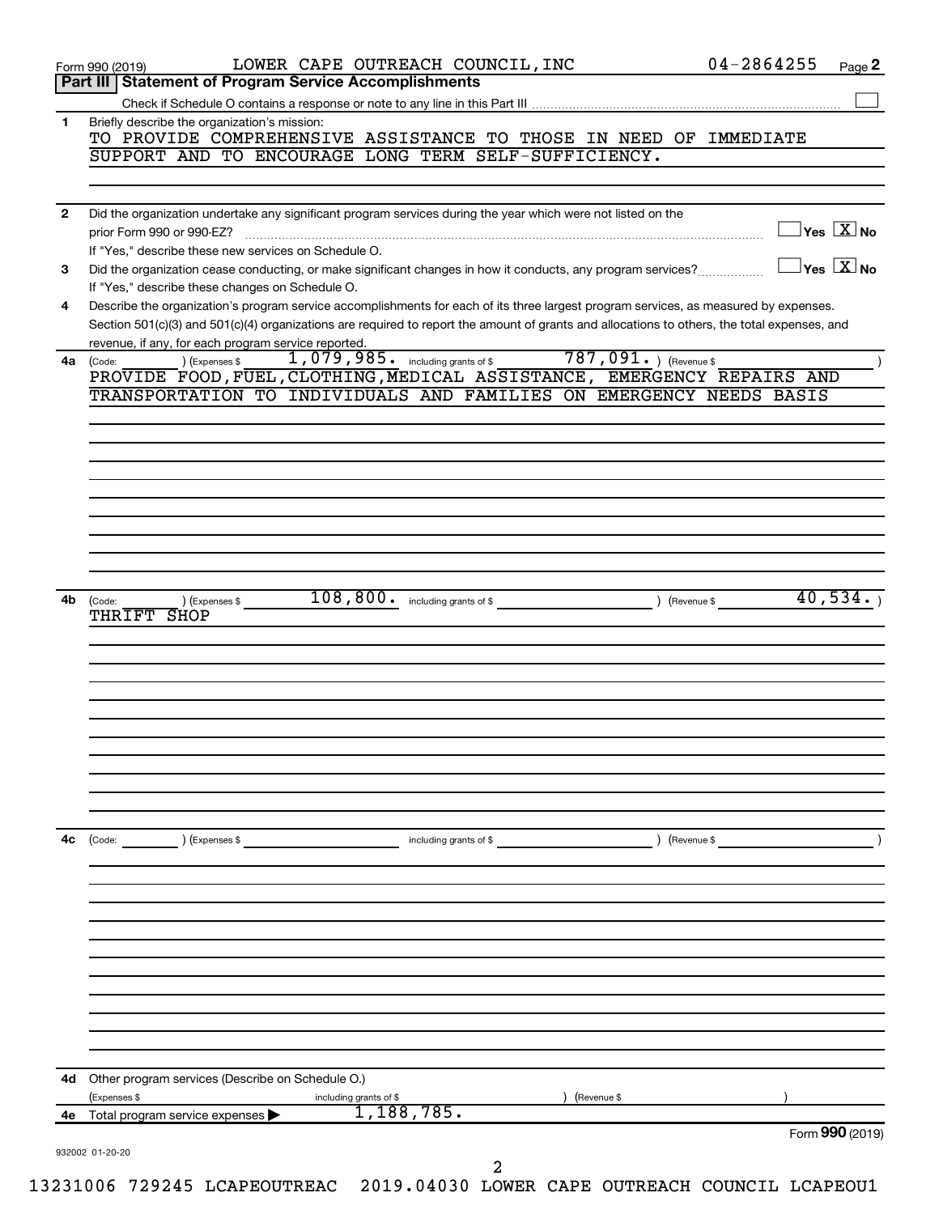Form 990 (2019) LOWER CAPE OUTREACH COUNCIL,INC 04-2864255 Page 2

## Part III | Statement of Program Service Accomplishments

Check if Schedule O contains a response or note to any line in this Part III ☐

**1** Briefly describe the organization's mission:

TO PROVIDE COMPREHENSIVE ASSISTANCE TO THOSE IN NEED OF IMMEDIATE SUPPORT AND TO ENCOURAGE LONG TERM SELF-SUFFICIENCY.

**2** Did the organization undertake any significant program services during the year which were not listed on the prior Form 990 or 990-EZ? ☐ Yes ☒ No

If "Yes," describe these new services on Schedule O.

**3** Did the organization cease conducting, or make significant changes in how it conducts, any program services? ☐ Yes ☒ No

If "Yes," describe these changes on Schedule O.

**4** Describe the organization's program service accomplishments for each of its three largest program services, as measured by expenses. Section 501(c)(3) and 501(c)(4) organizations are required to report the amount of grants and allocations to others, the total expenses, and revenue, if any, for each program service reported.

**4a** (Code: ) (Expenses $ 1,079,985. including grants of $ 787,091. ) (Revenue $ )

PROVIDE FOOD,FUEL,CLOTHING,MEDICAL ASSISTANCE, EMERGENCY REPAIRS AND TRANSPORTATION TO INDIVIDUALS AND FAMILIES ON EMERGENCY NEEDS BASIS

**4b** (Code: ) (Expenses $ 108,800. including grants of $ ) (Revenue $ 40,534. )

THRIFT SHOP

**4c** (Code: ) (Expenses $ including grants of $ ) (Revenue $ )

**4d** Other program services (Describe on Schedule O.)

(Expenses $ including grants of $ ) (Revenue $ )

**4e** Total program service expenses ▶ 1,188,785.

Form **990** (2019)

932002 01-20-20

13231006 729245 LCAPEOUTREAC 2019.04030 LOWER CAPE OUTREACH COUNCIL LCAPEOU1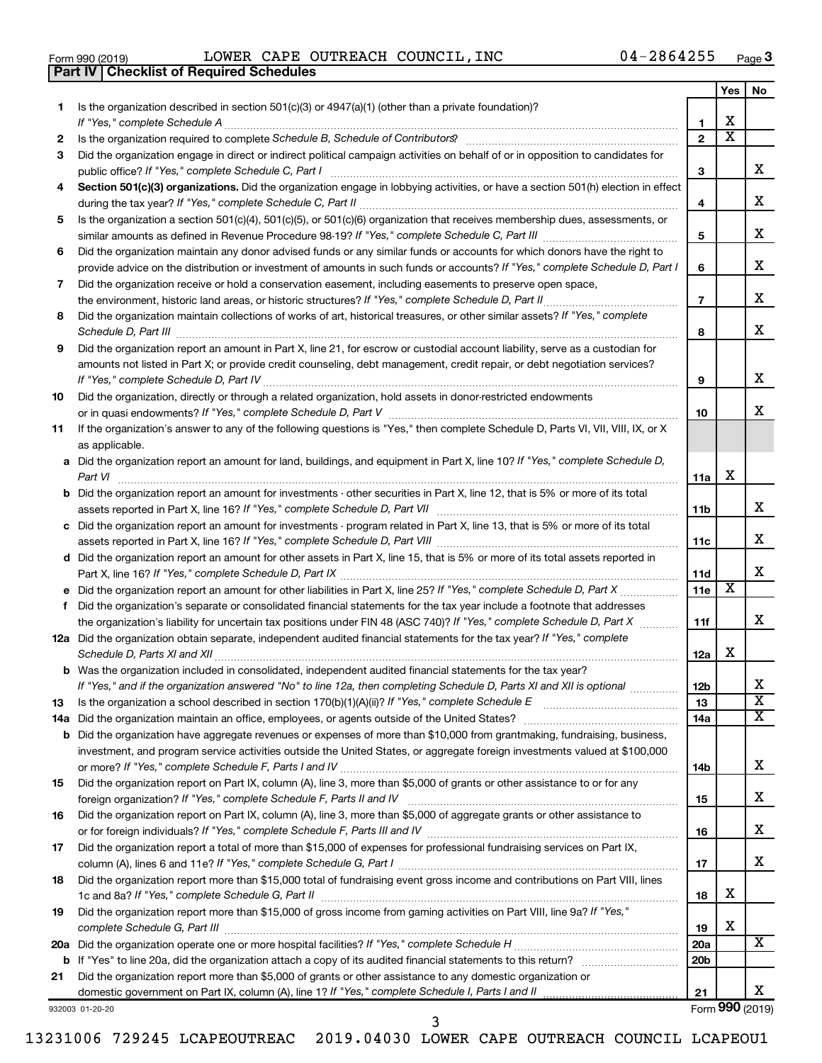Form 990 (2019) LOWER CAPE OUTREACH COUNCIL,INC 04-2864255

## Part IV Checklist of Required Schedules

| | | | Yes | No |
|---|---|---|---|---|
| 1 | Is the organization described in section 501(c)(3) or 4947(a)(1) (other than a private foundation)? *If "Yes," complete Schedule A* | 1 | X | |
| 2 | Is the organization required to complete *Schedule B, Schedule of Contributors*? | 2 | X | |
| 3 | Did the organization engage in direct or indirect political campaign activities on behalf of or in opposition to candidates for public office? *If "Yes," complete Schedule C, Part I* | 3 | | X |
| 4 | **Section 501(c)(3) organizations.** Did the organization engage in lobbying activities, or have a section 501(h) election in effect during the tax year? *If "Yes," complete Schedule C, Part II* | 4 | | X |
| 5 | Is the organization a section 501(c)(4), 501(c)(5), or 501(c)(6) organization that receives membership dues, assessments, or similar amounts as defined in Revenue Procedure 98-19? *If "Yes," complete Schedule C, Part III* | 5 | | X |
| 6 | Did the organization maintain any donor advised funds or any similar funds or accounts for which donors have the right to provide advice on the distribution or investment of amounts in such funds or accounts? *If "Yes," complete Schedule D, Part I* | 6 | | X |
| 7 | Did the organization receive or hold a conservation easement, including easements to preserve open space, the environment, historic land areas, or historic structures? *If "Yes," complete Schedule D, Part II* | 7 | | X |
| 8 | Did the organization maintain collections of works of art, historical treasures, or other similar assets? *If "Yes," complete Schedule D, Part III* | 8 | | X |
| 9 | Did the organization report an amount in Part X, line 21, for escrow or custodial account liability, serve as a custodian for amounts not listed in Part X; or provide credit counseling, debt management, credit repair, or debt negotiation services? *If "Yes," complete Schedule D, Part IV* | 9 | | X |
| 10 | Did the organization, directly or through a related organization, hold assets in donor-restricted endowments or in quasi endowments? *If "Yes," complete Schedule D, Part V* | 10 | | X |
| 11 | If the organization's answer to any of the following questions is "Yes," then complete Schedule D, Parts VI, VII, VIII, IX, or X as applicable. | | | |
| a | Did the organization report an amount for land, buildings, and equipment in Part X, line 10? *If "Yes," complete Schedule D, Part VI* | 11a | X | |
| b | Did the organization report an amount for investments - other securities in Part X, line 12, that is 5% or more of its total assets reported in Part X, line 16? *If "Yes," complete Schedule D, Part VII* | 11b | | X |
| c | Did the organization report an amount for investments - program related in Part X, line 13, that is 5% or more of its total assets reported in Part X, line 16? *If "Yes," complete Schedule D, Part VIII* | 11c | | X |
| d | Did the organization report an amount for other assets in Part X, line 15, that is 5% or more of its total assets reported in Part X, line 16? *If "Yes," complete Schedule D, Part IX* | 11d | | X |
| e | Did the organization report an amount for other liabilities in Part X, line 25? *If "Yes," complete Schedule D, Part X* | 11e | X | |
| f | Did the organization's separate or consolidated financial statements for the tax year include a footnote that addresses the organization's liability for uncertain tax positions under FIN 48 (ASC 740)? *If "Yes," complete Schedule D, Part X* | 11f | | X |
| 12a | Did the organization obtain separate, independent audited financial statements for the tax year? *If "Yes," complete Schedule D, Parts XI and XII* | 12a | X | |
| b | Was the organization included in consolidated, independent audited financial statements for the tax year? *If "Yes," and if the organization answered "No" to line 12a, then completing Schedule D, Parts XI and XII is optional* | 12b | | X |
| 13 | Is the organization a school described in section 170(b)(1)(A)(ii)? *If "Yes," complete Schedule E* | 13 | | X |
| 14a | Did the organization maintain an office, employees, or agents outside of the United States? | 14a | | X |
| b | Did the organization have aggregate revenues or expenses of more than $10,000 from grantmaking, fundraising, business, investment, and program service activities outside the United States, or aggregate foreign investments valued at $100,000 or more? *If "Yes," complete Schedule F, Parts I and IV* | 14b | | X |
| 15 | Did the organization report on Part IX, column (A), line 3, more than $5,000 of grants or other assistance to or for any foreign organization? *If "Yes," complete Schedule F, Parts II and IV* | 15 | | X |
| 16 | Did the organization report on Part IX, column (A), line 3, more than $5,000 of aggregate grants or other assistance to or for foreign individuals? *If "Yes," complete Schedule F, Parts III and IV* | 16 | | X |
| 17 | Did the organization report a total of more than $15,000 of expenses for professional fundraising services on Part IX, column (A), lines 6 and 11e? *If "Yes," complete Schedule G, Part I* | 17 | | X |
| 18 | Did the organization report more than $15,000 total of fundraising event gross income and contributions on Part VIII, lines 1c and 8a? *If "Yes," complete Schedule G, Part II* | 18 | X | |
| 19 | Did the organization report more than $15,000 of gross income from gaming activities on Part VIII, line 9a? *If "Yes," complete Schedule G, Part III* | 19 | X | |
| 20a | Did the organization operate one or more hospital facilities? *If "Yes," complete Schedule H* | 20a | | X |
| b | If "Yes" to line 20a, did the organization attach a copy of its audited financial statements to this return? | 20b | | |
| 21 | Did the organization report more than $5,000 of grants or other assistance to any domestic organization or domestic government on Part IX, column (A), line 1? *If "Yes," complete Schedule I, Parts I and II* | 21 | | X |

932003 01-20-20 Form **990** (2019)

13231006 729245 LCAPEOUTREAC 2019.04030 LOWER CAPE OUTREACH COUNCIL LCAPEOU1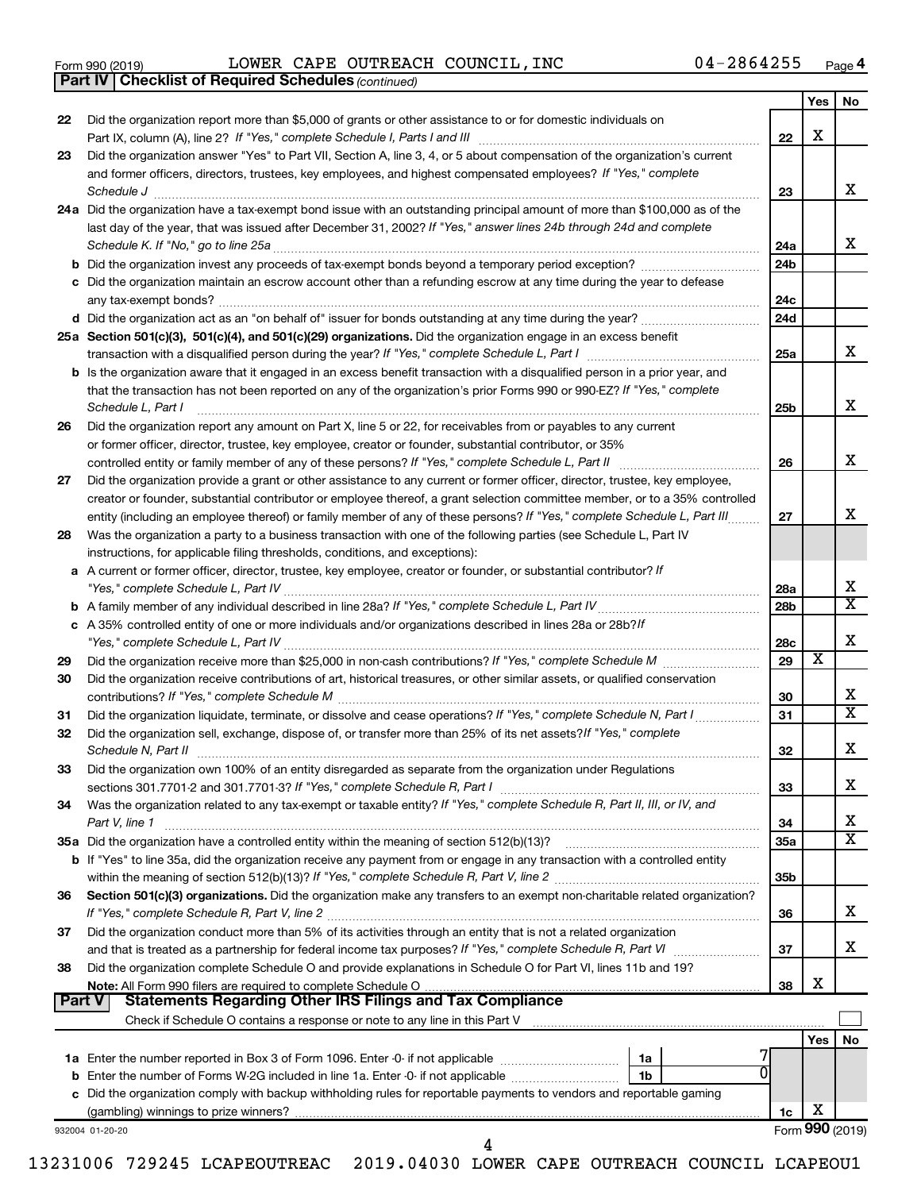Form 990 (2019) LOWER CAPE OUTREACH COUNCIL,INC 04-2864255 Page 4

**Part IV | Checklist of Required Schedules** *(continued)*

| | | | Yes | No |
|---|---|---|---|---|
| 22 | Did the organization report more than $5,000 of grants or other assistance to or for domestic individuals on Part IX, column (A), line 2? *If "Yes," complete Schedule I, Parts I and III* | 22 | X | |
| 23 | Did the organization answer "Yes" to Part VII, Section A, line 3, 4, or 5 about compensation of the organization's current and former officers, directors, trustees, key employees, and highest compensated employees? *If "Yes," complete Schedule J* | 23 | | X |
| 24a | Did the organization have a tax-exempt bond issue with an outstanding principal amount of more than $100,000 as of the last day of the year, that was issued after December 31, 2002? *If "Yes," answer lines 24b through 24d and complete Schedule K. If "No," go to line 25a* | 24a | | X |
| b | Did the organization invest any proceeds of tax-exempt bonds beyond a temporary period exception? | 24b | | |
| c | Did the organization maintain an escrow account other than a refunding escrow at any time during the year to defease any tax-exempt bonds? | 24c | | |
| d | Did the organization act as an "on behalf of" issuer for bonds outstanding at any time during the year? | 24d | | |
| 25a | **Section 501(c)(3), 501(c)(4), and 501(c)(29) organizations.** Did the organization engage in an excess benefit transaction with a disqualified person during the year? *If "Yes," complete Schedule L, Part I* | 25a | | X |
| b | Is the organization aware that it engaged in an excess benefit transaction with a disqualified person in a prior year, and that the transaction has not been reported on any of the organization's prior Forms 990 or 990-EZ? *If "Yes," complete Schedule L, Part I* | 25b | | X |
| 26 | Did the organization report any amount on Part X, line 5 or 22, for receivables from or payables to any current or former officer, director, trustee, key employee, creator or founder, substantial contributor, or 35% controlled entity or family member of any of these persons? *If "Yes," complete Schedule L, Part II* | 26 | | X |
| 27 | Did the organization provide a grant or other assistance to any current or former officer, director, trustee, key employee, creator or founder, substantial contributor or employee thereof, a grant selection committee member, or to a 35% controlled entity (including an employee thereof) or family member of any of these persons? *If "Yes," complete Schedule L, Part III* | 27 | | X |
| 28 | Was the organization a party to a business transaction with one of the following parties (see Schedule L, Part IV instructions, for applicable filing thresholds, conditions, and exceptions): | | | |
| a | A current or former officer, director, trustee, key employee, creator or founder, or substantial contributor? *If "Yes," complete Schedule L, Part IV* | 28a | | X |
| b | A family member of any individual described in line 28a? *If "Yes," complete Schedule L, Part IV* | 28b | | X |
| c | A 35% controlled entity of one or more individuals and/or organizations described in lines 28a or 28b? *If "Yes," complete Schedule L, Part IV* | 28c | | X |
| 29 | Did the organization receive more than $25,000 in non-cash contributions? *If "Yes," complete Schedule M* | 29 | X | |
| 30 | Did the organization receive contributions of art, historical treasures, or other similar assets, or qualified conservation contributions? *If "Yes," complete Schedule M* | 30 | | X |
| 31 | Did the organization liquidate, terminate, or dissolve and cease operations? *If "Yes," complete Schedule N, Part I* | 31 | | X |
| 32 | Did the organization sell, exchange, dispose of, or transfer more than 25% of its net assets? *If "Yes," complete Schedule N, Part II* | 32 | | X |
| 33 | Did the organization own 100% of an entity disregarded as separate from the organization under Regulations sections 301.7701-2 and 301.7701-3? *If "Yes," complete Schedule R, Part I* | 33 | | X |
| 34 | Was the organization related to any tax-exempt or taxable entity? *If "Yes," complete Schedule R, Part II, III, or IV, and Part V, line 1* | 34 | | X |
| 35a | Did the organization have a controlled entity within the meaning of section 512(b)(13)? | 35a | | X |
| b | If "Yes" to line 35a, did the organization receive any payment from or engage in any transaction with a controlled entity within the meaning of section 512(b)(13)? *If "Yes," complete Schedule R, Part V, line 2* | 35b | | |
| 36 | **Section 501(c)(3) organizations.** Did the organization make any transfers to an exempt non-charitable related organization? *If "Yes," complete Schedule R, Part V, line 2* | 36 | | X |
| 37 | Did the organization conduct more than 5% of its activities through an entity that is not a related organization and that is treated as a partnership for federal income tax purposes? *If "Yes," complete Schedule R, Part VI* | 37 | | X |
| 38 | Did the organization complete Schedule O and provide explanations in Schedule O for Part VI, lines 11b and 19? **Note:** All Form 990 filers are required to complete Schedule O | 38 | X | |

**Part V | Statements Regarding Other IRS Filings and Tax Compliance**

Check if Schedule O contains a response or note to any line in this Part V ☐

| | | | | | Yes | No |
|---|---|---|---|---|---|---|
| 1a | Enter the number reported in Box 3 of Form 1096. Enter -0- if not applicable | 1a | 7 | | | |
| b | Enter the number of Forms W-2G included in line 1a. Enter -0- if not applicable | 1b | 0 | | | |
| c | Did the organization comply with backup withholding rules for reportable payments to vendors and reportable gaming (gambling) winnings to prize winners? | | | 1c | X | |

932004 01-20-20 Form **990** (2019)

13231006 729245 LCAPEOUTREAC 2019.04030 LOWER CAPE OUTREACH COUNCIL LCAPEOU1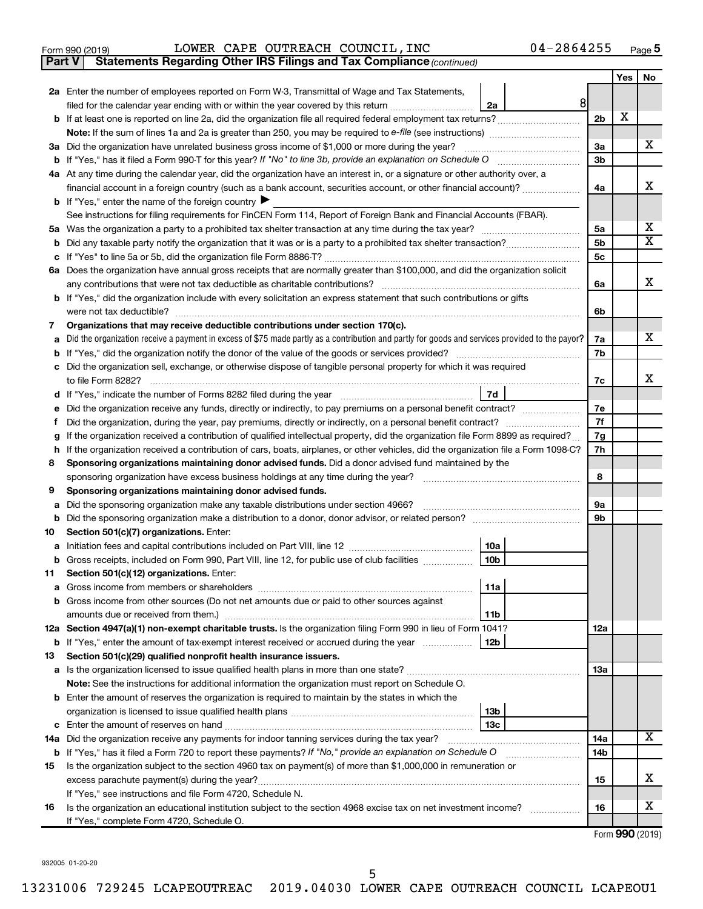Form 990 (2019) LOWER CAPE OUTREACH COUNCIL, INC 04-2864255 Page 5

**Part V Statements Regarding Other IRS Filings and Tax Compliance** *(continued)*

| | | | | | Yes | No |
|---|---|---|---|---|---|---|
| **2a** | Enter the number of employees reported on Form W-3, Transmittal of Wage and Tax Statements, filed for the calendar year ending with or within the year covered by this return | 2a | 8 | | | |
| **b** | If at least one is reported on line 2a, did the organization file all required federal employment tax returns? | | | 2b | X | |
| | **Note:** If the sum of lines 1a and 2a is greater than 250, you may be required to *e-file* (see instructions) | | | | | |
| **3a** | Did the organization have unrelated business gross income of $1,000 or more during the year? | | | 3a | | X |
| **b** | If "Yes," has it filed a Form 990-T for this year? *If "No" to line 3b, provide an explanation on Schedule O* | | | 3b | | |
| **4a** | At any time during the calendar year, did the organization have an interest in, or a signature or other authority over, a financial account in a foreign country (such as a bank account, securities account, or other financial account)? | | | 4a | | X |
| **b** | If "Yes," enter the name of the foreign country ▶ | | | | | |
| | See instructions for filing requirements for FinCEN Form 114, Report of Foreign Bank and Financial Accounts (FBAR). | | | | | |
| **5a** | Was the organization a party to a prohibited tax shelter transaction at any time during the tax year? | | | 5a | | X |
| **b** | Did any taxable party notify the organization that it was or is a party to a prohibited tax shelter transaction? | | | 5b | | X |
| **c** | If "Yes" to line 5a or 5b, did the organization file Form 8886-T? | | | 5c | | |
| **6a** | Does the organization have annual gross receipts that are normally greater than $100,000, and did the organization solicit any contributions that were not tax deductible as charitable contributions? | | | 6a | | X |
| **b** | If "Yes," did the organization include with every solicitation an express statement that such contributions or gifts were not tax deductible? | | | 6b | | |
| **7** | **Organizations that may receive deductible contributions under section 170(c).** | | | | | |
| **a** | Did the organization receive a payment in excess of $75 made partly as a contribution and partly for goods and services provided to the payor? | | | 7a | | X |
| **b** | If "Yes," did the organization notify the donor of the value of the goods or services provided? | | | 7b | | |
| **c** | Did the organization sell, exchange, or otherwise dispose of tangible personal property for which it was required to file Form 8282? | | | 7c | | X |
| **d** | If "Yes," indicate the number of Forms 8282 filed during the year | 7d | | | | |
| **e** | Did the organization receive any funds, directly or indirectly, to pay premiums on a personal benefit contract? | | | 7e | | |
| **f** | Did the organization, during the year, pay premiums, directly or indirectly, on a personal benefit contract? | | | 7f | | |
| **g** | If the organization received a contribution of qualified intellectual property, did the organization file Form 8899 as required? | | | 7g | | |
| **h** | If the organization received a contribution of cars, boats, airplanes, or other vehicles, did the organization file a Form 1098-C? | | | 7h | | |
| **8** | **Sponsoring organizations maintaining donor advised funds.** Did a donor advised fund maintained by the sponsoring organization have excess business holdings at any time during the year? | | | 8 | | |
| **9** | **Sponsoring organizations maintaining donor advised funds.** | | | | | |
| **a** | Did the sponsoring organization make any taxable distributions under section 4966? | | | 9a | | |
| **b** | Did the sponsoring organization make a distribution to a donor, donor advisor, or related person? | | | 9b | | |
| **10** | **Section 501(c)(7) organizations.** Enter: | | | | | |
| **a** | Initiation fees and capital contributions included on Part VIII, line 12 | 10a | | | | |
| **b** | Gross receipts, included on Form 990, Part VIII, line 12, for public use of club facilities | 10b | | | | |
| **11** | **Section 501(c)(12) organizations.** Enter: | | | | | |
| **a** | Gross income from members or shareholders | 11a | | | | |
| **b** | Gross income from other sources (Do not net amounts due or paid to other sources against amounts due or received from them.) | 11b | | | | |
| **12a** | **Section 4947(a)(1) non-exempt charitable trusts.** Is the organization filing Form 990 in lieu of Form 1041? | | | 12a | | |
| **b** | If "Yes," enter the amount of tax-exempt interest received or accrued during the year | 12b | | | | |
| **13** | **Section 501(c)(29) qualified nonprofit health insurance issuers.** | | | | | |
| **a** | Is the organization licensed to issue qualified health plans in more than one state? | | | 13a | | |
| | **Note:** See the instructions for additional information the organization must report on Schedule O. | | | | | |
| **b** | Enter the amount of reserves the organization is required to maintain by the states in which the organization is licensed to issue qualified health plans | 13b | | | | |
| **c** | Enter the amount of reserves on hand | 13c | | | | |
| **14a** | Did the organization receive any payments for indoor tanning services during the tax year? | | | 14a | | X |
| **b** | If "Yes," has it filed a Form 720 to report these payments? *If "No," provide an explanation on Schedule O* | | | 14b | | |
| **15** | Is the organization subject to the section 4960 tax on payment(s) of more than $1,000,000 in remuneration or excess parachute payment(s) during the year? | | | 15 | | X |
| | If "Yes," see instructions and file Form 4720, Schedule N. | | | | | |
| **16** | Is the organization an educational institution subject to the section 4968 excise tax on net investment income? | | | 16 | | X |
| | If "Yes," complete Form 4720, Schedule O. | | | | | |

Form **990** (2019)

932005 01-20-20

13231006 729245 LCAPEOUTREAC 2019.04030 LOWER CAPE OUTREACH COUNCIL LCAPEOU1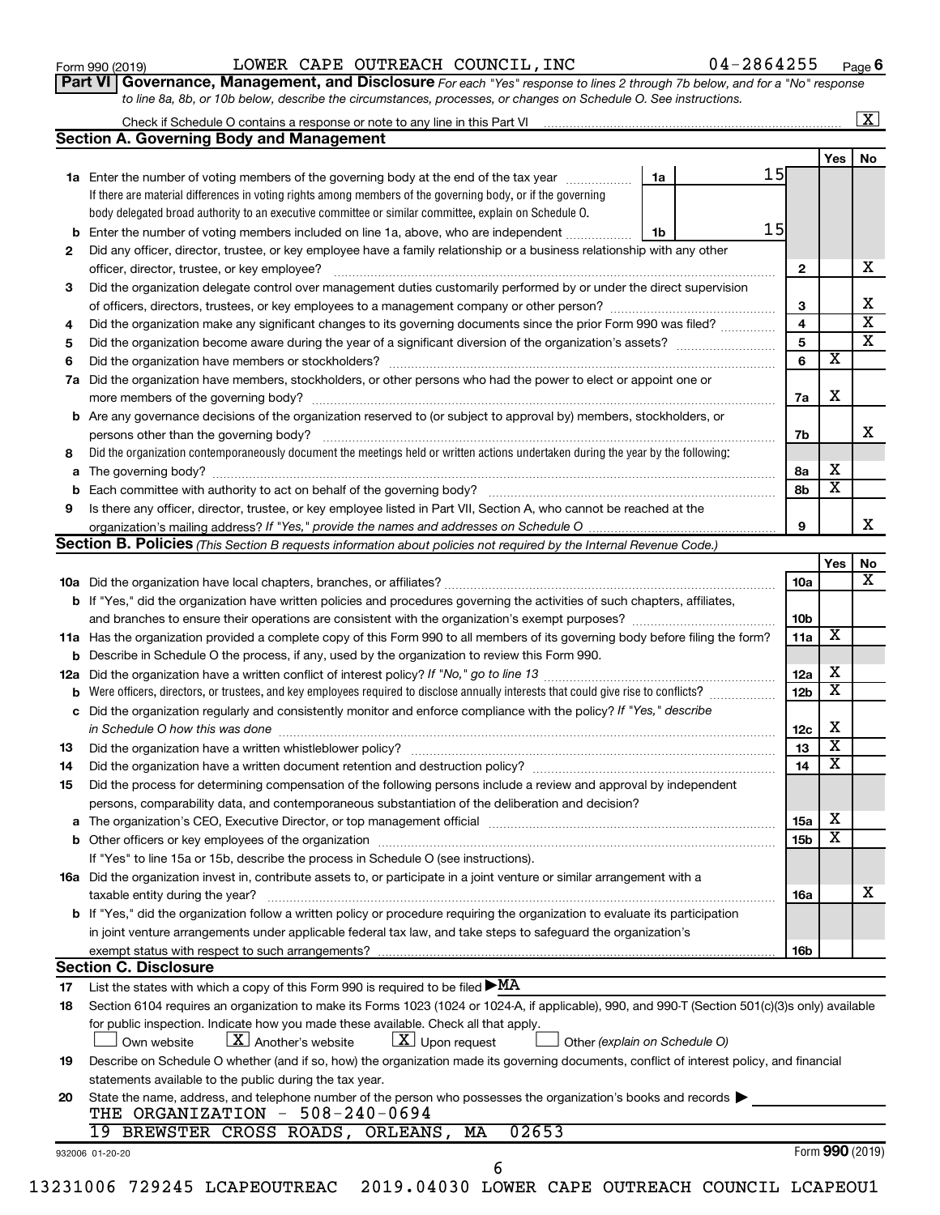Form 990 (2019) LOWER CAPE OUTREACH COUNCIL,INC 04-2864255 Page 6

**Part VI Governance, Management, and Disclosure** *For each "Yes" response to lines 2 through 7b below, and for a "No" response to line 8a, 8b, or 10b below, describe the circumstances, processes, or changes on Schedule O. See instructions.*

Check if Schedule O contains a response or note to any line in this Part VI [X]

## Section A. Governing Body and Management

| | | | | Yes | No |
|---|---|---|---|---|---|
| **1a** | Enter the number of voting members of the governing body at the end of the tax year | 1a | 15 | | |
| | If there are material differences in voting rights among members of the governing body, or if the governing body delegated broad authority to an executive committee or similar committee, explain on Schedule O. | | | | |
| **b** | Enter the number of voting members included on line 1a, above, who are independent | 1b | 15 | | |
| **2** | Did any officer, director, trustee, or key employee have a family relationship or a business relationship with any other officer, director, trustee, or key employee? | 2 | | | X |
| **3** | Did the organization delegate control over management duties customarily performed by or under the direct supervision of officers, directors, trustees, or key employees to a management company or other person? | 3 | | | X |
| **4** | Did the organization make any significant changes to its governing documents since the prior Form 990 was filed? | 4 | | | X |
| **5** | Did the organization become aware during the year of a significant diversion of the organization's assets? | 5 | | | X |
| **6** | Did the organization have members or stockholders? | 6 | | X | |
| **7a** | Did the organization have members, stockholders, or other persons who had the power to elect or appoint one or more members of the governing body? | 7a | | X | |
| **b** | Are any governance decisions of the organization reserved to (or subject to approval by) members, stockholders, or persons other than the governing body? | 7b | | | X |
| **8** | Did the organization contemporaneously document the meetings held or written actions undertaken during the year by the following: | | | | |
| **a** | The governing body? | 8a | | X | |
| **b** | Each committee with authority to act on behalf of the governing body? | 8b | | X | |
| **9** | Is there any officer, director, trustee, or key employee listed in Part VII, Section A, who cannot be reached at the organization's mailing address? *If "Yes," provide the names and addresses on Schedule O* | 9 | | | X |

## Section B. Policies *(This Section B requests information about policies not required by the Internal Revenue Code.)*

| | | | Yes | No |
|---|---|---|---|---|
| **10a** | Did the organization have local chapters, branches, or affiliates? | 10a | | X |
| **b** | If "Yes," did the organization have written policies and procedures governing the activities of such chapters, affiliates, and branches to ensure their operations are consistent with the organization's exempt purposes? | 10b | | |
| **11a** | Has the organization provided a complete copy of this Form 990 to all members of its governing body before filing the form? | 11a | X | |
| **b** | Describe in Schedule O the process, if any, used by the organization to review this Form 990. | | | |
| **12a** | Did the organization have a written conflict of interest policy? *If "No," go to line 13* | 12a | X | |
| **b** | Were officers, directors, or trustees, and key employees required to disclose annually interests that could give rise to conflicts? | 12b | X | |
| **c** | Did the organization regularly and consistently monitor and enforce compliance with the policy? *If "Yes," describe in Schedule O how this was done* | 12c | X | |
| **13** | Did the organization have a written whistleblower policy? | 13 | X | |
| **14** | Did the organization have a written document retention and destruction policy? | 14 | X | |
| **15** | Did the process for determining compensation of the following persons include a review and approval by independent persons, comparability data, and contemporaneous substantiation of the deliberation and decision? | | | |
| **a** | The organization's CEO, Executive Director, or top management official | 15a | X | |
| **b** | Other officers or key employees of the organization | 15b | X | |
| | If "Yes" to line 15a or 15b, describe the process in Schedule O (see instructions). | | | |
| **16a** | Did the organization invest in, contribute assets to, or participate in a joint venture or similar arrangement with a taxable entity during the year? | 16a | | X |
| **b** | If "Yes," did the organization follow a written policy or procedure requiring the organization to evaluate its participation in joint venture arrangements under applicable federal tax law, and take steps to safeguard the organization's exempt status with respect to such arrangements? | 16b | | |

## Section C. Disclosure

**17** List the states with which a copy of this Form 990 is required to be filed ▶MA

**18** Section 6104 requires an organization to make its Forms 1023 (1024 or 1024-A, if applicable), 990, and 990-T (Section 501(c)(3)s only) available for public inspection. Indicate how you made these available. Check all that apply.

[ ] Own website [X] Another's website [X] Upon request [ ] Other *(explain on Schedule O)*

**19** Describe on Schedule O whether (and if so, how) the organization made its governing documents, conflict of interest policy, and financial statements available to the public during the tax year.

**20** State the name, address, and telephone number of the person who possesses the organization's books and records ▶

THE ORGANIZATION - 508-240-0694
19 BREWSTER CROSS ROADS, ORLEANS, MA 02653

932006 01-20-20 Form **990** (2019)

13231006 729245 LCAPEOUTREAC 2019.04030 LOWER CAPE OUTREACH COUNCIL LCAPEOU1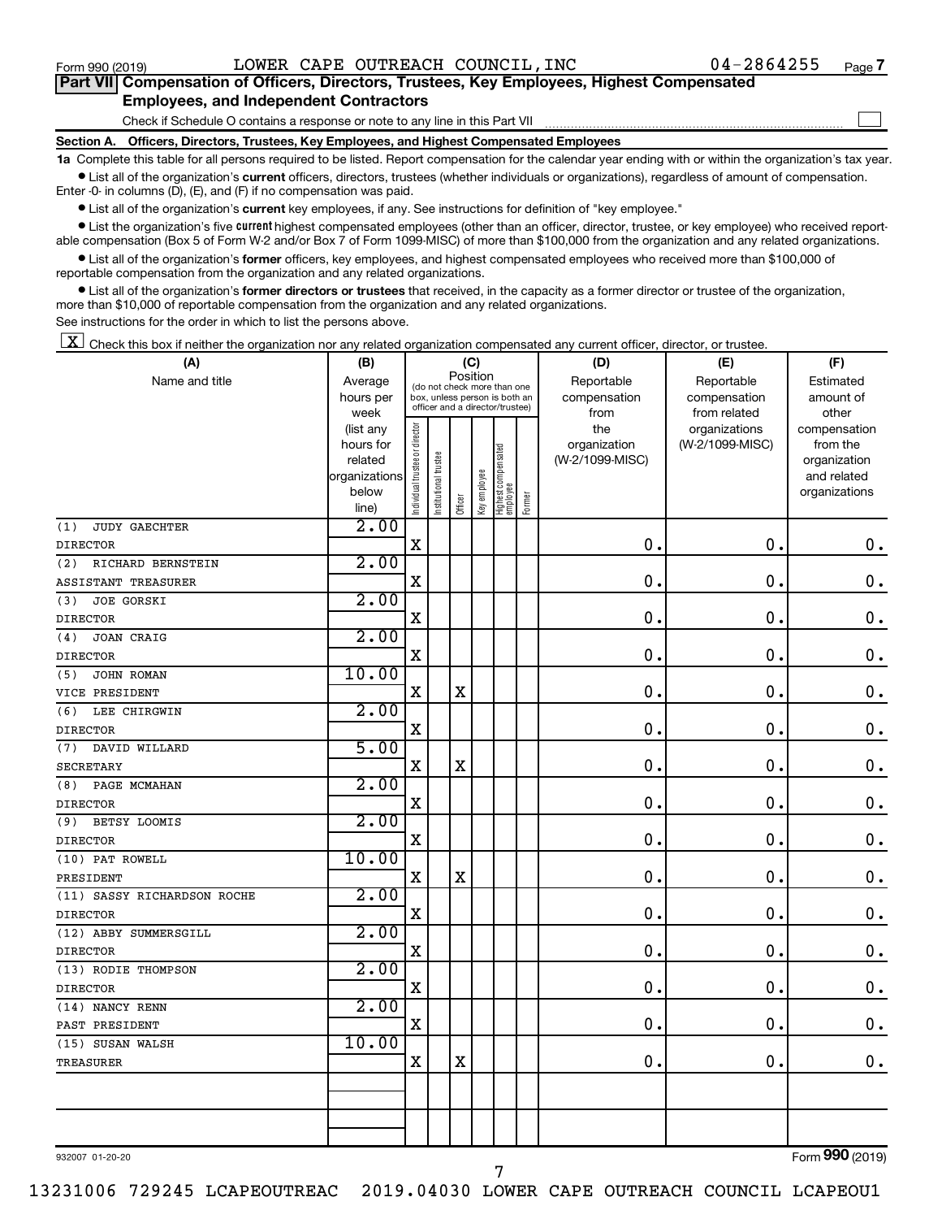Form 990 (2019) LOWER CAPE OUTREACH COUNCIL,INC 04-2864255 Page 7

**Part VII Compensation of Officers, Directors, Trustees, Key Employees, Highest Compensated Employees, and Independent Contractors**

Check if Schedule O contains a response or note to any line in this Part VII

**Section A. Officers, Directors, Trustees, Key Employees, and Highest Compensated Employees**

**1a** Complete this table for all persons required to be listed. Report compensation for the calendar year ending with or within the organization's tax year.

- List all of the organization's **current** officers, directors, trustees (whether individuals or organizations), regardless of amount of compensation. Enter -0- in columns (D), (E), and (F) if no compensation was paid.
- List all of the organization's **current** key employees, if any. See instructions for definition of "key employee."
- List the organization's five **current** highest compensated employees (other than an officer, director, trustee, or key employee) who received reportable compensation (Box 5 of Form W-2 and/or Box 7 of Form 1099-MISC) of more than $100,000 from the organization and any related organizations.
- List all of the organization's **former** officers, key employees, and highest compensated employees who received more than $100,000 of reportable compensation from the organization and any related organizations.
- List all of the organization's **former directors or trustees** that received, in the capacity as a former director or trustee of the organization, more than $10,000 of reportable compensation from the organization and any related organizations.

See instructions for the order in which to list the persons above.

[X] Check this box if neither the organization nor any related organization compensated any current officer, director, or trustee.

| (A) Name and title | (B) Average hours per week (list any hours for related organizations below line) | (C) Position: Individual trustee or director | Institutional trustee | Officer | Key employee | Highest compensated employee | Former | (D) Reportable compensation from the organization (W-2/1099-MISC) | (E) Reportable compensation from related organizations (W-2/1099-MISC) | (F) Estimated amount of other compensation from the organization and related organizations |
|---|---|---|---|---|---|---|---|---|---|---|
| (1) JUDY GAECHTER<br>DIRECTOR | 2.00 | X | | | | | | 0. | 0. | 0. |
| (2) RICHARD BERNSTEIN<br>ASSISTANT TREASURER | 2.00 | X | | | | | | 0. | 0. | 0. |
| (3) JOE GORSKI<br>DIRECTOR | 2.00 | X | | | | | | 0. | 0. | 0. |
| (4) JOAN CRAIG<br>DIRECTOR | 2.00 | X | | | | | | 0. | 0. | 0. |
| (5) JOHN ROMAN<br>VICE PRESIDENT | 10.00 | X | | X | | | | 0. | 0. | 0. |
| (6) LEE CHIRGWIN<br>DIRECTOR | 2.00 | X | | | | | | 0. | 0. | 0. |
| (7) DAVID WILLARD<br>SECRETARY | 5.00 | X | | X | | | | 0. | 0. | 0. |
| (8) PAGE MCMAHAN<br>DIRECTOR | 2.00 | X | | | | | | 0. | 0. | 0. |
| (9) BETSY LOOMIS<br>DIRECTOR | 2.00 | X | | | | | | 0. | 0. | 0. |
| (10) PAT ROWELL<br>PRESIDENT | 10.00 | X | | X | | | | 0. | 0. | 0. |
| (11) SASSY RICHARDSON ROCHE<br>DIRECTOR | 2.00 | X | | | | | | 0. | 0. | 0. |
| (12) ABBY SUMMERSGILL<br>DIRECTOR | 2.00 | X | | | | | | 0. | 0. | 0. |
| (13) RODIE THOMPSON<br>DIRECTOR | 2.00 | X | | | | | | 0. | 0. | 0. |
| (14) NANCY RENN<br>PAST PRESIDENT | 2.00 | X | | | | | | 0. | 0. | 0. |
| (15) SUSAN WALSH<br>TREASURER | 10.00 | X | | X | | | | 0. | 0. | 0. |
| | | | | | | | | | | |

932007 01-20-20

Form **990** (2019)

13231006 729245 LCAPEOUTREAC 2019.04030 LOWER CAPE OUTREACH COUNCIL LCAPEOU1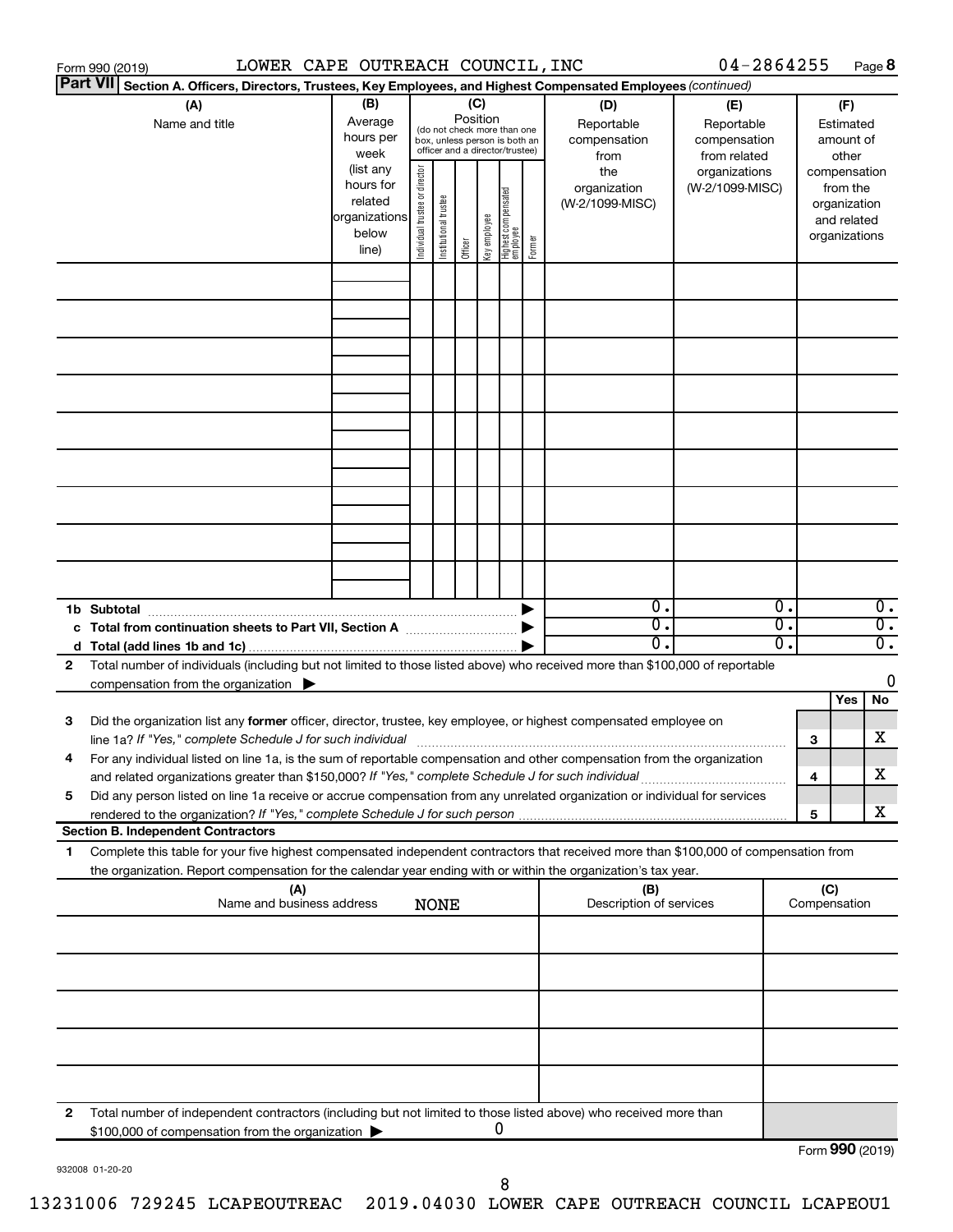Form 990 (2019) LOWER CAPE OUTREACH COUNCIL,INC 04-2864255 Page **8**

**Part VII** **Section A. Officers, Directors, Trustees, Key Employees, and Highest Compensated Employees** *(continued)*

| (A) Name and title | (B) Average hours per week (list any hours for related organizations below line) | (C) Position (do not check more than one box, unless person is both an officer and a director/trustee) Individual trustee or director | Institutional trustee | Officer | Key employee | Highest compensated employee | Former | (D) Reportable compensation from the organization (W-2/1099-MISC) | (E) Reportable compensation from related organizations (W-2/1099-MISC) | (F) Estimated amount of other compensation from the organization and related organizations |
|---|---|---|---|---|---|---|---|---|---|---|
| | | | | | | | | | | |
| | | | | | | | | | | |
| | | | | | | | | | | |
| | | | | | | | | | | |
| | | | | | | | | | | |
| | | | | | | | | | | |
| | | | | | | | | | | |
| | | | | | | | | | | |
| | | | | | | | | | | |
| **1b Subtotal** | | | | | | | ▶ | 0. | 0. | 0. |
| **c Total from continuation sheets to Part VII, Section A** | | | | | | | ▶ | 0. | 0. | 0. |
| **d Total (add lines 1b and 1c)** | | | | | | | ▶ | 0. | 0. | 0. |

**2** Total number of individuals (including but not limited to those listed above) who received more than $100,000 of reportable compensation from the organization ▶ 0

| | | | Yes | No |
|---|---|---|---|---|
| **3** | Did the organization list any **former** officer, director, trustee, key employee, or highest compensated employee on line 1a? *If "Yes," complete Schedule J for such individual* | **3** | | X |
| **4** | For any individual listed on line 1a, is the sum of reportable compensation and other compensation from the organization and related organizations greater than $150,000? *If "Yes," complete Schedule J for such individual* | **4** | | X |
| **5** | Did any person listed on line 1a receive or accrue compensation from any unrelated organization or individual for services rendered to the organization? *If "Yes," complete Schedule J for such person* | **5** | | X |

**Section B. Independent Contractors**

**1** Complete this table for your five highest compensated independent contractors that received more than $100,000 of compensation from the organization. Report compensation for the calendar year ending with or within the organization's tax year.

| (A) Name and business address NONE | (B) Description of services | (C) Compensation |
|---|---|---|
| | | |
| | | |
| | | |
| | | |
| | | |

**2** Total number of independent contractors (including but not limited to those listed above) who received more than $100,000 of compensation from the organization ▶ 0

Form **990** (2019)

932008 01-20-20

13231006 729245 LCAPEOUTREAC 2019.04030 LOWER CAPE OUTREACH COUNCIL LCAPEOU1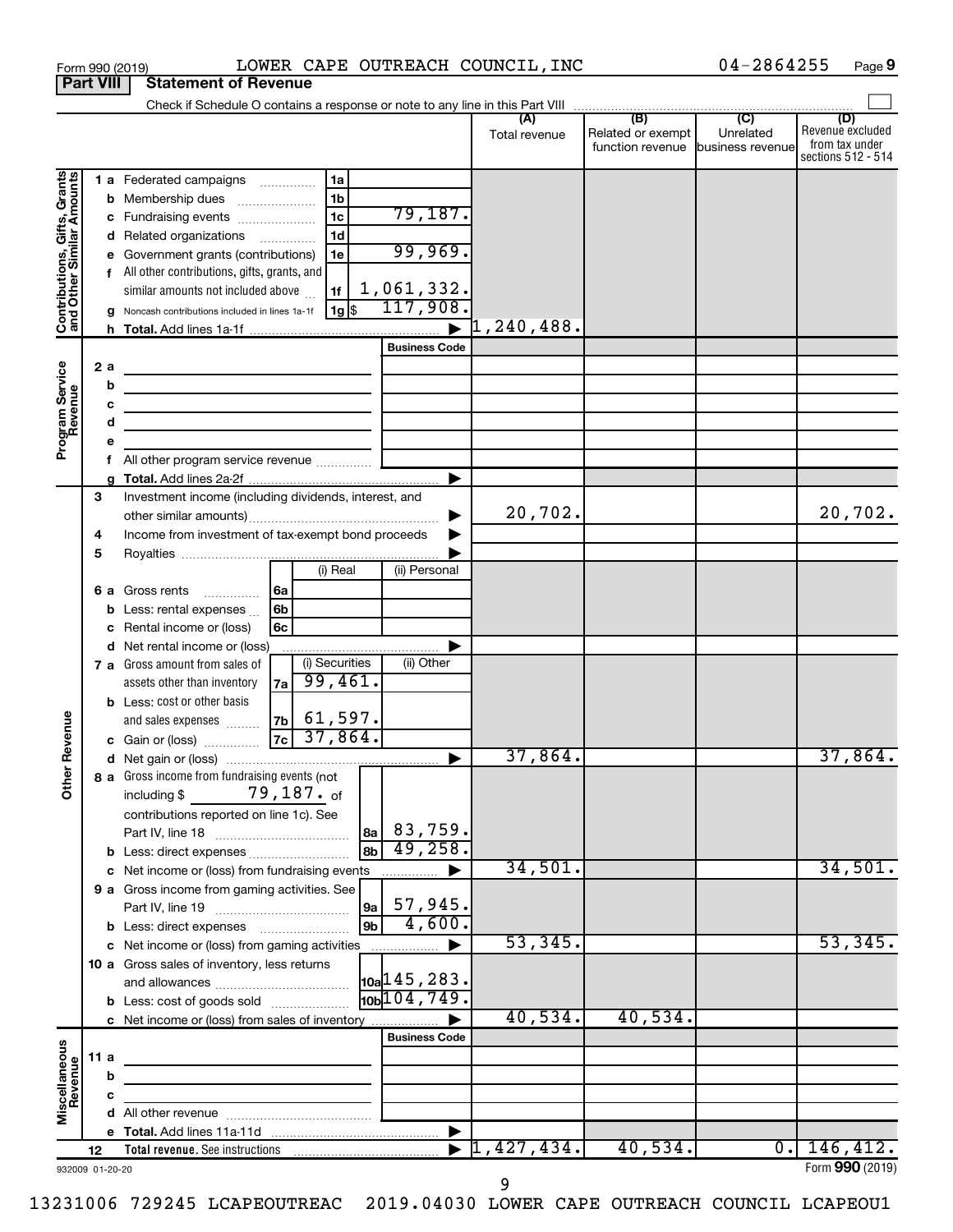Form 990 (2019) LOWER CAPE OUTREACH COUNCIL,INC 04-2864255

## Part VIII Statement of Revenue

Check if Schedule O contains a response or note to any line in this Part VIII

| | | | (A) Total revenue | (B) Related or exempt function revenue | (C) Unrelated business revenue | (D) Revenue excluded from tax under sections 512 - 514 |
|---|---|---|---|---|---|---|
| **Contributions, Gifts, Grants and Other Similar Amounts** | 1 a Federated campaigns | 1a | | | | |
| | b Membership dues | 1b | | | | |
| | c Fundraising events | 1c 79,187. | | | | |
| | d Related organizations | 1d | | | | |
| | e Government grants (contributions) | 1e 99,969. | | | | |
| | f All other contributions, gifts, grants, and similar amounts not included above | 1f 1,061,332. | | | | |
| | g Noncash contributions included in lines 1a-1f | 1g $ 117,908. | | | | |
| | h Total. Add lines 1a-1f | | 1,240,488. | | | |
| **Program Service Revenue** | | Business Code | | | | |
| | 2 a | | | | | |
| | b | | | | | |
| | c | | | | | |
| | d | | | | | |
| | e | | | | | |
| | f All other program service revenue | | | | | |
| | g Total. Add lines 2a-2f | | | | | |
| **Other Revenue** | 3 Investment income (including dividends, interest, and other similar amounts) | | 20,702. | | | 20,702. |
| | 4 Income from investment of tax-exempt bond proceeds | | | | | |
| | 5 Royalties | | | | | |
| | | (i) Real / (ii) Personal | | | | |
| | 6 a Gross rents | 6a | | | | |
| | b Less: rental expenses | 6b | | | | |
| | c Rental income or (loss) | 6c | | | | |
| | d Net rental income or (loss) | | | | | |
| | | (i) Securities / (ii) Other | | | | |
| | 7 a Gross amount from sales of assets other than inventory | 7a 99,461. | | | | |
| | b Less: cost or other basis and sales expenses | 7b 61,597. | | | | |
| | c Gain or (loss) | 7c 37,864. | | | | |
| | d Net gain or (loss) | | 37,864. | | | 37,864. |
| | 8 a Gross income from fundraising events (not including $ 79,187. of contributions reported on line 1c). See Part IV, line 18 | 8a 83,759. | | | | |
| | b Less: direct expenses | 8b 49,258. | | | | |
| | c Net income or (loss) from fundraising events | | 34,501. | | | 34,501. |
| | 9 a Gross income from gaming activities. See Part IV, line 19 | 9a 57,945. | | | | |
| | b Less: direct expenses | 9b 4,600. | | | | |
| | c Net income or (loss) from gaming activities | | 53,345. | | | 53,345. |
| | 10 a Gross sales of inventory, less returns and allowances | 10a 145,283. | | | | |
| | b Less: cost of goods sold | 10b 104,749. | | | | |
| | c Net income or (loss) from sales of inventory | | 40,534. | 40,534. | | |
| **Miscellaneous Revenue** | | Business Code | | | | |
| | 11 a | | | | | |
| | b | | | | | |
| | c | | | | | |
| | d All other revenue | | | | | |
| | e Total. Add lines 11a-11d | | | | | |
| | 12 Total revenue. See instructions | | 1,427,434. | 40,534. | 0. | 146,412. |

932009 01-20-20 Form **990** (2019)

13231006 729245 LCAPEOUTREAC 2019.04030 LOWER CAPE OUTREACH COUNCIL LCAPEOU1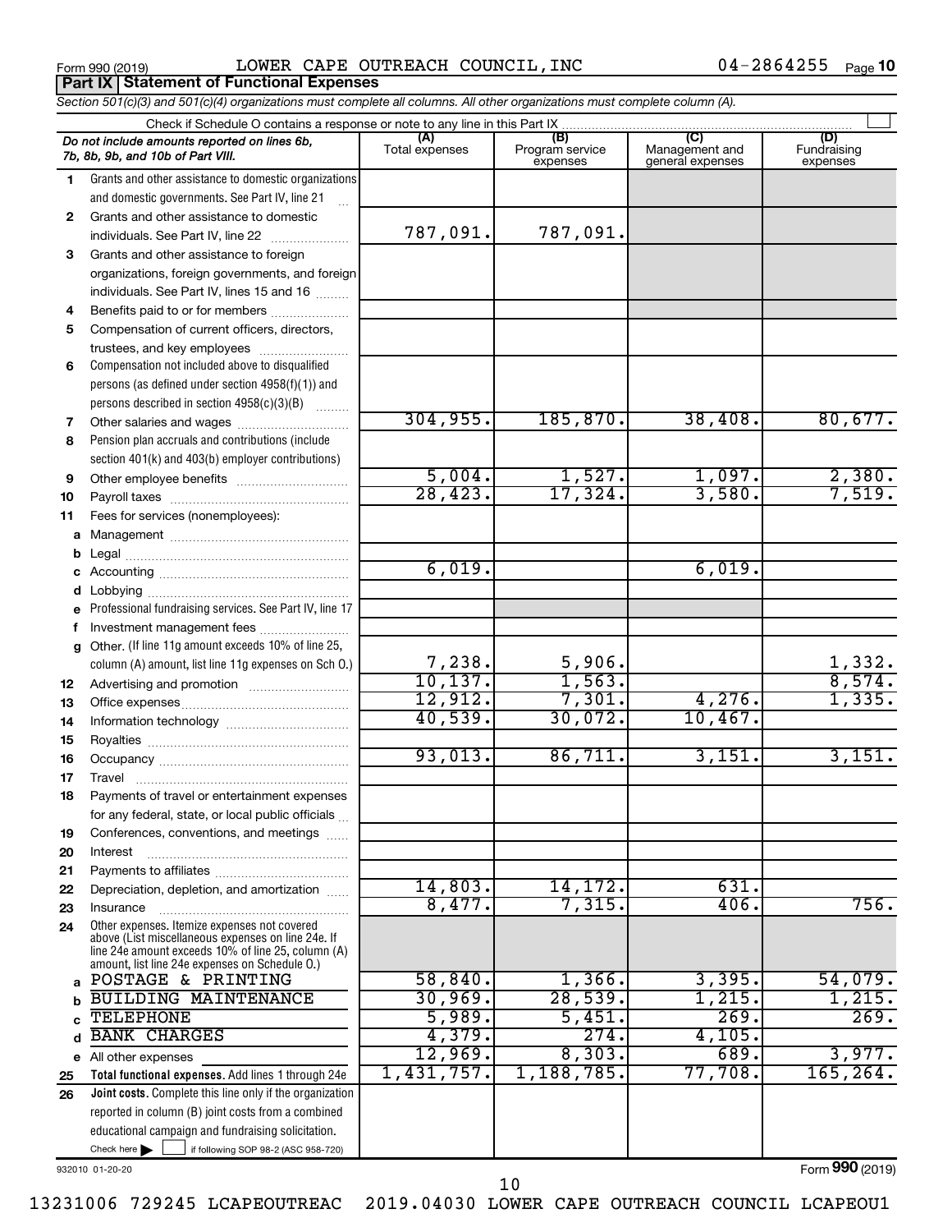Form 990 (2019) LOWER CAPE OUTREACH COUNCIL,INC 04-2864255 Page 10

**Part IX Statement of Functional Expenses**

*Section 501(c)(3) and 501(c)(4) organizations must complete all columns. All other organizations must complete column (A).*

Check if Schedule O contains a response or note to any line in this Part IX

| | *Do not include amounts reported on lines 6b, 7b, 8b, 9b, and 10b of Part VIII.* | (A) Total expenses | (B) Program service expenses | (C) Management and general expenses | (D) Fundraising expenses |
|---|---|---|---|---|---|
| 1 | Grants and other assistance to domestic organizations and domestic governments. See Part IV, line 21 | | | | |
| 2 | Grants and other assistance to domestic individuals. See Part IV, line 22 | 787,091. | 787,091. | | |
| 3 | Grants and other assistance to foreign organizations, foreign governments, and foreign individuals. See Part IV, lines 15 and 16 | | | | |
| 4 | Benefits paid to or for members | | | | |
| 5 | Compensation of current officers, directors, trustees, and key employees | | | | |
| 6 | Compensation not included above to disqualified persons (as defined under section 4958(f)(1)) and persons described in section 4958(c)(3)(B) | | | | |
| 7 | Other salaries and wages | 304,955. | 185,870. | 38,408. | 80,677. |
| 8 | Pension plan accruals and contributions (include section 401(k) and 403(b) employer contributions) | | | | |
| 9 | Other employee benefits | 5,004. | 1,527. | 1,097. | 2,380. |
| 10 | Payroll taxes | 28,423. | 17,324. | 3,580. | 7,519. |
| 11 | Fees for services (nonemployees): | | | | |
| a | Management | | | | |
| b | Legal | | | | |
| c | Accounting | 6,019. | | 6,019. | |
| d | Lobbying | | | | |
| e | Professional fundraising services. See Part IV, line 17 | | | | |
| f | Investment management fees | | | | |
| g | Other. (If line 11g amount exceeds 10% of line 25, column (A) amount, list line 11g expenses on Sch O.) | 7,238. | 5,906. | | 1,332. |
| 12 | Advertising and promotion | 10,137. | 1,563. | | 8,574. |
| 13 | Office expenses | 12,912. | 7,301. | 4,276. | 1,335. |
| 14 | Information technology | 40,539. | 30,072. | 10,467. | |
| 15 | Royalties | | | | |
| 16 | Occupancy | 93,013. | 86,711. | 3,151. | 3,151. |
| 17 | Travel | | | | |
| 18 | Payments of travel or entertainment expenses for any federal, state, or local public officials | | | | |
| 19 | Conferences, conventions, and meetings | | | | |
| 20 | Interest | | | | |
| 21 | Payments to affiliates | | | | |
| 22 | Depreciation, depletion, and amortization | 14,803. | 14,172. | 631. | |
| 23 | Insurance | 8,477. | 7,315. | 406. | 756. |
| 24 | Other expenses. Itemize expenses not covered above (List miscellaneous expenses on line 24e. If line 24e amount exceeds 10% of line 25, column (A) amount, list line 24e expenses on Schedule O.) | | | | |
| a | POSTAGE & PRINTING | 58,840. | 1,366. | 3,395. | 54,079. |
| b | BUILDING MAINTENANCE | 30,969. | 28,539. | 1,215. | 1,215. |
| c | TELEPHONE | 5,989. | 5,451. | 269. | 269. |
| d | BANK CHARGES | 4,379. | 274. | 4,105. | |
| e | All other expenses | 12,969. | 8,303. | 689. | 3,977. |
| 25 | **Total functional expenses.** Add lines 1 through 24e | 1,431,757. | 1,188,785. | 77,708. | 165,264. |
| 26 | **Joint costs.** Complete this line only if the organization reported in column (B) joint costs from a combined educational campaign and fundraising solicitation. Check here ☐ if following SOP 98-2 (ASC 958-720) | | | | |

932010 01-20-20 Form **990** (2019)

13231006 729245 LCAPEOUTREAC 2019.04030 LOWER CAPE OUTREACH COUNCIL LCAPEOU1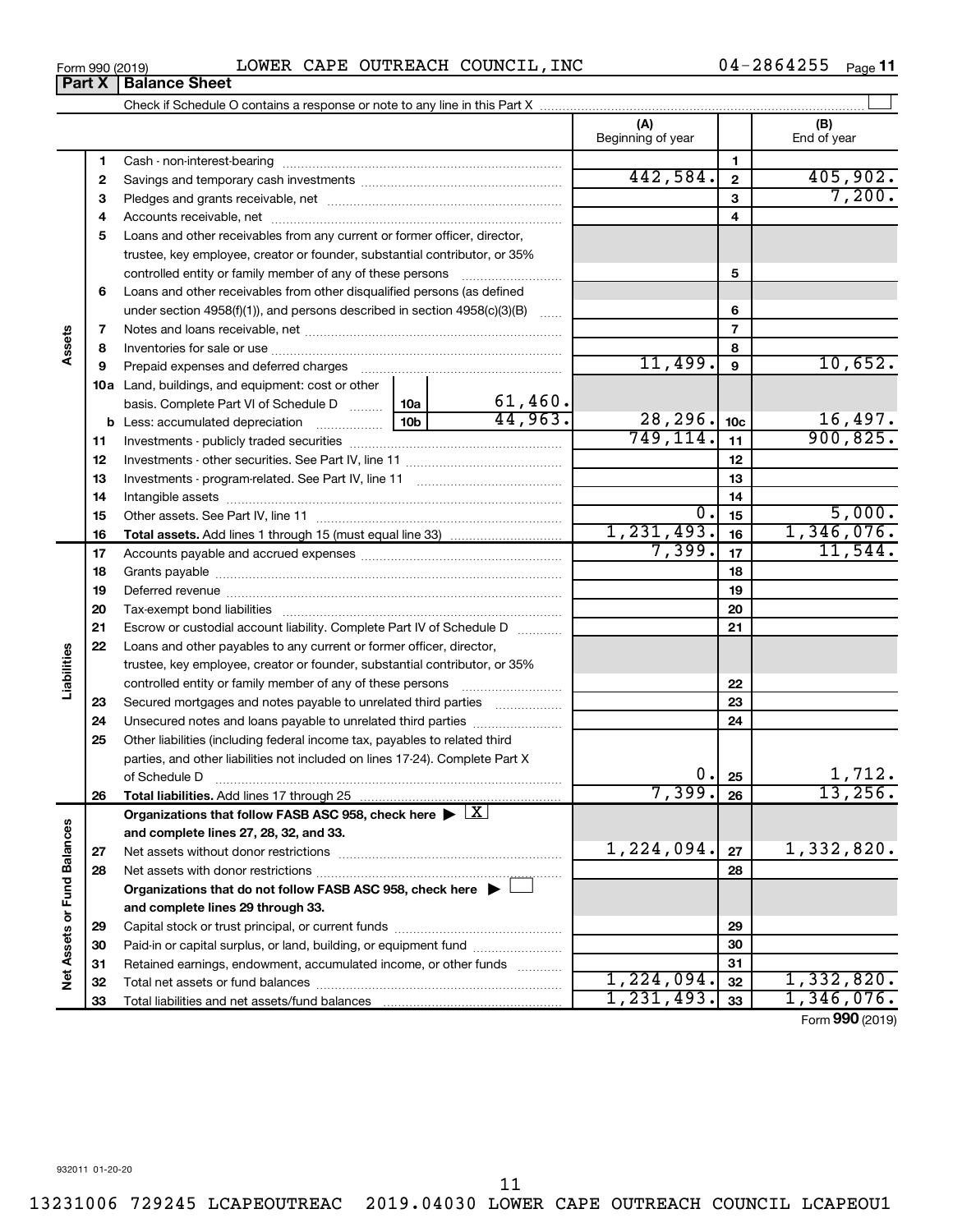Form 990 (2019) LOWER CAPE OUTREACH COUNCIL,INC 04-2864255

**Part X | Balance Sheet**

Check if Schedule O contains a response or note to any line in this Part X

| Section | Line | Description | | | (A) Beginning of year | | (B) End of year |
|---|---|---|---|---|---|---|---|
| Assets | 1 | Cash - non-interest-bearing | | | | 1 | |
| | 2 | Savings and temporary cash investments | | | 442,584. | 2 | 405,902. |
| | 3 | Pledges and grants receivable, net | | | | 3 | 7,200. |
| | 4 | Accounts receivable, net | | | | 4 | |
| | 5 | Loans and other receivables from any current or former officer, director, trustee, key employee, creator or founder, substantial contributor, or 35% controlled entity or family member of any of these persons | | | | 5 | |
| | 6 | Loans and other receivables from other disqualified persons (as defined under section 4958(f)(1)), and persons described in section 4958(c)(3)(B) | | | | 6 | |
| | 7 | Notes and loans receivable, net | | | | 7 | |
| | 8 | Inventories for sale or use | | | | 8 | |
| | 9 | Prepaid expenses and deferred charges | | | 11,499. | 9 | 10,652. |
| | 10a | Land, buildings, and equipment: cost or other basis. Complete Part VI of Schedule D | 10a | 61,460. | | | |
| | b | Less: accumulated depreciation | 10b | 44,963. | 28,296. | 10c | 16,497. |
| | 11 | Investments - publicly traded securities | | | 749,114. | 11 | 900,825. |
| | 12 | Investments - other securities. See Part IV, line 11 | | | | 12 | |
| | 13 | Investments - program-related. See Part IV, line 11 | | | | 13 | |
| | 14 | Intangible assets | | | | 14 | |
| | 15 | Other assets. See Part IV, line 11 | | | 0. | 15 | 5,000. |
| | 16 | **Total assets.** Add lines 1 through 15 (must equal line 33) | | | 1,231,493. | 16 | 1,346,076. |
| Liabilities | 17 | Accounts payable and accrued expenses | | | 7,399. | 17 | 11,544. |
| | 18 | Grants payable | | | | 18 | |
| | 19 | Deferred revenue | | | | 19 | |
| | 20 | Tax-exempt bond liabilities | | | | 20 | |
| | 21 | Escrow or custodial account liability. Complete Part IV of Schedule D | | | | 21 | |
| | 22 | Loans and other payables to any current or former officer, director, trustee, key employee, creator or founder, substantial contributor, or 35% controlled entity or family member of any of these persons | | | | 22 | |
| | 23 | Secured mortgages and notes payable to unrelated third parties | | | | 23 | |
| | 24 | Unsecured notes and loans payable to unrelated third parties | | | | 24 | |
| | 25 | Other liabilities (including federal income tax, payables to related third parties, and other liabilities not included on lines 17-24). Complete Part X of Schedule D | | | 0. | 25 | 1,712. |
| | 26 | **Total liabilities.** Add lines 17 through 25 | | | 7,399. | 26 | 13,256. |
| Net Assets or Fund Balances | | **Organizations that follow FASB ASC 958, check here ▶ [X] and complete lines 27, 28, 32, and 33.** | | | | | |
| | 27 | Net assets without donor restrictions | | | 1,224,094. | 27 | 1,332,820. |
| | 28 | Net assets with donor restrictions | | | | 28 | |
| | | **Organizations that do not follow FASB ASC 958, check here ▶ [ ] and complete lines 29 through 33.** | | | | | |
| | 29 | Capital stock or trust principal, or current funds | | | | 29 | |
| | 30 | Paid-in or capital surplus, or land, building, or equipment fund | | | | 30 | |
| | 31 | Retained earnings, endowment, accumulated income, or other funds | | | | 31 | |
| | 32 | Total net assets or fund balances | | | 1,224,094. | 32 | 1,332,820. |
| | 33 | Total liabilities and net assets/fund balances | | | 1,231,493. | 33 | 1,346,076. |

Form **990** (2019)

932011 01-20-20

13231006 729245 LCAPEOUTREAC 2019.04030 LOWER CAPE OUTREACH COUNCIL LCAPEOU1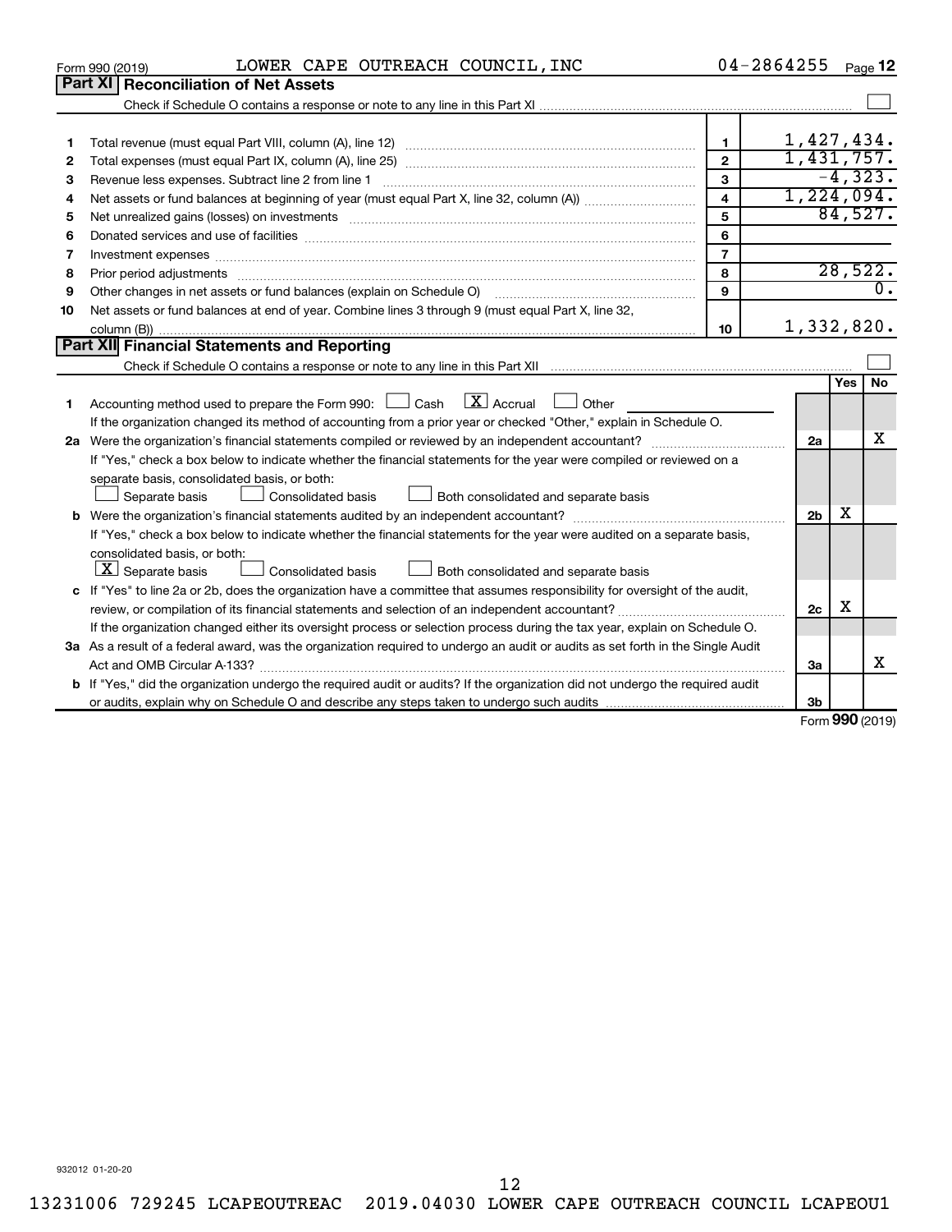Form 990 (2019) LOWER CAPE OUTREACH COUNCIL, INC 04-2864255

## Part XI Reconciliation of Net Assets

Check if Schedule O contains a response or note to any line in this Part XI ☐

| | | | |
|---|---|---|---|
| 1 | Total revenue (must equal Part VIII, column (A), line 12) | 1 | 1,427,434. |
| 2 | Total expenses (must equal Part IX, column (A), line 25) | 2 | 1,431,757. |
| 3 | Revenue less expenses. Subtract line 2 from line 1 | 3 | -4,323. |
| 4 | Net assets or fund balances at beginning of year (must equal Part X, line 32, column (A)) | 4 | 1,224,094. |
| 5 | Net unrealized gains (losses) on investments | 5 | 84,527. |
| 6 | Donated services and use of facilities | 6 | |
| 7 | Investment expenses | 7 | |
| 8 | Prior period adjustments | 8 | 28,522. |
| 9 | Other changes in net assets or fund balances (explain on Schedule O) | 9 | 0. |
| 10 | Net assets or fund balances at end of year. Combine lines 3 through 9 (must equal Part X, line 32, column (B)) | 10 | 1,332,820. |

## Part XII Financial Statements and Reporting

Check if Schedule O contains a response or note to any line in this Part XII ☐

| | | | Yes | No |
|---|---|---|---|---|
| 1 | Accounting method used to prepare the Form 990: ☐ Cash ☒ Accrual ☐ Other<br>If the organization changed its method of accounting from a prior year or checked "Other," explain in Schedule O. | | | |
| 2a | Were the organization's financial statements compiled or reviewed by an independent accountant?<br>If "Yes," check a box below to indicate whether the financial statements for the year were compiled or reviewed on a separate basis, consolidated basis, or both:<br>☐ Separate basis ☐ Consolidated basis ☐ Both consolidated and separate basis | 2a | | X |
| b | Were the organization's financial statements audited by an independent accountant?<br>If "Yes," check a box below to indicate whether the financial statements for the year were audited on a separate basis, consolidated basis, or both:<br>☒ Separate basis ☐ Consolidated basis ☐ Both consolidated and separate basis | 2b | X | |
| c | If "Yes" to line 2a or 2b, does the organization have a committee that assumes responsibility for oversight of the audit, review, or compilation of its financial statements and selection of an independent accountant?<br>If the organization changed either its oversight process or selection process during the tax year, explain on Schedule O. | 2c | X | |
| 3a | As a result of a federal award, was the organization required to undergo an audit or audits as set forth in the Single Audit Act and OMB Circular A-133? | 3a | | X |
| b | If "Yes," did the organization undergo the required audit or audits? If the organization did not undergo the required audit or audits, explain why on Schedule O and describe any steps taken to undergo such audits | 3b | | |

Form 990 (2019)

932012 01-20-20

13231006 729245 LCAPEOUTREAC 2019.04030 LOWER CAPE OUTREACH COUNCIL LCAPEOU1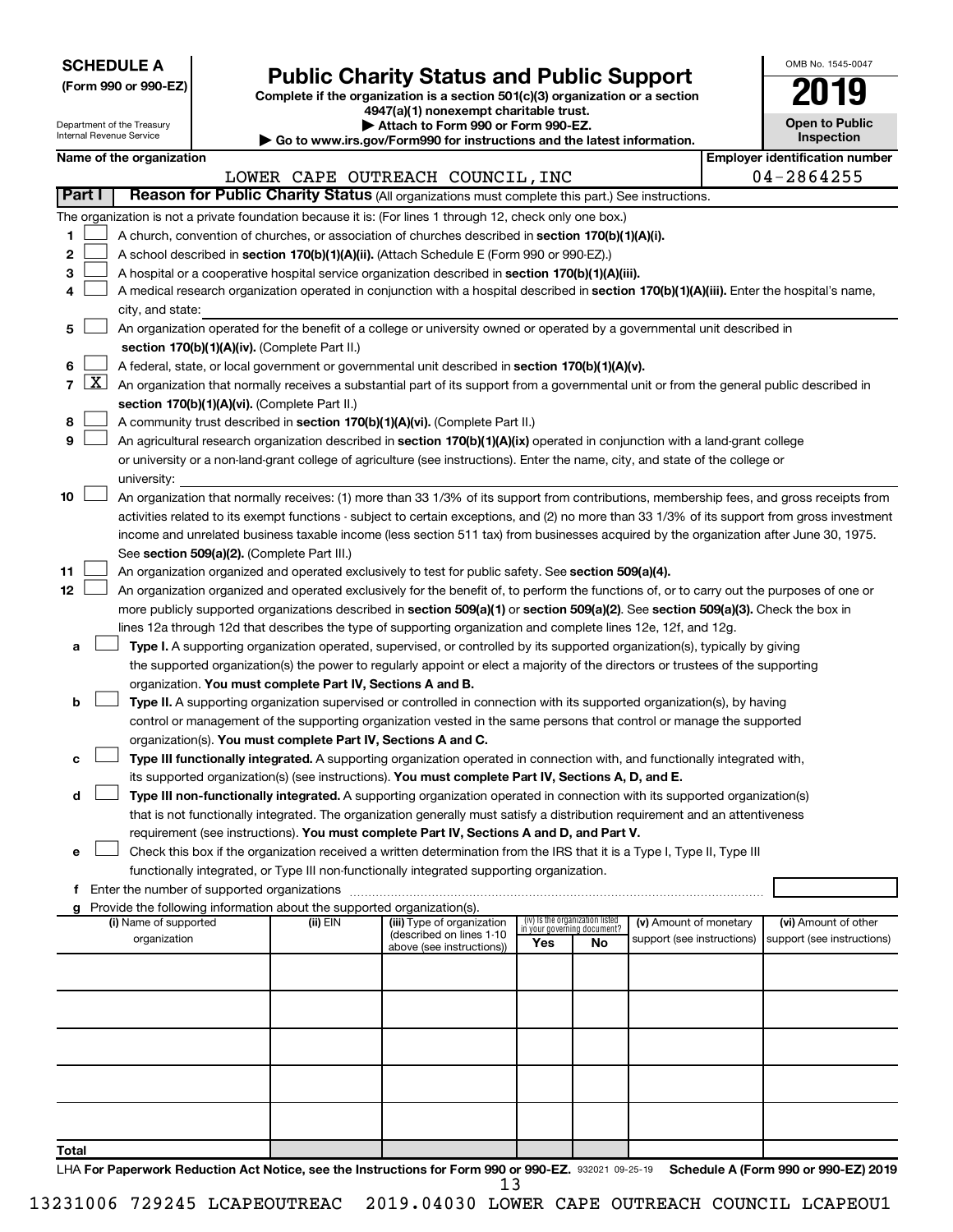**SCHEDULE A**
**(Form 990 or 990-EZ)**

Department of the Treasury
Internal Revenue Service

# Public Charity Status and Public Support

**Complete if the organization is a section 501(c)(3) organization or a section 4947(a)(1) nonexempt charitable trust.**
**▶ Attach to Form 990 or Form 990-EZ.**
**▶ Go to www.irs.gov/Form990 for instructions and the latest information.**

OMB No. 1545-0047

**2019**

**Open to Public Inspection**

**Name of the organization:** LOWER CAPE OUTREACH COUNCIL,INC

**Employer identification number:** 04-2864255

## Part I — Reason for Public Charity Status (All organizations must complete this part.) See instructions.

The organization is not a private foundation because it is: (For lines 1 through 12, check only one box.)

1. [ ] A church, convention of churches, or association of churches described in **section 170(b)(1)(A)(i).**
2. [ ] A school described in **section 170(b)(1)(A)(ii).** (Attach Schedule E (Form 990 or 990-EZ).)
3. [ ] A hospital or a cooperative hospital service organization described in **section 170(b)(1)(A)(iii).**
4. [ ] A medical research organization operated in conjunction with a hospital described in **section 170(b)(1)(A)(iii).** Enter the hospital's name, city, and state:
5. [ ] An organization operated for the benefit of a college or university owned or operated by a governmental unit described in **section 170(b)(1)(A)(iv).** (Complete Part II.)
6. [ ] A federal, state, or local government or governmental unit described in **section 170(b)(1)(A)(v).**
7. [X] An organization that normally receives a substantial part of its support from a governmental unit or from the general public described in **section 170(b)(1)(A)(vi).** (Complete Part II.)
8. [ ] A community trust described in **section 170(b)(1)(A)(vi).** (Complete Part II.)
9. [ ] An agricultural research organization described in **section 170(b)(1)(A)(ix)** operated in conjunction with a land-grant college or university or a non-land-grant college of agriculture (see instructions). Enter the name, city, and state of the college or university:
10. [ ] An organization that normally receives: (1) more than 33 1/3% of its support from contributions, membership fees, and gross receipts from activities related to its exempt functions - subject to certain exceptions, and (2) no more than 33 1/3% of its support from gross investment income and unrelated business taxable income (less section 511 tax) from businesses acquired by the organization after June 30, 1975. See **section 509(a)(2).** (Complete Part III.)
11. [ ] An organization organized and operated exclusively to test for public safety. See **section 509(a)(4).**
12. [ ] An organization organized and operated exclusively for the benefit of, to perform the functions of, or to carry out the purposes of one or more publicly supported organizations described in **section 509(a)(1)** or **section 509(a)(2)**. See **section 509(a)(3).** Check the box in lines 12a through 12d that describes the type of supporting organization and complete lines 12e, 12f, and 12g.
   - **a** [ ] **Type I.** A supporting organization operated, supervised, or controlled by its supported organization(s), typically by giving the supported organization(s) the power to regularly appoint or elect a majority of the directors or trustees of the supporting organization. **You must complete Part IV, Sections A and B.**
   - **b** [ ] **Type II.** A supporting organization supervised or controlled in connection with its supported organization(s), by having control or management of the supporting organization vested in the same persons that control or manage the supported organization(s). **You must complete Part IV, Sections A and C.**
   - **c** [ ] **Type III functionally integrated.** A supporting organization operated in connection with, and functionally integrated with, its supported organization(s) (see instructions). **You must complete Part IV, Sections A, D, and E.**
   - **d** [ ] **Type III non-functionally integrated.** A supporting organization operated in connection with its supported organization(s) that is not functionally integrated. The organization generally must satisfy a distribution requirement and an attentiveness requirement (see instructions). **You must complete Part IV, Sections A and D, and Part V.**
   - **e** [ ] Check this box if the organization received a written determination from the IRS that it is a Type I, Type II, Type III functionally integrated, or Type III non-functionally integrated supporting organization.
   - **f** Enter the number of supported organizations
   - **g** Provide the following information about the supported organization(s).

| (i) Name of supported organization | (ii) EIN | (iii) Type of organization (described on lines 1-10 above (see instructions)) | (iv) Is the organization listed in your governing document? Yes | No | (v) Amount of monetary support (see instructions) | (vi) Amount of other support (see instructions) |
|---|---|---|---|---|---|---|
| | | | | | | |
| | | | | | | |
| | | | | | | |
| | | | | | | |
| | | | | | | |
| **Total** | | | | | | |

LHA **For Paperwork Reduction Act Notice, see the Instructions for Form 990 or 990-EZ.** 932021 09-25-19 **Schedule A (Form 990 or 990-EZ) 2019**

13231006 729245 LCAPEOUTREAC 2019.04030 LOWER CAPE OUTREACH COUNCIL LCAPEOU1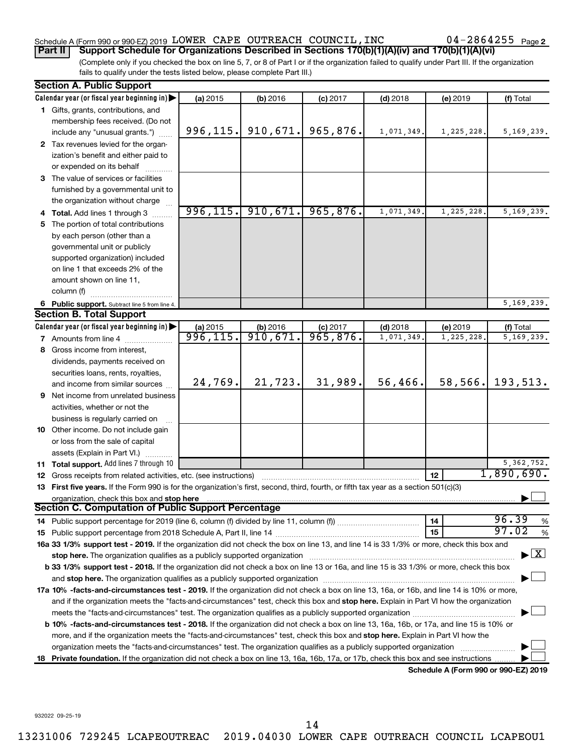Schedule A (Form 990 or 990-EZ) 2019 LOWER CAPE OUTREACH COUNCIL,INC 04-2864255 Page 2

**Part II Support Schedule for Organizations Described in Sections 170(b)(1)(A)(iv) and 170(b)(1)(A)(vi)**

(Complete only if you checked the box on line 5, 7, or 8 of Part I or if the organization failed to qualify under Part III. If the organization fails to qualify under the tests listed below, please complete Part III.)

**Section A. Public Support**

| Calendar year (or fiscal year beginning in) ▶ | (a) 2015 | (b) 2016 | (c) 2017 | (d) 2018 | (e) 2019 | (f) Total |
|---|---|---|---|---|---|---|
| **1** Gifts, grants, contributions, and membership fees received. (Do not include any "unusual grants.") | 996,115. | 910,671. | 965,876. | 1,071,349. | 1,225,228. | 5,169,239. |
| **2** Tax revenues levied for the organization's benefit and either paid to or expended on its behalf | | | | | | |
| **3** The value of services or facilities furnished by a governmental unit to the organization without charge | | | | | | |
| **4 Total.** Add lines 1 through 3 | 996,115. | 910,671. | 965,876. | 1,071,349. | 1,225,228. | 5,169,239. |
| **5** The portion of total contributions by each person (other than a governmental unit or publicly supported organization) included on line 1 that exceeds 2% of the amount shown on line 11, column (f) | | | | | | |
| **6 Public support.** Subtract line 5 from line 4. | | | | | | 5,169,239. |

**Section B. Total Support**

| Calendar year (or fiscal year beginning in) ▶ | (a) 2015 | (b) 2016 | (c) 2017 | (d) 2018 | (e) 2019 | (f) Total |
|---|---|---|---|---|---|---|
| **7** Amounts from line 4 | 996,115. | 910,671. | 965,876. | 1,071,349. | 1,225,228. | 5,169,239. |
| **8** Gross income from interest, dividends, payments received on securities loans, rents, royalties, and income from similar sources | 24,769. | 21,723. | 31,989. | 56,466. | 58,566. | 193,513. |
| **9** Net income from unrelated business activities, whether or not the business is regularly carried on | | | | | | |
| **10** Other income. Do not include gain or loss from the sale of capital assets (Explain in Part VI.) | | | | | | |
| **11 Total support.** Add lines 7 through 10 | | | | | | 5,362,752. |

**12** Gross receipts from related activities, etc. (see instructions) .......... **12** 1,890,690.

**13 First five years.** If the Form 990 is for the organization's first, second, third, fourth, or fifth tax year as a section 501(c)(3) organization, check this box and **stop here** ☐

**Section C. Computation of Public Support Percentage**

**14** Public support percentage for 2019 (line 6, column (f) divided by line 11, column (f)) .......... **14** 96.39 %

**15** Public support percentage from 2018 Schedule A, Part II, line 14 .......... **15** 97.02 %

**16a 33 1/3% support test - 2019.** If the organization did not check the box on line 13, and line 14 is 33 1/3% or more, check this box and **stop here.** The organization qualifies as a publicly supported organization ☒

**b 33 1/3% support test - 2018.** If the organization did not check a box on line 13 or 16a, and line 15 is 33 1/3% or more, check this box and **stop here.** The organization qualifies as a publicly supported organization ☐

**17a 10% -facts-and-circumstances test - 2019.** If the organization did not check a box on line 13, 16a, or 16b, and line 14 is 10% or more, and if the organization meets the "facts-and-circumstances" test, check this box and **stop here.** Explain in Part VI how the organization meets the "facts-and-circumstances" test. The organization qualifies as a publicly supported organization ☐

**b 10% -facts-and-circumstances test - 2018.** If the organization did not check a box on line 13, 16a, 16b, or 17a, and line 15 is 10% or more, and if the organization meets the "facts-and-circumstances" test, check this box and **stop here.** Explain in Part VI how the organization meets the "facts-and-circumstances" test. The organization qualifies as a publicly supported organization ☐

**18 Private foundation.** If the organization did not check a box on line 13, 16a, 16b, 17a, or 17b, check this box and see instructions ☐

**Schedule A (Form 990 or 990-EZ) 2019**

932022 09-25-19

13231006 729245 LCAPEOUTREAC 2019.04030 LOWER CAPE OUTREACH COUNCIL LCAPEOU1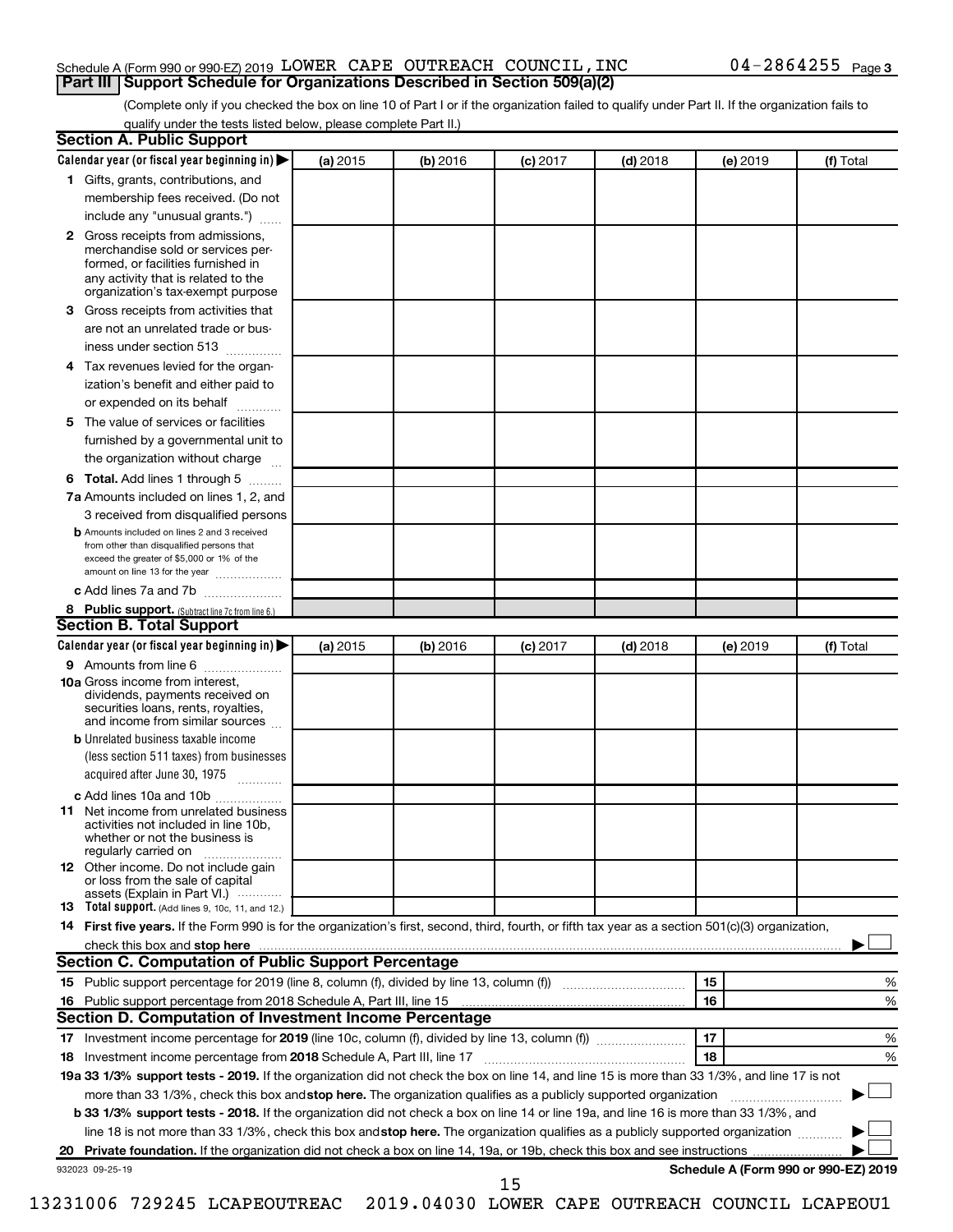Schedule A (Form 990 or 990-EZ) 2019 LOWER CAPE OUTREACH COUNCIL,INC 04-2864255 Page 3

## Part III Support Schedule for Organizations Described in Section 509(a)(2)

(Complete only if you checked the box on line 10 of Part I or if the organization failed to qualify under Part II. If the organization fails to qualify under the tests listed below, please complete Part II.)

### Section A. Public Support

| Calendar year (or fiscal year beginning in) ▶ | (a) 2015 | (b) 2016 | (c) 2017 | (d) 2018 | (e) 2019 | (f) Total |
|---|---|---|---|---|---|---|
| **1** Gifts, grants, contributions, and membership fees received. (Do not include any "unusual grants.") | | | | | | |
| **2** Gross receipts from admissions, merchandise sold or services performed, or facilities furnished in any activity that is related to the organization's tax-exempt purpose | | | | | | |
| **3** Gross receipts from activities that are not an unrelated trade or business under section 513 | | | | | | |
| **4** Tax revenues levied for the organization's benefit and either paid to or expended on its behalf | | | | | | |
| **5** The value of services or facilities furnished by a governmental unit to the organization without charge | | | | | | |
| **6 Total.** Add lines 1 through 5 | | | | | | |
| **7a** Amounts included on lines 1, 2, and 3 received from disqualified persons | | | | | | |
| **b** Amounts included on lines 2 and 3 received from other than disqualified persons that exceed the greater of $5,000 or 1% of the amount on line 13 for the year | | | | | | |
| **c** Add lines 7a and 7b | | | | | | |
| **8 Public support.** (Subtract line 7c from line 6.) | | | | | | |

### Section B. Total Support

| Calendar year (or fiscal year beginning in) ▶ | (a) 2015 | (b) 2016 | (c) 2017 | (d) 2018 | (e) 2019 | (f) Total |
|---|---|---|---|---|---|---|
| **9** Amounts from line 6 | | | | | | |
| **10a** Gross income from interest, dividends, payments received on securities loans, rents, royalties, and income from similar sources | | | | | | |
| **b** Unrelated business taxable income (less section 511 taxes) from businesses acquired after June 30, 1975 | | | | | | |
| **c** Add lines 10a and 10b | | | | | | |
| **11** Net income from unrelated business activities not included in line 10b, whether or not the business is regularly carried on | | | | | | |
| **12** Other income. Do not include gain or loss from the sale of capital assets (Explain in Part VI.) | | | | | | |
| **13 Total support.** (Add lines 9, 10c, 11, and 12.) | | | | | | |

**14 First five years.** If the Form 990 is for the organization's first, second, third, fourth, or fifth tax year as a section 501(c)(3) organization, check this box and **stop here** ▶ ☐

### Section C. Computation of Public Support Percentage

| | | | |
|---|---|---|---|
| **15** | Public support percentage for 2019 (line 8, column (f), divided by line 13, column (f)) | 15 | % |
| **16** | Public support percentage from 2018 Schedule A, Part III, line 15 | 16 | % |

### Section D. Computation of Investment Income Percentage

| | | | |
|---|---|---|---|
| **17** | Investment income percentage for **2019** (line 10c, column (f), divided by line 13, column (f)) | 17 | % |
| **18** | Investment income percentage from **2018** Schedule A, Part III, line 17 | 18 | % |

**19a 33 1/3% support tests - 2019.** If the organization did not check the box on line 14, and line 15 is more than 33 1/3%, and line 17 is not more than 33 1/3%, check this box and **stop here.** The organization qualifies as a publicly supported organization ▶ ☐

**b 33 1/3% support tests - 2018.** If the organization did not check a box on line 14 or line 19a, and line 16 is more than 33 1/3%, and line 18 is not more than 33 1/3%, check this box and **stop here.** The organization qualifies as a publicly supported organization ▶ ☐

**20 Private foundation.** If the organization did not check a box on line 14, 19a, or 19b, check this box and see instructions ▶ ☐

932023 09-25-19 **Schedule A (Form 990 or 990-EZ) 2019**

13231006 729245 LCAPEOUTREAC 2019.04030 LOWER CAPE OUTREACH COUNCIL LCAPEOU1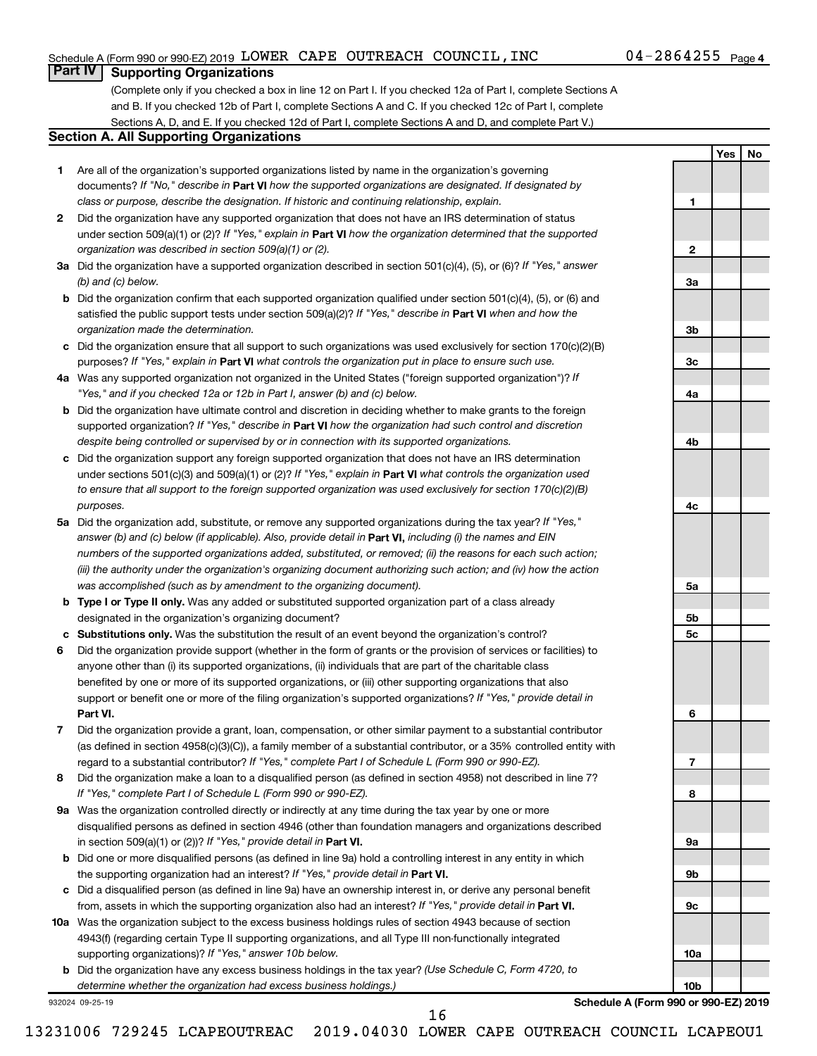Schedule A (Form 990 or 990-EZ) 2019 LOWER CAPE OUTREACH COUNCIL,INC 04-2864255

## Part IV Supporting Organizations

(Complete only if you checked a box in line 12 on Part I. If you checked 12a of Part I, complete Sections A and B. If you checked 12b of Part I, complete Sections A and C. If you checked 12c of Part I, complete Sections A, D, and E. If you checked 12d of Part I, complete Sections A and D, and complete Part V.)

### Section A. All Supporting Organizations

| | | | Yes | No |
|---|---|---|---|---|
| **1** | Are all of the organization's supported organizations listed by name in the organization's governing documents? *If "No," describe in* **Part VI** *how the supported organizations are designated. If designated by class or purpose, describe the designation. If historic and continuing relationship, explain.* | 1 | | |
| **2** | Did the organization have any supported organization that does not have an IRS determination of status under section 509(a)(1) or (2)? *If "Yes," explain in* **Part VI** *how the organization determined that the supported organization was described in section 509(a)(1) or (2).* | 2 | | |
| **3a** | Did the organization have a supported organization described in section 501(c)(4), (5), or (6)? *If "Yes," answer (b) and (c) below.* | 3a | | |
| **b** | Did the organization confirm that each supported organization qualified under section 501(c)(4), (5), or (6) and satisfied the public support tests under section 509(a)(2)? *If "Yes," describe in* **Part VI** *when and how the organization made the determination.* | 3b | | |
| **c** | Did the organization ensure that all support to such organizations was used exclusively for section 170(c)(2)(B) purposes? *If "Yes," explain in* **Part VI** *what controls the organization put in place to ensure such use.* | 3c | | |
| **4a** | Was any supported organization not organized in the United States ("foreign supported organization")? *If "Yes," and if you checked 12a or 12b in Part I, answer (b) and (c) below.* | 4a | | |
| **b** | Did the organization have ultimate control and discretion in deciding whether to make grants to the foreign supported organization? *If "Yes," describe in* **Part VI** *how the organization had such control and discretion despite being controlled or supervised by or in connection with its supported organizations.* | 4b | | |
| **c** | Did the organization support any foreign supported organization that does not have an IRS determination under sections 501(c)(3) and 509(a)(1) or (2)? *If "Yes," explain in* **Part VI** *what controls the organization used to ensure that all support to the foreign supported organization was used exclusively for section 170(c)(2)(B) purposes.* | 4c | | |
| **5a** | Did the organization add, substitute, or remove any supported organizations during the tax year? *If "Yes," answer (b) and (c) below (if applicable). Also, provide detail in* **Part VI,** *including (i) the names and EIN numbers of the supported organizations added, substituted, or removed; (ii) the reasons for each such action; (iii) the authority under the organization's organizing document authorizing such action; and (iv) how the action was accomplished (such as by amendment to the organizing document).* | 5a | | |
| **b** | **Type I or Type II only.** Was any added or substituted supported organization part of a class already designated in the organization's organizing document? | 5b | | |
| **c** | **Substitutions only.** Was the substitution the result of an event beyond the organization's control? | 5c | | |
| **6** | Did the organization provide support (whether in the form of grants or the provision of services or facilities) to anyone other than (i) its supported organizations, (ii) individuals that are part of the charitable class benefited by one or more of its supported organizations, or (iii) other supporting organizations that also support or benefit one or more of the filing organization's supported organizations? *If "Yes," provide detail in* **Part VI.** | 6 | | |
| **7** | Did the organization provide a grant, loan, compensation, or other similar payment to a substantial contributor (as defined in section 4958(c)(3)(C)), a family member of a substantial contributor, or a 35% controlled entity with regard to a substantial contributor? *If "Yes," complete Part I of Schedule L (Form 990 or 990-EZ).* | 7 | | |
| **8** | Did the organization make a loan to a disqualified person (as defined in section 4958) not described in line 7? *If "Yes," complete Part I of Schedule L (Form 990 or 990-EZ).* | 8 | | |
| **9a** | Was the organization controlled directly or indirectly at any time during the tax year by one or more disqualified persons as defined in section 4946 (other than foundation managers and organizations described in section 509(a)(1) or (2))? *If "Yes," provide detail in* **Part VI.** | 9a | | |
| **b** | Did one or more disqualified persons (as defined in line 9a) hold a controlling interest in any entity in which the supporting organization had an interest? *If "Yes," provide detail in* **Part VI.** | 9b | | |
| **c** | Did a disqualified person (as defined in line 9a) have an ownership interest in, or derive any personal benefit from, assets in which the supporting organization also had an interest? *If "Yes," provide detail in* **Part VI.** | 9c | | |
| **10a** | Was the organization subject to the excess business holdings rules of section 4943 because of section 4943(f) (regarding certain Type II supporting organizations, and all Type III non-functionally integrated supporting organizations)? *If "Yes," answer 10b below.* | 10a | | |
| **b** | Did the organization have any excess business holdings in the tax year? *(Use Schedule C, Form 4720, to determine whether the organization had excess business holdings.)* | 10b | | |

932024 09-25-19 **Schedule A (Form 990 or 990-EZ) 2019**

13231006 729245 LCAPEOUTREAC 2019.04030 LOWER CAPE OUTREACH COUNCIL LCAPEOU1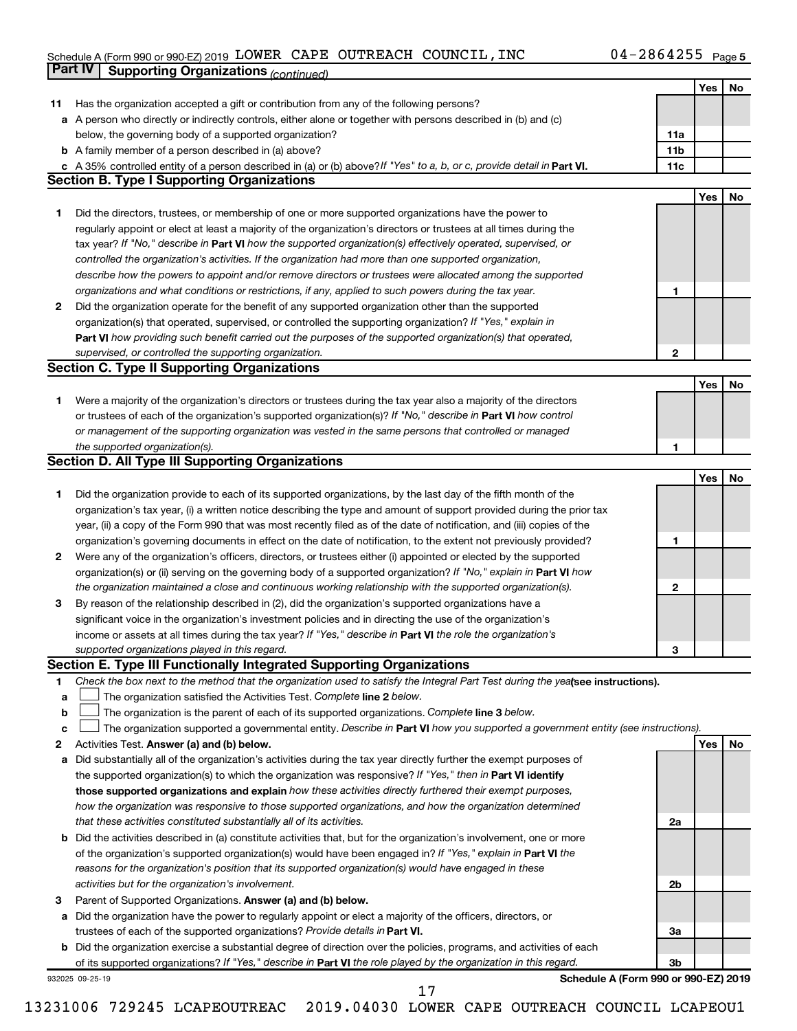Schedule A (Form 990 or 990-EZ) 2019 LOWER CAPE OUTREACH COUNCIL,INC 04-2864255 Page 5

## Part IV Supporting Organizations *(continued)*

| | | | Yes | No |
|---|---|---|---|---|
| **11** | Has the organization accepted a gift or contribution from any of the following persons? | | | |
| **a** | A person who directly or indirectly controls, either alone or together with persons described in (b) and (c) below, the governing body of a supported organization? | 11a | | |
| **b** | A family member of a person described in (a) above? | 11b | | |
| **c** | A 35% controlled entity of a person described in (a) or (b) above? *If "Yes" to a, b, or c, provide detail in* **Part VI.** | 11c | | |

### Section B. Type I Supporting Organizations

| | | | Yes | No |
|---|---|---|---|---|
| **1** | Did the directors, trustees, or membership of one or more supported organizations have the power to regularly appoint or elect at least a majority of the organization's directors or trustees at all times during the tax year? *If "No," describe in* **Part VI** *how the supported organization(s) effectively operated, supervised, or controlled the organization's activities. If the organization had more than one supported organization, describe how the powers to appoint and/or remove directors or trustees were allocated among the supported organizations and what conditions or restrictions, if any, applied to such powers during the tax year.* | 1 | | |
| **2** | Did the organization operate for the benefit of any supported organization other than the supported organization(s) that operated, supervised, or controlled the supporting organization? *If "Yes," explain in* **Part VI** *how providing such benefit carried out the purposes of the supported organization(s) that operated, supervised, or controlled the supporting organization.* | 2 | | |

### Section C. Type II Supporting Organizations

| | | | Yes | No |
|---|---|---|---|---|
| **1** | Were a majority of the organization's directors or trustees during the tax year also a majority of the directors or trustees of each of the organization's supported organization(s)? *If "No," describe in* **Part VI** *how control or management of the supporting organization was vested in the same persons that controlled or managed the supported organization(s).* | 1 | | |

### Section D. All Type III Supporting Organizations

| | | | Yes | No |
|---|---|---|---|---|
| **1** | Did the organization provide to each of its supported organizations, by the last day of the fifth month of the organization's tax year, (i) a written notice describing the type and amount of support provided during the prior tax year, (ii) a copy of the Form 990 that was most recently filed as of the date of notification, and (iii) copies of the organization's governing documents in effect on the date of notification, to the extent not previously provided? | 1 | | |
| **2** | Were any of the organization's officers, directors, or trustees either (i) appointed or elected by the supported organization(s) or (ii) serving on the governing body of a supported organization? *If "No," explain in* **Part VI** *how the organization maintained a close and continuous working relationship with the supported organization(s).* | 2 | | |
| **3** | By reason of the relationship described in (2), did the organization's supported organizations have a significant voice in the organization's investment policies and in directing the use of the organization's income or assets at all times during the tax year? *If "Yes," describe in* **Part VI** *the role the organization's supported organizations played in this regard.* | 3 | | |

### Section E. Type III Functionally Integrated Supporting Organizations

**1** *Check the box next to the method that the organization used to satisfy the Integral Part Test during the year* **(see instructions).**

- **a** ☐ The organization satisfied the Activities Test. *Complete* **line 2** *below.*
- **b** ☐ The organization is the parent of each of its supported organizations. *Complete* **line 3** *below.*
- **c** ☐ The organization supported a governmental entity. *Describe in* **Part VI** *how you supported a government entity (see instructions).*

| | | | Yes | No |
|---|---|---|---|---|
| **2** | Activities Test. **Answer (a) and (b) below.** | | | |
| **a** | Did substantially all of the organization's activities during the tax year directly further the exempt purposes of the supported organization(s) to which the organization was responsive? *If "Yes," then in* **Part VI identify those supported organizations and explain** *how these activities directly furthered their exempt purposes, how the organization was responsive to those supported organizations, and how the organization determined that these activities constituted substantially all of its activities.* | 2a | | |
| **b** | Did the activities described in (a) constitute activities that, but for the organization's involvement, one or more of the organization's supported organization(s) would have been engaged in? *If "Yes," explain in* **Part VI** *the reasons for the organization's position that its supported organization(s) would have engaged in these activities but for the organization's involvement.* | 2b | | |
| **3** | Parent of Supported Organizations. **Answer (a) and (b) below.** | | | |
| **a** | Did the organization have the power to regularly appoint or elect a majority of the officers, directors, or trustees of each of the supported organizations? *Provide details in* **Part VI.** | 3a | | |
| **b** | Did the organization exercise a substantial degree of direction over the policies, programs, and activities of each of its supported organizations? *If "Yes," describe in* **Part VI** *the role played by the organization in this regard.* | 3b | | |

932025 09-25-19 **Schedule A (Form 990 or 990-EZ) 2019**

13231006 729245 LCAPEOUTREAC 2019.04030 LOWER CAPE OUTREACH COUNCIL LCAPEOU1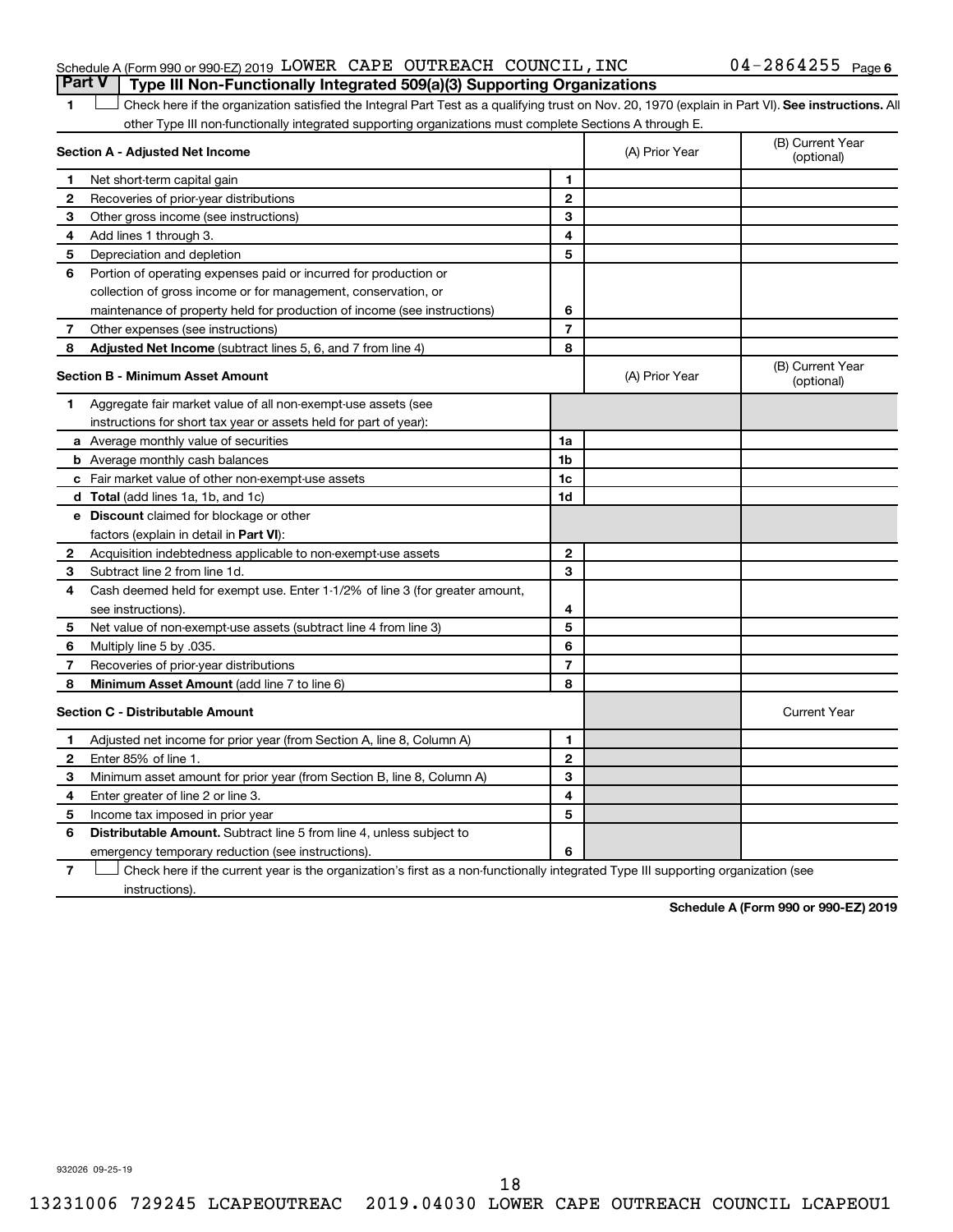Schedule A (Form 990 or 990-EZ) 2019 LOWER CAPE OUTREACH COUNCIL,INC 04-2864255 Page 6

## Part V Type III Non-Functionally Integrated 509(a)(3) Supporting Organizations

**1** ☐ Check here if the organization satisfied the Integral Part Test as a qualifying trust on Nov. 20, 1970 (explain in Part VI). **See instructions.** All other Type III non-functionally integrated supporting organizations must complete Sections A through E.

| **Section A - Adjusted Net Income** | | | (A) Prior Year | (B) Current Year (optional) |
|---|---|---|---|---|
| 1 | Net short-term capital gain | 1 | | |
| 2 | Recoveries of prior-year distributions | 2 | | |
| 3 | Other gross income (see instructions) | 3 | | |
| 4 | Add lines 1 through 3. | 4 | | |
| 5 | Depreciation and depletion | 5 | | |
| 6 | Portion of operating expenses paid or incurred for production or collection of gross income or for management, conservation, or maintenance of property held for production of income (see instructions) | 6 | | |
| 7 | Other expenses (see instructions) | 7 | | |
| 8 | **Adjusted Net Income** (subtract lines 5, 6, and 7 from line 4) | 8 | | |

| **Section B - Minimum Asset Amount** | | | (A) Prior Year | (B) Current Year (optional) |
|---|---|---|---|---|
| 1 | Aggregate fair market value of all non-exempt-use assets (see instructions for short tax year or assets held for part of year): | | | |
| a | Average monthly value of securities | 1a | | |
| b | Average monthly cash balances | 1b | | |
| c | Fair market value of other non-exempt-use assets | 1c | | |
| d | **Total** (add lines 1a, 1b, and 1c) | 1d | | |
| e | **Discount** claimed for blockage or other factors (explain in detail in **Part VI**): | | | |
| 2 | Acquisition indebtedness applicable to non-exempt-use assets | 2 | | |
| 3 | Subtract line 2 from line 1d. | 3 | | |
| 4 | Cash deemed held for exempt use. Enter 1-1/2% of line 3 (for greater amount, see instructions). | 4 | | |
| 5 | Net value of non-exempt-use assets (subtract line 4 from line 3) | 5 | | |
| 6 | Multiply line 5 by .035. | 6 | | |
| 7 | Recoveries of prior-year distributions | 7 | | |
| 8 | **Minimum Asset Amount** (add line 7 to line 6) | 8 | | |

| **Section C - Distributable Amount** | | | | Current Year |
|---|---|---|---|---|
| 1 | Adjusted net income for prior year (from Section A, line 8, Column A) | 1 | | |
| 2 | Enter 85% of line 1. | 2 | | |
| 3 | Minimum asset amount for prior year (from Section B, line 8, Column A) | 3 | | |
| 4 | Enter greater of line 2 or line 3. | 4 | | |
| 5 | Income tax imposed in prior year | 5 | | |
| 6 | **Distributable Amount.** Subtract line 5 from line 4, unless subject to emergency temporary reduction (see instructions). | 6 | | |

**7** ☐ Check here if the current year is the organization's first as a non-functionally integrated Type III supporting organization (see instructions).

**Schedule A (Form 990 or 990-EZ) 2019**

932026 09-25-19

13231006 729245 LCAPEOUTREAC 2019.04030 LOWER CAPE OUTREACH COUNCIL LCAPEOU1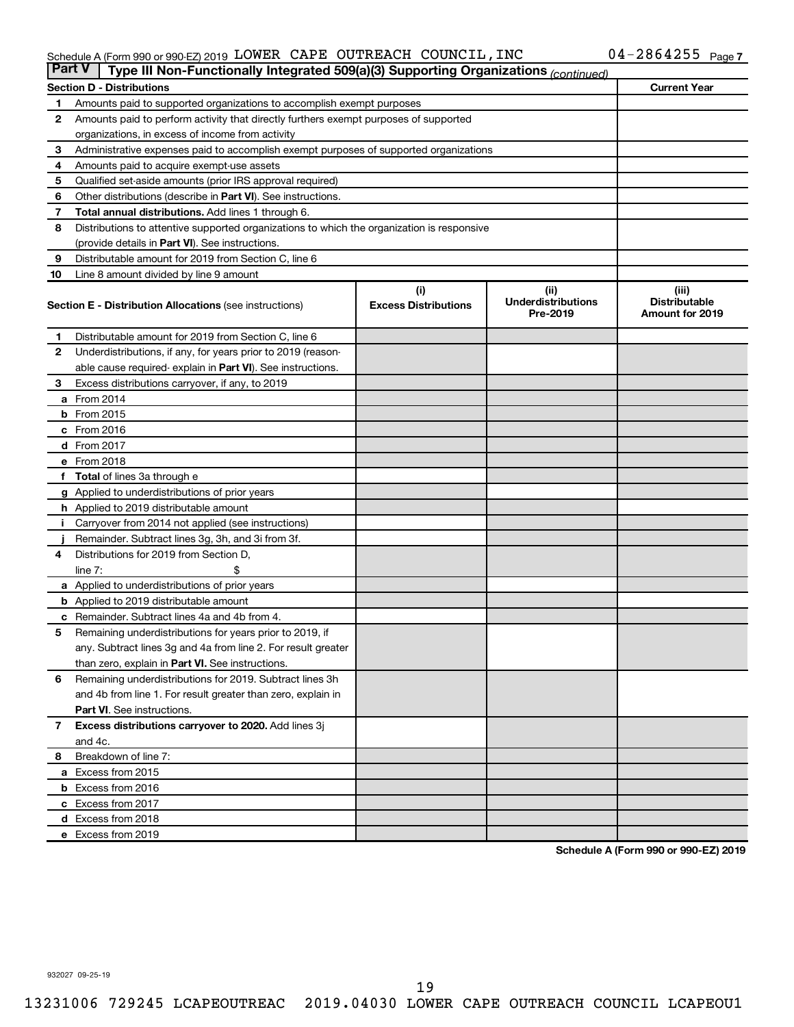Schedule A (Form 990 or 990-EZ) 2019 LOWER CAPE OUTREACH COUNCIL, INC 04-2864255 Page 7

## Part V Type III Non-Functionally Integrated 509(a)(3) Supporting Organizations *(continued)*

| Section D - Distributions | | Current Year |
|---|---|---|
| 1 | Amounts paid to supported organizations to accomplish exempt purposes | |
| 2 | Amounts paid to perform activity that directly furthers exempt purposes of supported organizations, in excess of income from activity | |
| 3 | Administrative expenses paid to accomplish exempt purposes of supported organizations | |
| 4 | Amounts paid to acquire exempt-use assets | |
| 5 | Qualified set-aside amounts (prior IRS approval required) | |
| 6 | Other distributions (describe in **Part VI**). See instructions. | |
| 7 | **Total annual distributions.** Add lines 1 through 6. | |
| 8 | Distributions to attentive supported organizations to which the organization is responsive (provide details in **Part VI**). See instructions. | |
| 9 | Distributable amount for 2019 from Section C, line 6 | |
| 10 | Line 8 amount divided by line 9 amount | |

| | Section E - Distribution Allocations (see instructions) | (i) Excess Distributions | (ii) Underdistributions Pre-2019 | (iii) Distributable Amount for 2019 |
|---|---|---|---|---|
| 1 | Distributable amount for 2019 from Section C, line 6 | | | |
| 2 | Underdistributions, if any, for years prior to 2019 (reasonable cause required- explain in **Part VI**). See instructions. | | | |
| 3 | Excess distributions carryover, if any, to 2019 | | | |
| a | From 2014 | | | |
| b | From 2015 | | | |
| c | From 2016 | | | |
| d | From 2017 | | | |
| e | From 2018 | | | |
| f | **Total** of lines 3a through e | | | |
| g | Applied to underdistributions of prior years | | | |
| h | Applied to 2019 distributable amount | | | |
| i | Carryover from 2014 not applied (see instructions) | | | |
| j | Remainder. Subtract lines 3g, 3h, and 3i from 3f. | | | |
| 4 | Distributions for 2019 from Section D, line 7: $ | | | |
| a | Applied to underdistributions of prior years | | | |
| b | Applied to 2019 distributable amount | | | |
| c | Remainder. Subtract lines 4a and 4b from 4. | | | |
| 5 | Remaining underdistributions for years prior to 2019, if any. Subtract lines 3g and 4a from line 2. For result greater than zero, explain in **Part VI.** See instructions. | | | |
| 6 | Remaining underdistributions for 2019. Subtract lines 3h and 4b from line 1. For result greater than zero, explain in **Part VI**. See instructions. | | | |
| 7 | **Excess distributions carryover to 2020.** Add lines 3j and 4c. | | | |
| 8 | Breakdown of line 7: | | | |
| a | Excess from 2015 | | | |
| b | Excess from 2016 | | | |
| c | Excess from 2017 | | | |
| d | Excess from 2018 | | | |
| e | Excess from 2019 | | | |

**Schedule A (Form 990 or 990-EZ) 2019**

932027 09-25-19

13231006 729245 LCAPEOUTREAC 2019.04030 LOWER CAPE OUTREACH COUNCIL LCAPEOU1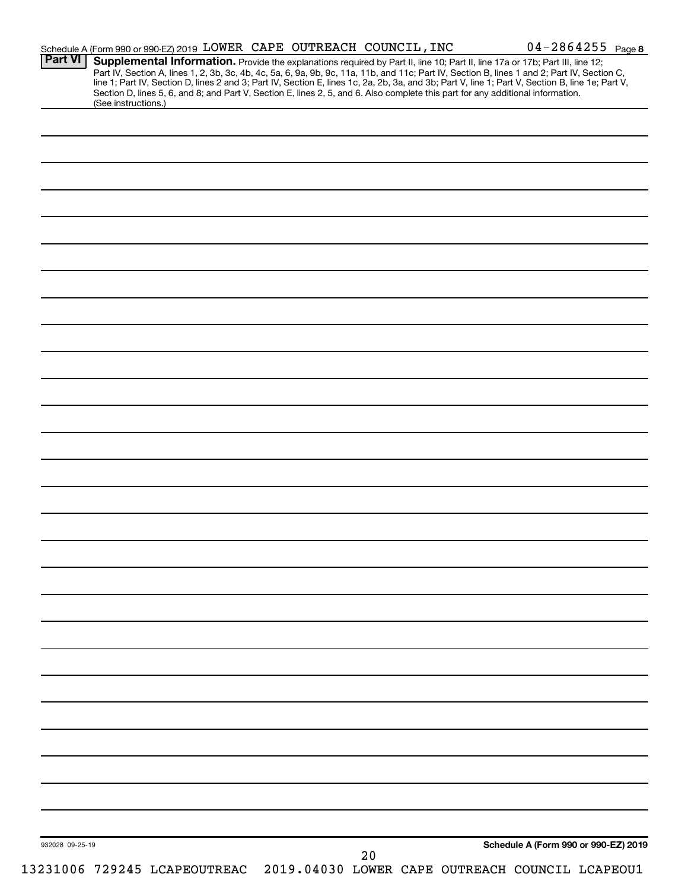Schedule A (Form 990 or 990-EZ) 2019 LOWER CAPE OUTREACH COUNCIL, INC 04-2864255 Page 8

**Part VI** **Supplemental Information.** Provide the explanations required by Part II, line 10; Part II, line 17a or 17b; Part III, line 12; Part IV, Section A, lines 1, 2, 3b, 3c, 4b, 4c, 5a, 6, 9a, 9b, 9c, 11a, 11b, and 11c; Part IV, Section B, lines 1 and 2; Part IV, Section C, line 1; Part IV, Section D, lines 2 and 3; Part IV, Section E, lines 1c, 2a, 2b, 3a, and 3b; Part V, line 1; Part V, Section B, line 1e; Part V, Section D, lines 5, 6, and 8; and Part V, Section E, lines 2, 5, and 6. Also complete this part for any additional information. (See instructions.)

932028 09-25-19

**Schedule A (Form 990 or 990-EZ) 2019**

13231006 729245 LCAPEOUTREAC 2019.04030 LOWER CAPE OUTREACH COUNCIL LCAPEOU1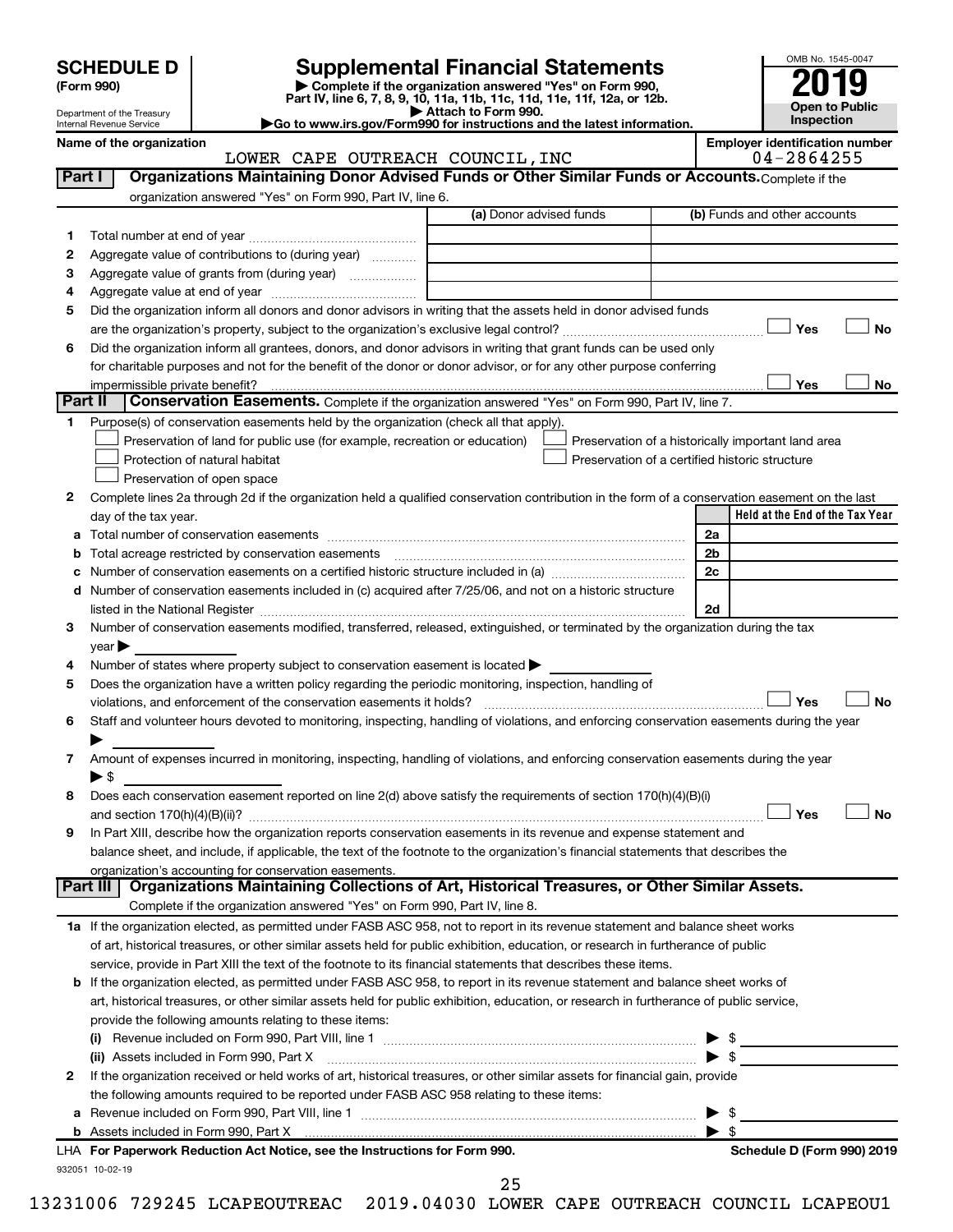# SCHEDULE D (Form 990)

Department of the Treasury
Internal Revenue Service

## Supplemental Financial Statements

▶ Complete if the organization answered "Yes" on Form 990, Part IV, line 6, 7, 8, 9, 10, 11a, 11b, 11c, 11d, 11e, 11f, 12a, or 12b.
▶ Attach to Form 990.
▶Go to www.irs.gov/Form990 for instructions and the latest information.

OMB No. 1545-0047

**2019**

**Open to Public Inspection**

**Name of the organization:** LOWER CAPE OUTREACH COUNCIL,INC

**Employer identification number:** 04-2864255

### Part I — Organizations Maintaining Donor Advised Funds or Other Similar Funds or Accounts. Complete if the organization answered "Yes" on Form 990, Part IV, line 6.

| | | (a) Donor advised funds | (b) Funds and other accounts |
|---|---|---|---|
| 1 | Total number at end of year | | |
| 2 | Aggregate value of contributions to (during year) | | |
| 3 | Aggregate value of grants from (during year) | | |
| 4 | Aggregate value at end of year | | |

5 Did the organization inform all donors and donor advisors in writing that the assets held in donor advised funds are the organization's property, subject to the organization's exclusive legal control? ☐ Yes ☐ No

6 Did the organization inform all grantees, donors, and donor advisors in writing that grant funds can be used only for charitable purposes and not for the benefit of the donor or donor advisor, or for any other purpose conferring impermissible private benefit? ☐ Yes ☐ No

### Part II — Conservation Easements. Complete if the organization answered "Yes" on Form 990, Part IV, line 7.

1 Purpose(s) of conservation easements held by the organization (check all that apply).

- ☐ Preservation of land for public use (for example, recreation or education)
- ☐ Protection of natural habitat
- ☐ Preservation of open space
- ☐ Preservation of a historically important land area
- ☐ Preservation of a certified historic structure

2 Complete lines 2a through 2d if the organization held a qualified conservation contribution in the form of a conservation easement on the last day of the tax year.

| | | | Held at the End of the Tax Year |
|---|---|---|---|
| a | Total number of conservation easements | 2a | |
| b | Total acreage restricted by conservation easements | 2b | |
| c | Number of conservation easements on a certified historic structure included in (a) | 2c | |
| d | Number of conservation easements included in (c) acquired after 7/25/06, and not on a historic structure listed in the National Register | 2d | |

3 Number of conservation easements modified, transferred, released, extinguished, or terminated by the organization during the tax year ▶

4 Number of states where property subject to conservation easement is located ▶

5 Does the organization have a written policy regarding the periodic monitoring, inspection, handling of violations, and enforcement of the conservation easements it holds? ☐ Yes ☐ No

6 Staff and volunteer hours devoted to monitoring, inspecting, handling of violations, and enforcing conservation easements during the year ▶

7 Amount of expenses incurred in monitoring, inspecting, handling of violations, and enforcing conservation easements during the year ▶ $

8 Does each conservation easement reported on line 2(d) above satisfy the requirements of section 170(h)(4)(B)(i) and section 170(h)(4)(B)(ii)? ☐ Yes ☐ No

9 In Part XIII, describe how the organization reports conservation easements in its revenue and expense statement and balance sheet, and include, if applicable, the text of the footnote to the organization's financial statements that describes the organization's accounting for conservation easements.

### Part III — Organizations Maintaining Collections of Art, Historical Treasures, or Other Similar Assets. Complete if the organization answered "Yes" on Form 990, Part IV, line 8.

1a If the organization elected, as permitted under FASB ASC 958, not to report in its revenue statement and balance sheet works of art, historical treasures, or other similar assets held for public exhibition, education, or research in furtherance of public service, provide in Part XIII the text of the footnote to its financial statements that describes these items.

b If the organization elected, as permitted under FASB ASC 958, to report in its revenue statement and balance sheet works of art, historical treasures, or other similar assets held for public exhibition, education, or research in furtherance of public service, provide the following amounts relating to these items:

(i) Revenue included on Form 990, Part VIII, line 1 ▶ $

(ii) Assets included in Form 990, Part X ▶ $

2 If the organization received or held works of art, historical treasures, or other similar assets for financial gain, provide the following amounts required to be reported under FASB ASC 958 relating to these items:

a Revenue included on Form 990, Part VIII, line 1 ▶ $

b Assets included in Form 990, Part X ▶ $

LHA For Paperwork Reduction Act Notice, see the Instructions for Form 990. Schedule D (Form 990) 2019

932051 10-02-19

13231006 729245 LCAPEOUTREAC 2019.04030 LOWER CAPE OUTREACH COUNCIL LCAPEOU1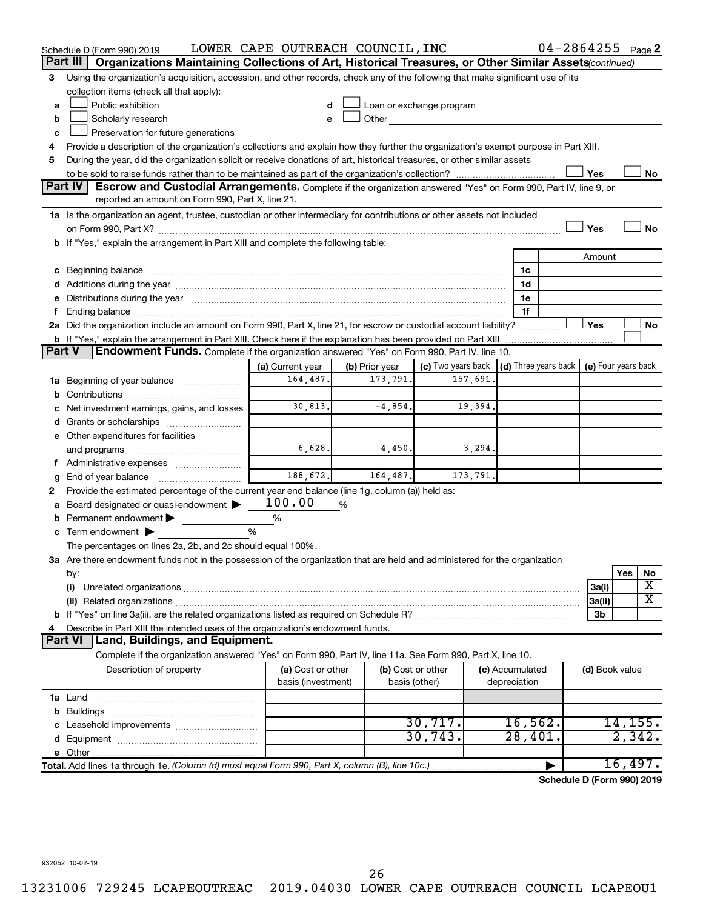Schedule D (Form 990) 2019 LOWER CAPE OUTREACH COUNCIL,INC 04-2864255 Page 2

**Part III** **Organizations Maintaining Collections of Art, Historical Treasures, or Other Similar Assets** *(continued)*

3 Using the organization's acquisition, accession, and other records, check any of the following that make significant use of its collection items (check all that apply):

a ☐ Public exhibition
b ☐ Scholarly research
c ☐ Preservation for future generations
d ☐ Loan or exchange program
e ☐ Other

4 Provide a description of the organization's collections and explain how they further the organization's exempt purpose in Part XIII.

5 During the year, did the organization solicit or receive donations of art, historical treasures, or other similar assets to be sold to raise funds rather than to be maintained as part of the organization's collection? ☐ Yes ☐ No

**Part IV** **Escrow and Custodial Arrangements.** Complete if the organization answered "Yes" on Form 990, Part IV, line 9, or reported an amount on Form 990, Part X, line 21.

1a Is the organization an agent, trustee, custodian or other intermediary for contributions or other assets not included on Form 990, Part X? ☐ Yes ☐ No

b If "Yes," explain the arrangement in Part XIII and complete the following table:

| | | Amount |
|---|---|---|
| c Beginning balance | 1c | |
| d Additions during the year | 1d | |
| e Distributions during the year | 1e | |
| f Ending balance | 1f | |

2a Did the organization include an amount on Form 990, Part X, line 21, for escrow or custodial account liability? ☐ Yes ☐ No

b If "Yes," explain the arrangement in Part XIII. Check here if the explanation has been provided on Part XIII ☐

**Part V** **Endowment Funds.** Complete if the organization answered "Yes" on Form 990, Part IV, line 10.

| | (a) Current year | (b) Prior year | (c) Two years back | (d) Three years back | (e) Four years back |
|---|---|---|---|---|---|
| 1a Beginning of year balance | 164,487. | 173,791. | 157,691. | | |
| b Contributions | | | | | |
| c Net investment earnings, gains, and losses | 30,813. | -4,854. | 19,394. | | |
| d Grants or scholarships | | | | | |
| e Other expenditures for facilities and programs | 6,628. | 4,450. | 3,294. | | |
| f Administrative expenses | | | | | |
| g End of year balance | 188,672. | 164,487. | 173,791. | | |

2 Provide the estimated percentage of the current year end balance (line 1g, column (a)) held as:

a Board designated or quasi-endowment ▶ 100.00 %
b Permanent endowment ▶ %
c Term endowment ▶ %

The percentages on lines 2a, 2b, and 2c should equal 100%.

3a Are there endowment funds not in the possession of the organization that are held and administered for the organization by:

| | | Yes | No |
|---|---|---|---|
| (i) Unrelated organizations | 3a(i) | | X |
| (ii) Related organizations | 3a(ii) | | X |
| b If "Yes" on line 3a(ii), are the related organizations listed as required on Schedule R? | 3b | | |

4 Describe in Part XIII the intended uses of the organization's endowment funds.

**Part VI** **Land, Buildings, and Equipment.**

Complete if the organization answered "Yes" on Form 990, Part IV, line 11a. See Form 990, Part X, line 10.

| Description of property | (a) Cost or other basis (investment) | (b) Cost or other basis (other) | (c) Accumulated depreciation | (d) Book value |
|---|---|---|---|---|
| 1a Land | | | | |
| b Buildings | | | | |
| c Leasehold improvements | | 30,717. | 16,562. | 14,155. |
| d Equipment | | 30,743. | 28,401. | 2,342. |
| e Other | | | | |
| **Total.** Add lines 1a through 1e. *(Column (d) must equal Form 990, Part X, column (B), line 10c.)* | | | ▶ | 16,497. |

**Schedule D (Form 990) 2019**

932052 10-02-19

13231006 729245 LCAPEOUTREAC 2019.04030 LOWER CAPE OUTREACH COUNCIL LCAPEOU1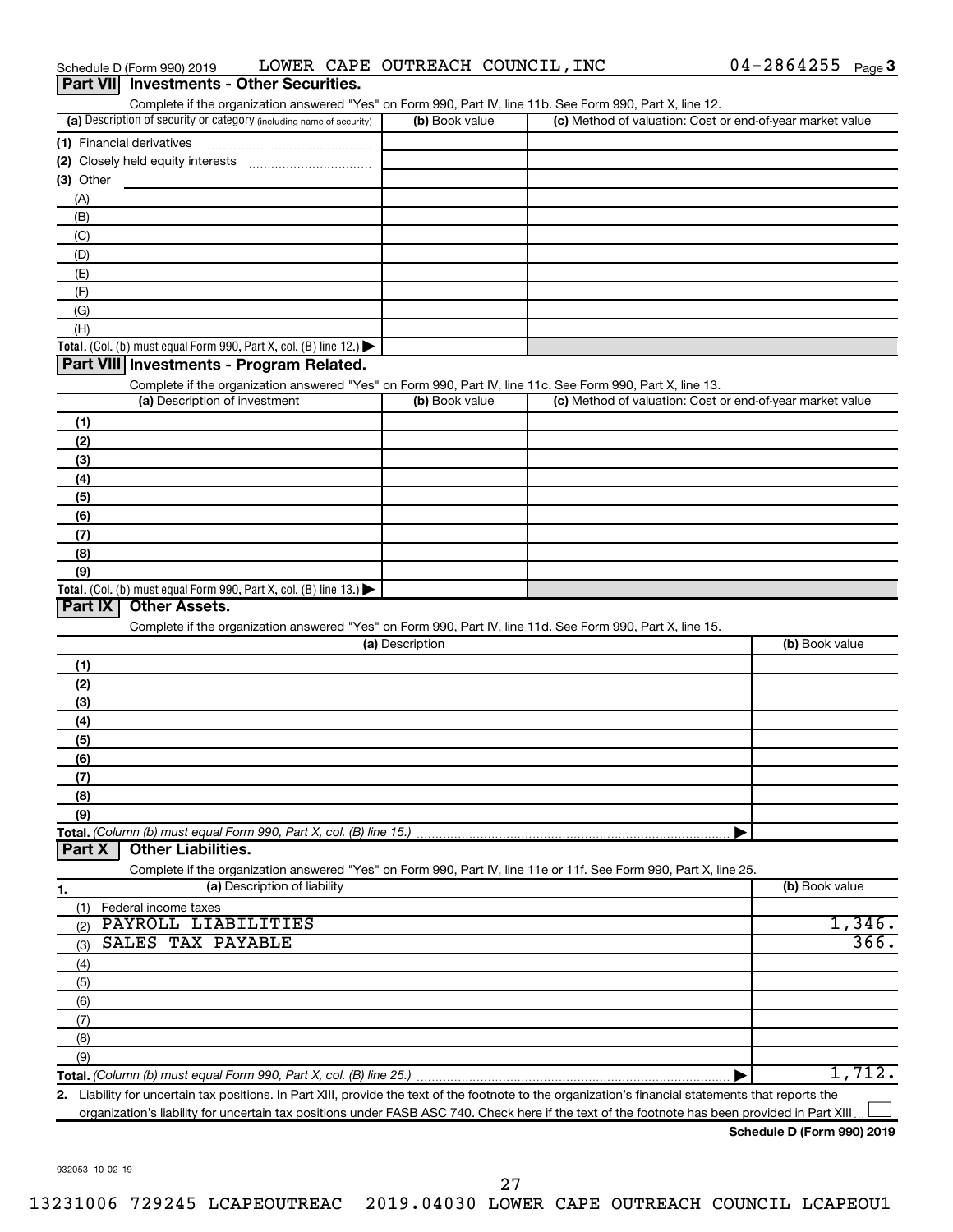Schedule D (Form 990) 2019 LOWER CAPE OUTREACH COUNCIL, INC 04-2864255 Page 3

## Part VII Investments - Other Securities.

Complete if the organization answered "Yes" on Form 990, Part IV, line 11b. See Form 990, Part X, line 12.

| (a) Description of security or category (including name of security) | (b) Book value | (c) Method of valuation: Cost or end-of-year market value |
|---|---|---|
| (1) Financial derivatives | | |
| (2) Closely held equity interests | | |
| (3) Other | | |
| (A) | | |
| (B) | | |
| (C) | | |
| (D) | | |
| (E) | | |
| (F) | | |
| (G) | | |
| (H) | | |
| **Total.** (Col. (b) must equal Form 990, Part X, col. (B) line 12.) | | |

## Part VIII Investments - Program Related.

Complete if the organization answered "Yes" on Form 990, Part IV, line 11c. See Form 990, Part X, line 13.

| (a) Description of investment | (b) Book value | (c) Method of valuation: Cost or end-of-year market value |
|---|---|---|
| (1) | | |
| (2) | | |
| (3) | | |
| (4) | | |
| (5) | | |
| (6) | | |
| (7) | | |
| (8) | | |
| (9) | | |
| **Total.** (Col. (b) must equal Form 990, Part X, col. (B) line 13.) | | |

## Part IX Other Assets.

Complete if the organization answered "Yes" on Form 990, Part IV, line 11d. See Form 990, Part X, line 15.

| (a) Description | (b) Book value |
|---|---|
| (1) | |
| (2) | |
| (3) | |
| (4) | |
| (5) | |
| (6) | |
| (7) | |
| (8) | |
| (9) | |
| **Total.** *(Column (b) must equal Form 990, Part X, col. (B) line 15.)* | |

## Part X Other Liabilities.

Complete if the organization answered "Yes" on Form 990, Part IV, line 11e or 11f. See Form 990, Part X, line 25.

| 1. (a) Description of liability | (b) Book value |
|---|---|
| (1) Federal income taxes | |
| (2) PAYROLL LIABILITIES | 1,346. |
| (3) SALES TAX PAYABLE | 366. |
| (4) | |
| (5) | |
| (6) | |
| (7) | |
| (8) | |
| (9) | |
| **Total.** *(Column (b) must equal Form 990, Part X, col. (B) line 25.)* | 1,712. |

2. Liability for uncertain tax positions. In Part XIII, provide the text of the footnote to the organization's financial statements that reports the organization's liability for uncertain tax positions under FASB ASC 740. Check here if the text of the footnote has been provided in Part XIII ☐

**Schedule D (Form 990) 2019**

932053 10-02-19

13231006 729245 LCAPEOUTREAC 2019.04030 LOWER CAPE OUTREACH COUNCIL LCAPEOU1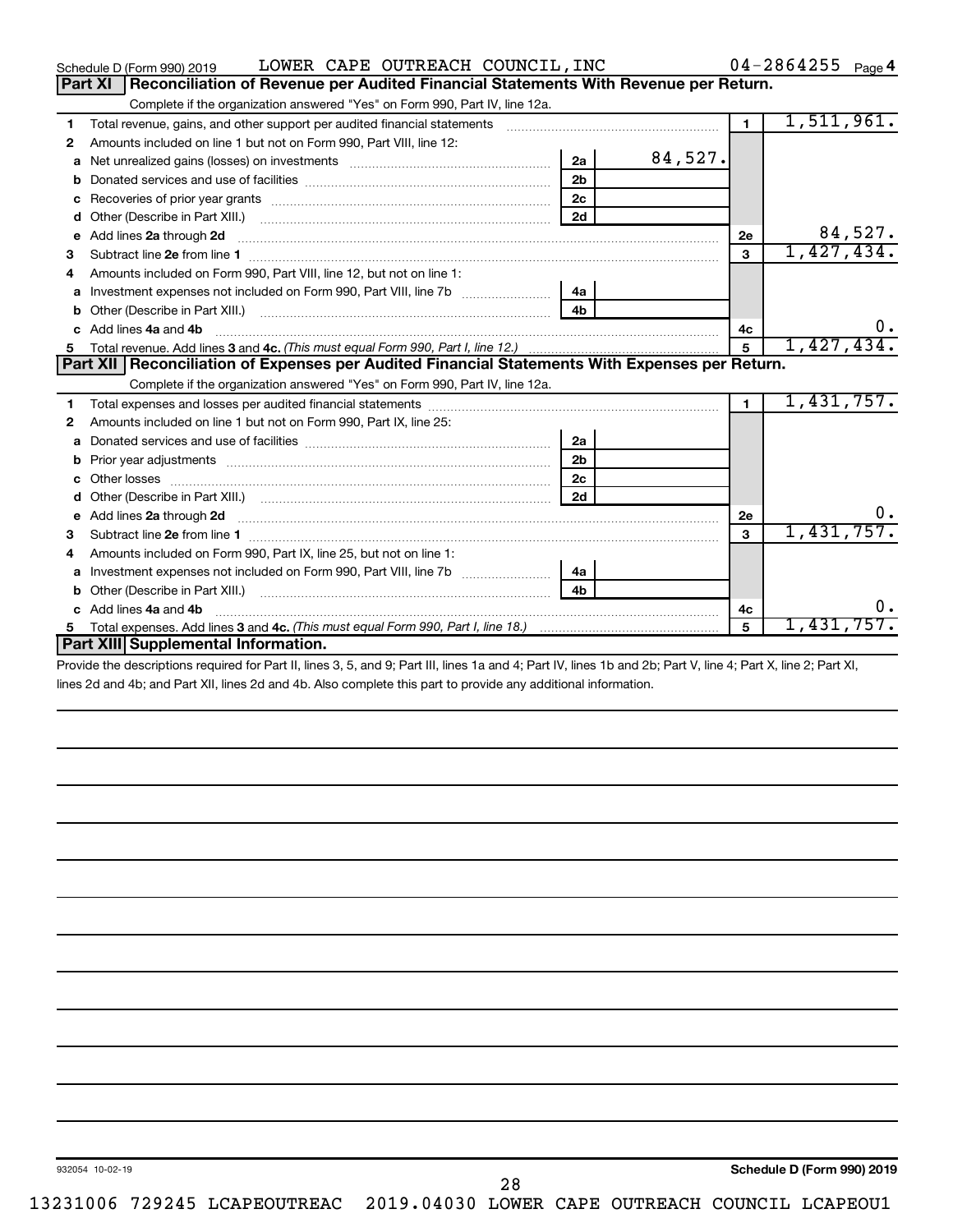Schedule D (Form 990) 2019 LOWER CAPE OUTREACH COUNCIL,INC 04-2864255 Page 4

## Part XI Reconciliation of Revenue per Audited Financial Statements With Revenue per Return.

Complete if the organization answered "Yes" on Form 990, Part IV, line 12a.

| | | | | | |
|---|---|---|---|---|---|
| 1 | Total revenue, gains, and other support per audited financial statements | | | 1 | 1,511,961. |
| 2 | Amounts included on line 1 but not on Form 990, Part VIII, line 12: | | | | |
| a | Net unrealized gains (losses) on investments | 2a | 84,527. | | |
| b | Donated services and use of facilities | 2b | | | |
| c | Recoveries of prior year grants | 2c | | | |
| d | Other (Describe in Part XIII.) | 2d | | | |
| e | Add lines 2a through 2d | | | 2e | 84,527. |
| 3 | Subtract line 2e from line 1 | | | 3 | 1,427,434. |
| 4 | Amounts included on Form 990, Part VIII, line 12, but not on line 1: | | | | |
| a | Investment expenses not included on Form 990, Part VIII, line 7b | 4a | | | |
| b | Other (Describe in Part XIII.) | 4b | | | |
| c | Add lines 4a and 4b | | | 4c | 0. |
| 5 | Total revenue. Add lines 3 and 4c. *(This must equal Form 990, Part I, line 12.)* | | | 5 | 1,427,434. |

## Part XII Reconciliation of Expenses per Audited Financial Statements With Expenses per Return.

Complete if the organization answered "Yes" on Form 990, Part IV, line 12a.

| | | | | | |
|---|---|---|---|---|---|
| 1 | Total expenses and losses per audited financial statements | | | 1 | 1,431,757. |
| 2 | Amounts included on line 1 but not on Form 990, Part IX, line 25: | | | | |
| a | Donated services and use of facilities | 2a | | | |
| b | Prior year adjustments | 2b | | | |
| c | Other losses | 2c | | | |
| d | Other (Describe in Part XIII.) | 2d | | | |
| e | Add lines 2a through 2d | | | 2e | 0. |
| 3 | Subtract line 2e from line 1 | | | 3 | 1,431,757. |
| 4 | Amounts included on Form 990, Part IX, line 25, but not on line 1: | | | | |
| a | Investment expenses not included on Form 990, Part VIII, line 7b | 4a | | | |
| b | Other (Describe in Part XIII.) | 4b | | | |
| c | Add lines 4a and 4b | | | 4c | 0. |
| 5 | Total expenses. Add lines 3 and 4c. *(This must equal Form 990, Part I, line 18.)* | | | 5 | 1,431,757. |

## Part XIII Supplemental Information.

Provide the descriptions required for Part II, lines 3, 5, and 9; Part III, lines 1a and 4; Part IV, lines 1b and 2b; Part V, line 4; Part X, line 2; Part XI, lines 2d and 4b; and Part XII, lines 2d and 4b. Also complete this part to provide any additional information.

932054 10-02-19

**Schedule D (Form 990) 2019**

13231006 729245 LCAPEOUTREAC 2019.04030 LOWER CAPE OUTREACH COUNCIL LCAPEOU1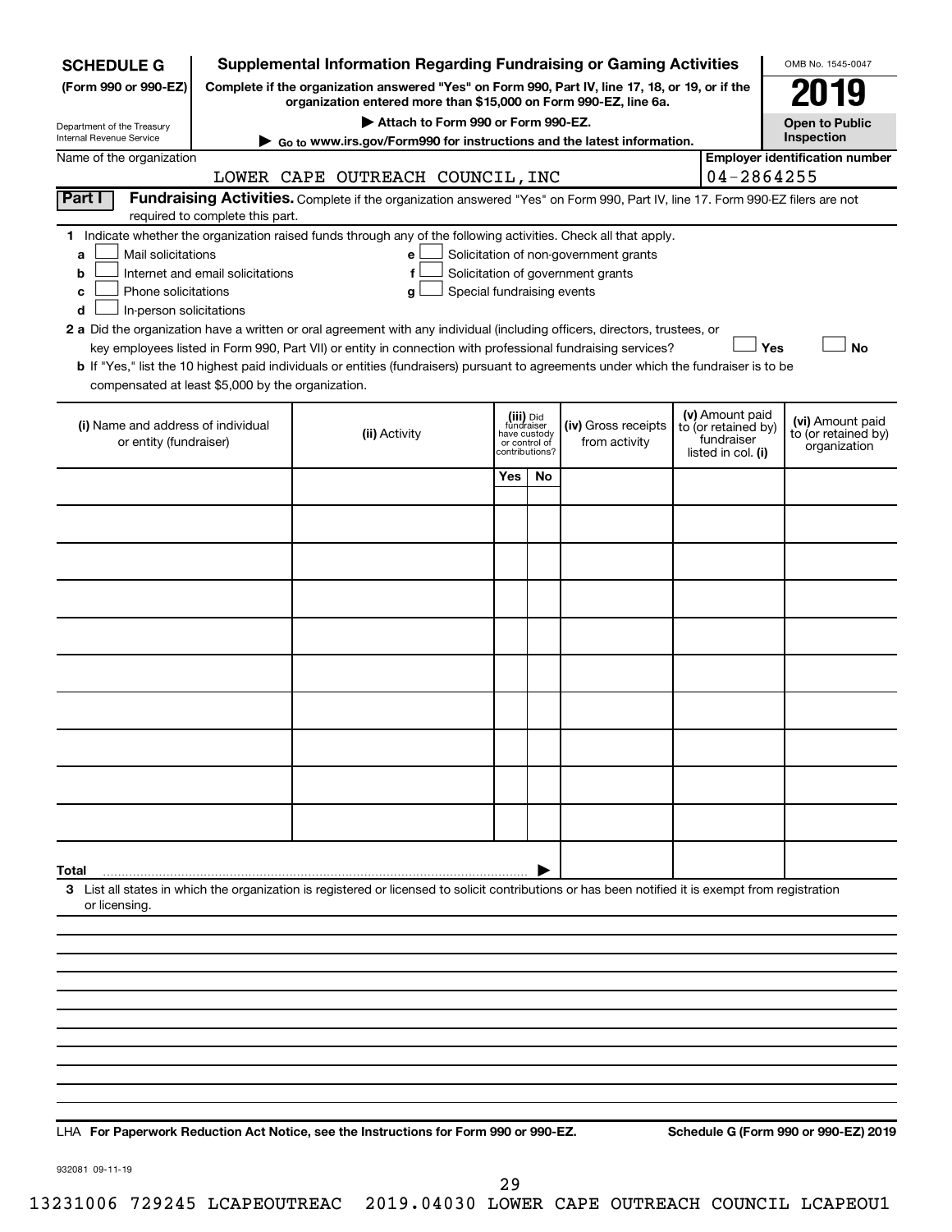**SCHEDULE G**
**(Form 990 or 990-EZ)**

Department of the Treasury
Internal Revenue Service

# Supplemental Information Regarding Fundraising or Gaming Activities

**Complete if the organization answered "Yes" on Form 990, Part IV, line 17, 18, or 19, or if the organization entered more than $15,000 on Form 990-EZ, line 6a.**

**▶ Attach to Form 990 or Form 990-EZ.**

**▶ Go to www.irs.gov/Form990 for instructions and the latest information.**

OMB No. 1545-0047

**2019**

**Open to Public Inspection**

Name of the organization: LOWER CAPE OUTREACH COUNCIL,INC

**Employer identification number:** 04-2864255

**Part I** **Fundraising Activities.** Complete if the organization answered "Yes" on Form 990, Part IV, line 17. Form 990-EZ filers are not required to complete this part.

**1** Indicate whether the organization raised funds through any of the following activities. Check all that apply.

- **a** ☐ Mail solicitations
- **b** ☐ Internet and email solicitations
- **c** ☐ Phone solicitations
- **d** ☐ In-person solicitations
- **e** ☐ Solicitation of non-government grants
- **f** ☐ Solicitation of government grants
- **g** ☐ Special fundraising events

**2 a** Did the organization have a written or oral agreement with any individual (including officers, directors, trustees, or key employees listed in Form 990, Part VII) or entity in connection with professional fundraising services? ☐ **Yes** ☐ **No**

**b** If "Yes," list the 10 highest paid individuals or entities (fundraisers) pursuant to agreements under which the fundraiser is to be compensated at least $5,000 by the organization.

| (i) Name and address of individual or entity (fundraiser) | (ii) Activity | (iii) Did fundraiser have custody or control of contributions? | | (iv) Gross receipts from activity | (v) Amount paid to (or retained by) fundraiser listed in col. (i) | (vi) Amount paid to (or retained by) organization |
|---|---|---|---|---|---|---|
| | | Yes | No | | | |
| | | | | | | |
| | | | | | | |
| | | | | | | |
| | | | | | | |
| | | | | | | |
| | | | | | | |
| | | | | | | |
| | | | | | | |
| | | | | | | |
| | | | | | | |
| **Total** ▶ | | | | | | |

**3** List all states in which the organization is registered or licensed to solicit contributions or has been notified it is exempt from registration or licensing.

LHA **For Paperwork Reduction Act Notice, see the Instructions for Form 990 or 990-EZ.** **Schedule G (Form 990 or 990-EZ) 2019**

932081 09-11-19

13231006 729245 LCAPEOUTREAC 2019.04030 LOWER CAPE OUTREACH COUNCIL LCAPEOU1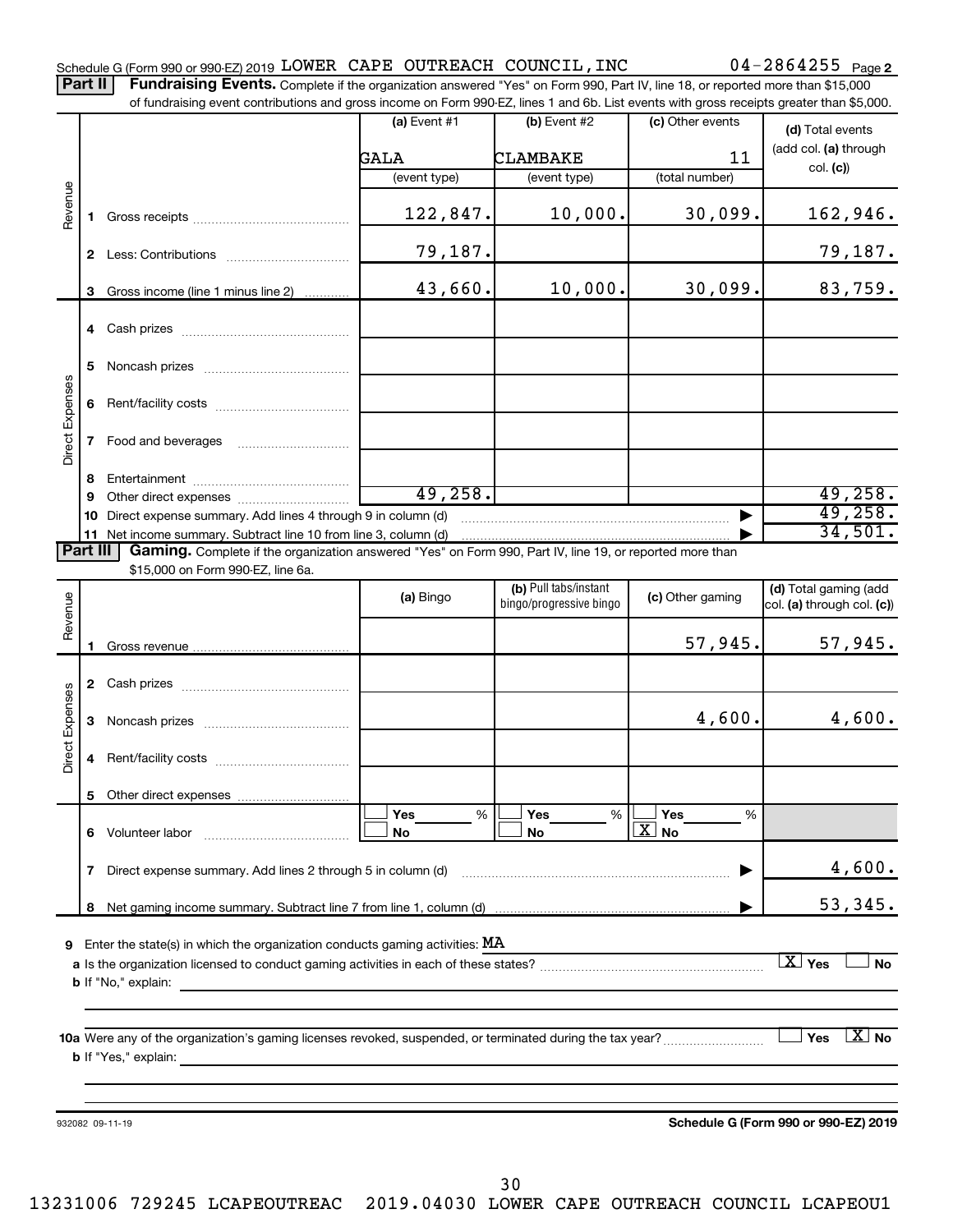Schedule G (Form 990 or 990-EZ) 2019 LOWER CAPE OUTREACH COUNCIL,INC 04-2864255 Page 2

## Part II Fundraising Events.

Complete if the organization answered "Yes" on Form 990, Part IV, line 18, or reported more than $15,000 of fundraising event contributions and gross income on Form 990-EZ, lines 1 and 6b. List events with gross receipts greater than $5,000.

| | | (a) Event #1 | (b) Event #2 | (c) Other events | (d) Total events (add col. (a) through col. (c)) |
|---|---|---|---|---|---|
| | | GALA | CLAMBAKE | 11 | |
| | | (event type) | (event type) | (total number) | |
| Revenue | 1 Gross receipts | 122,847. | 10,000. | 30,099. | 162,946. |
| | 2 Less: Contributions | 79,187. | | | 79,187. |
| | 3 Gross income (line 1 minus line 2) | 43,660. | 10,000. | 30,099. | 83,759. |
| Direct Expenses | 4 Cash prizes | | | | |
| | 5 Noncash prizes | | | | |
| | 6 Rent/facility costs | | | | |
| | 7 Food and beverages | | | | |
| | 8 Entertainment | | | | |
| | 9 Other direct expenses | 49,258. | | | 49,258. |
| | 10 Direct expense summary. Add lines 4 through 9 in column (d) | | | ▶ | 49,258. |
| | 11 Net income summary. Subtract line 10 from line 3, column (d) | | | ▶ | 34,501. |

## Part III Gaming.

Complete if the organization answered "Yes" on Form 990, Part IV, line 19, or reported more than $15,000 on Form 990-EZ, line 6a.

| | | (a) Bingo | (b) Pull tabs/instant bingo/progressive bingo | (c) Other gaming | (d) Total gaming (add col. (a) through col. (c)) |
|---|---|---|---|---|---|
| Revenue | 1 Gross revenue | | | 57,945. | 57,945. |
| Direct Expenses | 2 Cash prizes | | | | |
| | 3 Noncash prizes | | | 4,600. | 4,600. |
| | 4 Rent/facility costs | | | | |
| | 5 Other direct expenses | | | | |
| | 6 Volunteer labor | ☐ Yes ___ % ☐ No | ☐ Yes ___ % ☐ No | ☐ Yes ___ % ☒ No | |
| | 7 Direct expense summary. Add lines 2 through 5 in column (d) | | | ▶ | 4,600. |
| | 8 Net gaming income summary. Subtract line 7 from line 1, column (d) | | | ▶ | 53,345. |

9 Enter the state(s) in which the organization conducts gaming activities: MA

a Is the organization licensed to conduct gaming activities in each of these states? ☒ Yes ☐ No

b If "No," explain:

10a Were any of the organization's gaming licenses revoked, suspended, or terminated during the tax year? ☐ Yes ☒ No

b If "Yes," explain:

932082 09-11-19

Schedule G (Form 990 or 990-EZ) 2019

13231006 729245 LCAPEOUTREAC 2019.04030 LOWER CAPE OUTREACH COUNCIL LCAPEOU1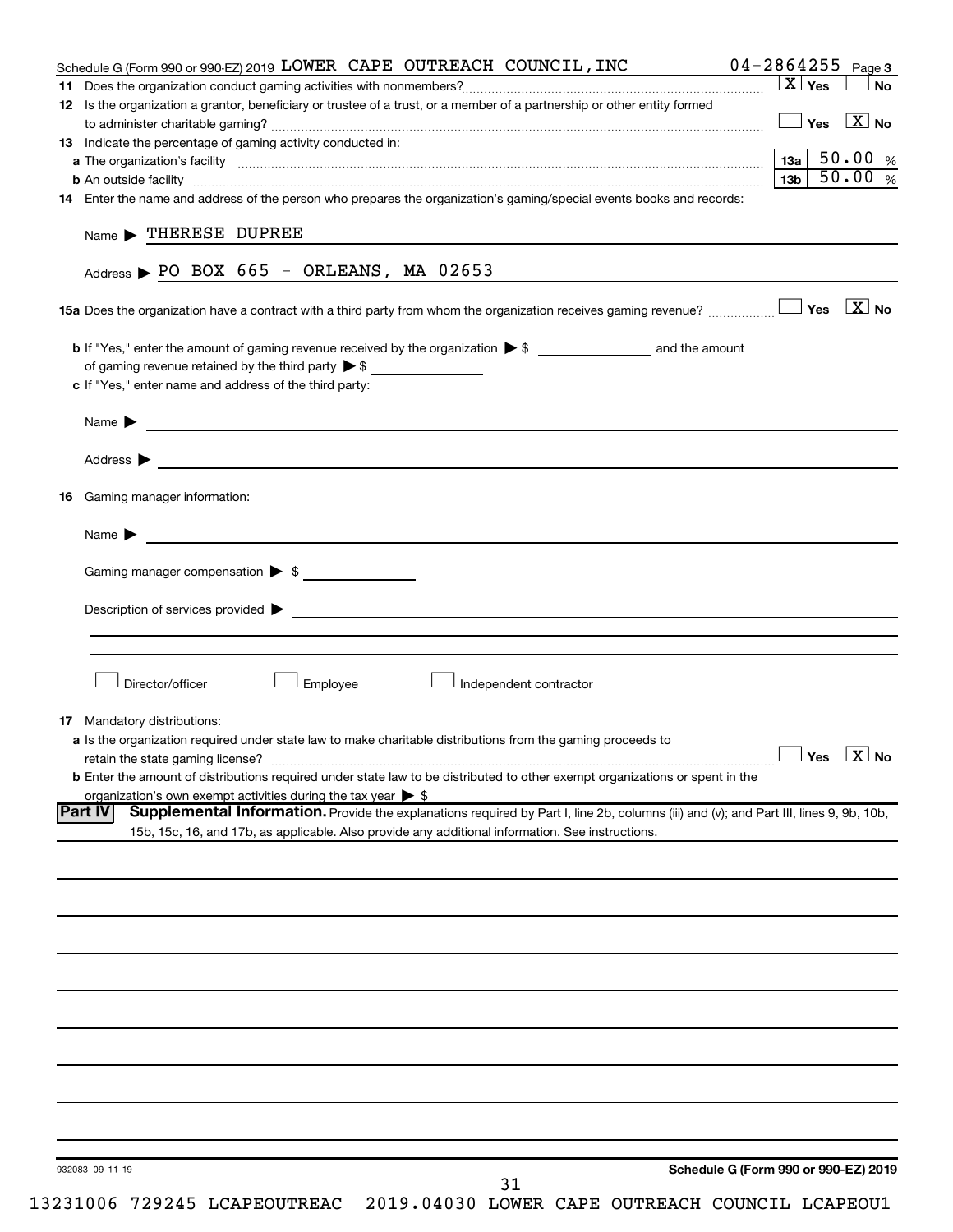Schedule G (Form 990 or 990-EZ) 2019 LOWER CAPE OUTREACH COUNCIL, INC 04-2864255 Page **3**

**11** Does the organization conduct gaming activities with nonmembers? ☒ Yes ☐ No

**12** Is the organization a grantor, beneficiary or trustee of a trust, or a member of a partnership or other entity formed to administer charitable gaming? ☐ Yes ☒ No

**13** Indicate the percentage of gaming activity conducted in:

**a** The organization's facility **13a** 50.00 %

**b** An outside facility **13b** 50.00 %

**14** Enter the name and address of the person who prepares the organization's gaming/special events books and records:

Name ▶ THERESE DUPREE

Address ▶ PO BOX 665 - ORLEANS, MA 02653

**15a** Does the organization have a contract with a third party from whom the organization receives gaming revenue? ☐ Yes ☒ No

**b** If "Yes," enter the amount of gaming revenue received by the organization ▶ $ ______ and the amount of gaming revenue retained by the third party ▶ $ ______

**c** If "Yes," enter name and address of the third party:

Name ▶

Address ▶

**16** Gaming manager information:

Name ▶

Gaming manager compensation ▶ $

Description of services provided ▶

☐ Director/officer ☐ Employee ☐ Independent contractor

**17** Mandatory distributions:

**a** Is the organization required under state law to make charitable distributions from the gaming proceeds to retain the state gaming license? ☐ Yes ☒ No

**b** Enter the amount of distributions required under state law to be distributed to other exempt organizations or spent in the organization's own exempt activities during the tax year ▶ $

**Part IV** **Supplemental Information.** Provide the explanations required by Part I, line 2b, columns (iii) and (v); and Part III, lines 9, 9b, 10b, 15b, 15c, 16, and 17b, as applicable. Also provide any additional information. See instructions.

932083 09-11-19 **Schedule G (Form 990 or 990-EZ) 2019**

13231006 729245 LCAPEOUTREAC 2019.04030 LOWER CAPE OUTREACH COUNCIL LCAPEOU1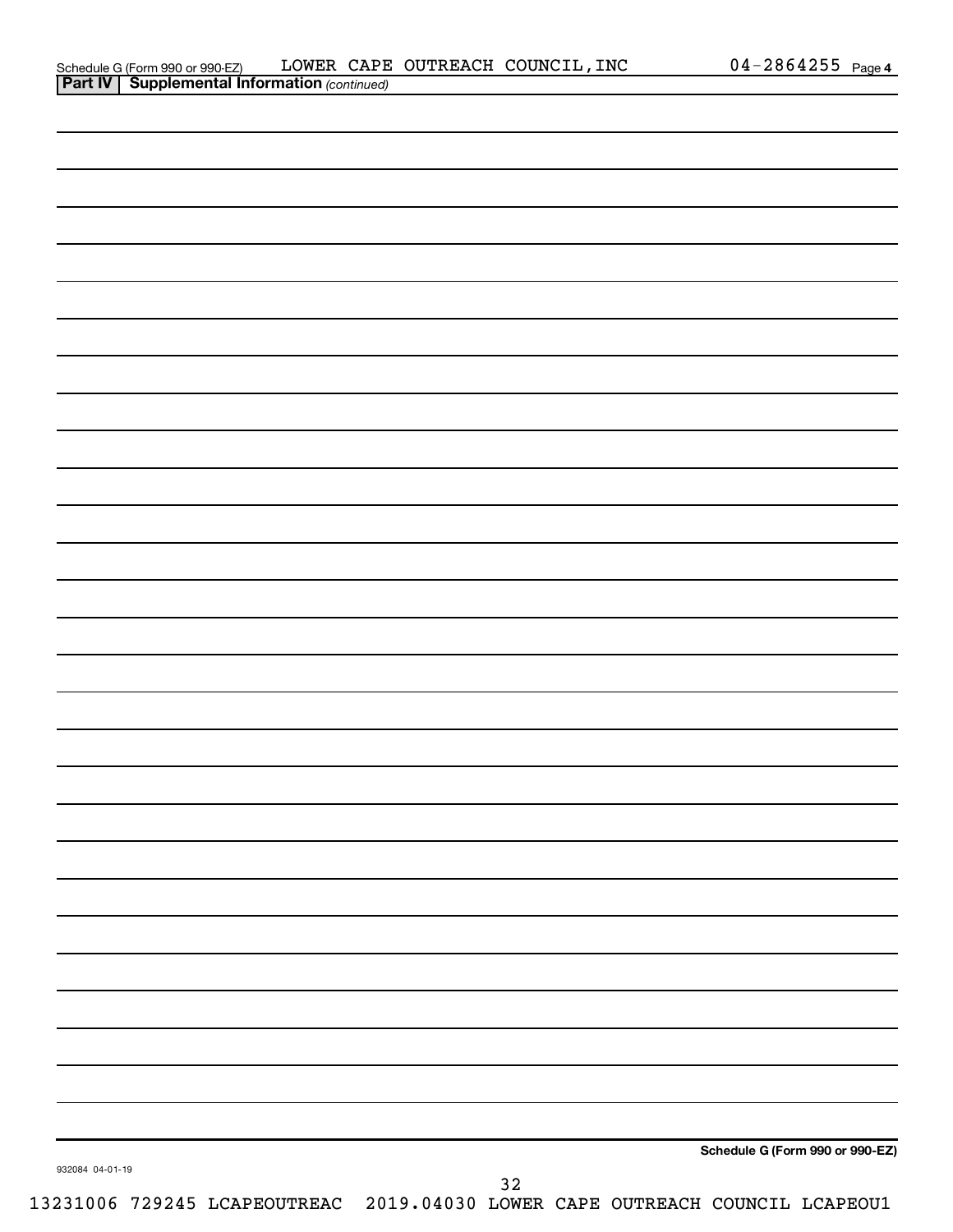Schedule G (Form 990 or 990-EZ) LOWER CAPE OUTREACH COUNCIL, INC 04-2864255 Page 4

**Part IV | Supplemental Information** *(continued)*

**Schedule G (Form 990 or 990-EZ)**

932084 04-01-19

13231006 729245 LCAPEOUTREAC 2019.04030 LOWER CAPE OUTREACH COUNCIL LCAPEOU1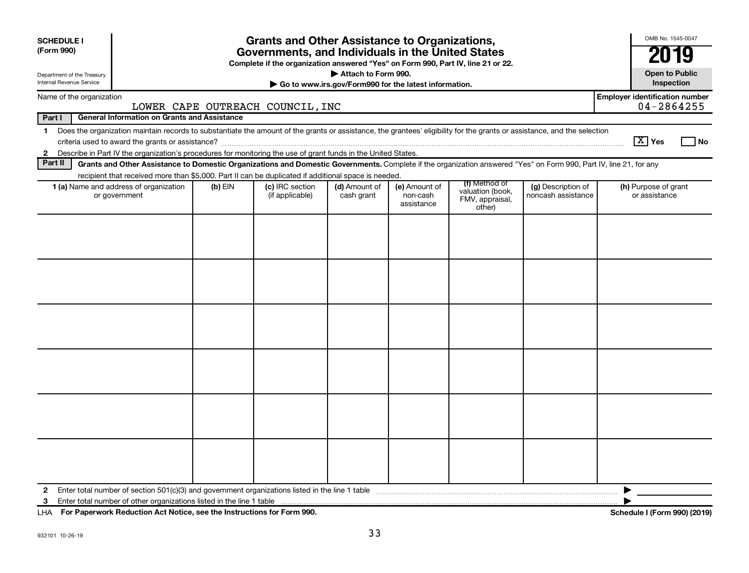**SCHEDULE I (Form 990)**

Department of the Treasury
Internal Revenue Service

# Grants and Other Assistance to Organizations, Governments, and Individuals in the United States

**Complete if the organization answered "Yes" on Form 990, Part IV, line 21 or 22.**

**▶ Attach to Form 990.**

**▶ Go to www.irs.gov/Form990 for the latest information.**

OMB No. 1545-0047

**2019**

**Open to Public Inspection**

Name of the organization: LOWER CAPE OUTREACH COUNCIL,INC

**Employer identification number** 04-2864255

**Part I — General Information on Grants and Assistance**

1 Does the organization maintain records to substantiate the amount of the grants or assistance, the grantees' eligibility for the grants or assistance, and the selection criteria used to award the grants or assistance? [X] Yes [ ] No

2 Describe in Part IV the organization's procedures for monitoring the use of grant funds in the United States.

**Part II — Grants and Other Assistance to Domestic Organizations and Domestic Governments.** Complete if the organization answered "Yes" on Form 990, Part IV, line 21, for any recipient that received more than $5,000. Part II can be duplicated if additional space is needed.

| 1 (a) Name and address of organization or government | (b) EIN | (c) IRC section (if applicable) | (d) Amount of cash grant | (e) Amount of non-cash assistance | (f) Method of valuation (book, FMV, appraisal, other) | (g) Description of noncash assistance | (h) Purpose of grant or assistance |
|---|---|---|---|---|---|---|---|
| | | | | | | | |
| | | | | | | | |
| | | | | | | | |
| | | | | | | | |
| | | | | | | | |
| | | | | | | | |

2 Enter total number of section 501(c)(3) and government organizations listed in the line 1 table ▶

3 Enter total number of other organizations listed in the line 1 table ▶

LHA **For Paperwork Reduction Act Notice, see the Instructions for Form 990.** **Schedule I (Form 990) (2019)**

932101 10-26-19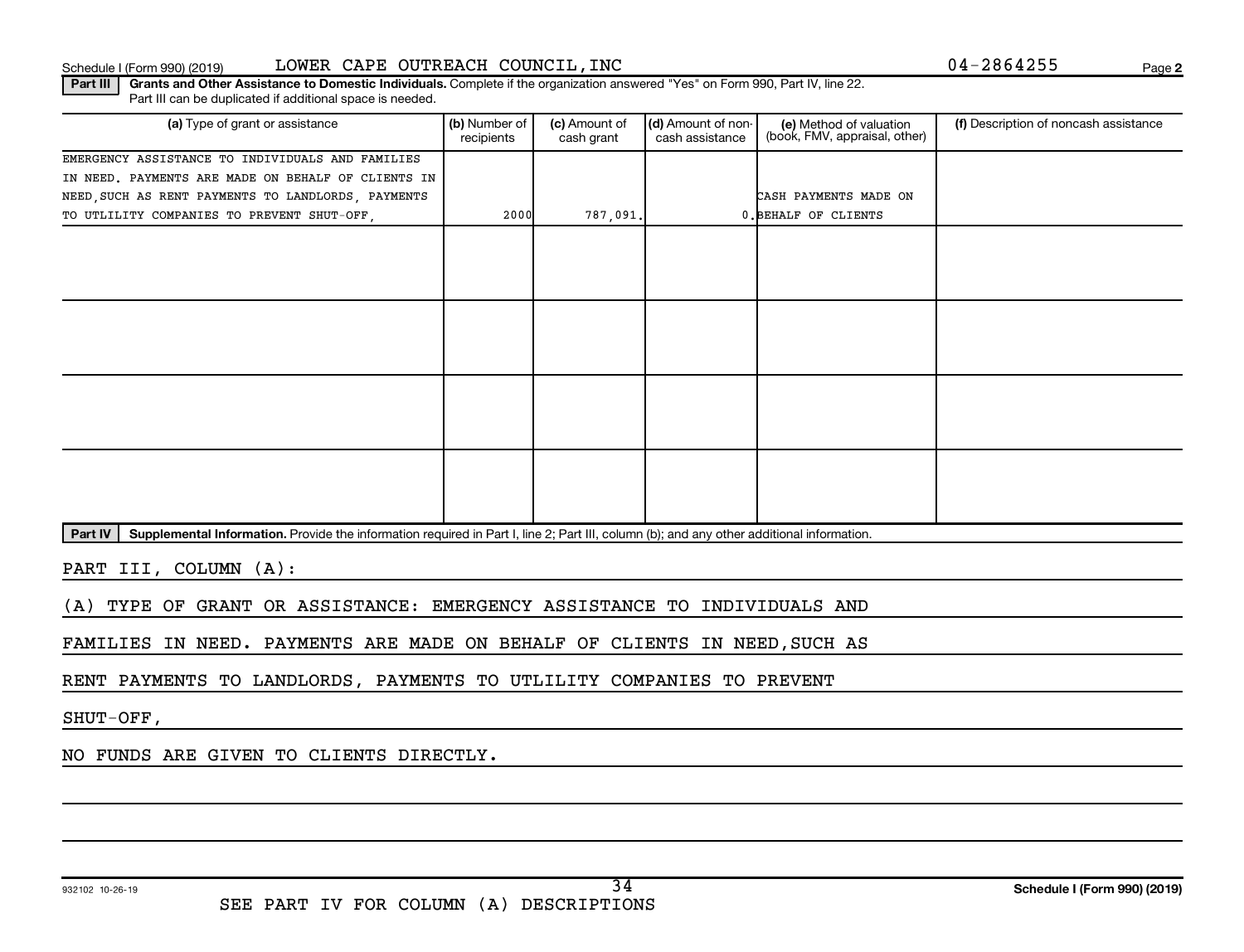Schedule I (Form 990) (2019) LOWER CAPE OUTREACH COUNCIL,INC 04-2864255

**Part III** **Grants and Other Assistance to Domestic Individuals.** Complete if the organization answered "Yes" on Form 990, Part IV, line 22. Part III can be duplicated if additional space is needed.

| (a) Type of grant or assistance | (b) Number of recipients | (c) Amount of cash grant | (d) Amount of non-cash assistance | (e) Method of valuation (book, FMV, appraisal, other) | (f) Description of noncash assistance |
|---|---|---|---|---|---|
| EMERGENCY ASSISTANCE TO INDIVIDUALS AND FAMILIES IN NEED. PAYMENTS ARE MADE ON BEHALF OF CLIENTS IN NEED,SUCH AS RENT PAYMENTS TO LANDLORDS, PAYMENTS TO UTLILITY COMPANIES TO PREVENT SHUT-OFF, | 2000 | 787,091. | 0. | CASH PAYMENTS MADE ON BEHALF OF CLIENTS | |
| | | | | | |
| | | | | | |
| | | | | | |
| | | | | | |

**Part IV** **Supplemental Information.** Provide the information required in Part I, line 2; Part III, column (b); and any other additional information.

PART III, COLUMN (A):

(A) TYPE OF GRANT OR ASSISTANCE: EMERGENCY ASSISTANCE TO INDIVIDUALS AND FAMILIES IN NEED. PAYMENTS ARE MADE ON BEHALF OF CLIENTS IN NEED,SUCH AS RENT PAYMENTS TO LANDLORDS, PAYMENTS TO UTLILITY COMPANIES TO PREVENT SHUT-OFF,

NO FUNDS ARE GIVEN TO CLIENTS DIRECTLY.

932102 10-26-19

SEE PART IV FOR COLUMN (A) DESCRIPTIONS

**Schedule I (Form 990) (2019)**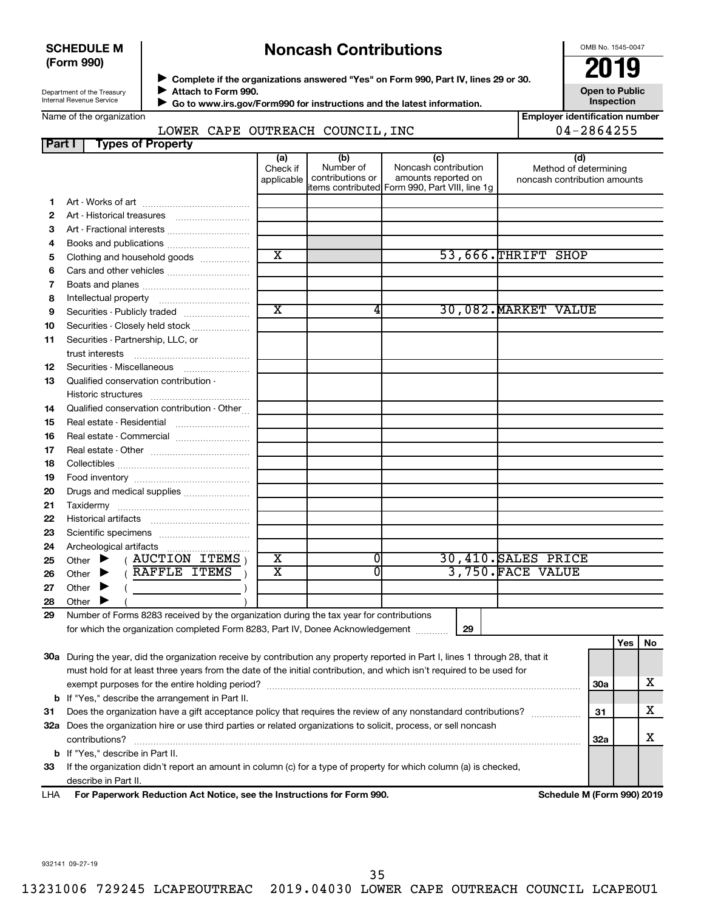**SCHEDULE M (Form 990)**

Department of the Treasury
Internal Revenue Service

# Noncash Contributions

▶ Complete if the organizations answered "Yes" on Form 990, Part IV, lines 29 or 30.
▶ Attach to Form 990.
▶ Go to www.irs.gov/Form990 for instructions and the latest information.

OMB No. 1545-0047

**2019**

**Open to Public Inspection**

Name of the organization: LOWER CAPE OUTREACH COUNCIL,INC

Employer identification number: 04-2864255

**Part I — Types of Property**

| | | (a) Check if applicable | (b) Number of contributions or items contributed | (c) Noncash contribution amounts reported on Form 990, Part VIII, line 1g | (d) Method of determining noncash contribution amounts |
|---|---|---|---|---|---|
| 1 | Art - Works of art | | | | |
| 2 | Art - Historical treasures | | | | |
| 3 | Art - Fractional interests | | | | |
| 4 | Books and publications | | | | |
| 5 | Clothing and household goods | X | | 53,666. | THRIFT SHOP |
| 6 | Cars and other vehicles | | | | |
| 7 | Boats and planes | | | | |
| 8 | Intellectual property | | | | |
| 9 | Securities - Publicly traded | X | 4 | 30,082. | MARKET VALUE |
| 10 | Securities - Closely held stock | | | | |
| 11 | Securities - Partnership, LLC, or trust interests | | | | |
| 12 | Securities - Miscellaneous | | | | |
| 13 | Qualified conservation contribution - Historic structures | | | | |
| 14 | Qualified conservation contribution - Other | | | | |
| 15 | Real estate - Residential | | | | |
| 16 | Real estate - Commercial | | | | |
| 17 | Real estate - Other | | | | |
| 18 | Collectibles | | | | |
| 19 | Food inventory | | | | |
| 20 | Drugs and medical supplies | | | | |
| 21 | Taxidermy | | | | |
| 22 | Historical artifacts | | | | |
| 23 | Scientific specimens | | | | |
| 24 | Archeological artifacts | | | | |
| 25 | Other ▶ ( AUCTION ITEMS ) | X | 0 | 30,410. | SALES PRICE |
| 26 | Other ▶ ( RAFFLE ITEMS ) | X | 0 | 3,750. | FACE VALUE |
| 27 | Other ▶ ( ) | | | | |
| 28 | Other ▶ ( ) | | | | |

29 Number of Forms 8283 received by the organization during the tax year for contributions for which the organization completed Form 8283, Part IV, Donee Acknowledgement ..... 29

| | | | Yes | No |
|---|---|---|---|---|
| 30a | During the year, did the organization receive by contribution any property reported in Part I, lines 1 through 28, that it must hold for at least three years from the date of the initial contribution, and which isn't required to be used for exempt purposes for the entire holding period? | 30a | | X |
| b | If "Yes," describe the arrangement in Part II. | | | |
| 31 | Does the organization have a gift acceptance policy that requires the review of any nonstandard contributions? | 31 | | X |
| 32a | Does the organization hire or use third parties or related organizations to solicit, process, or sell noncash contributions? | 32a | | X |
| b | If "Yes," describe in Part II. | | | |
| 33 | If the organization didn't report an amount in column (c) for a type of property for which column (a) is checked, describe in Part II. | | | |

LHA **For Paperwork Reduction Act Notice, see the Instructions for Form 990.** **Schedule M (Form 990) 2019**

932141 09-27-19

13231006 729245 LCAPEOUTREAC 2019.04030 LOWER CAPE OUTREACH COUNCIL LCAPEOU1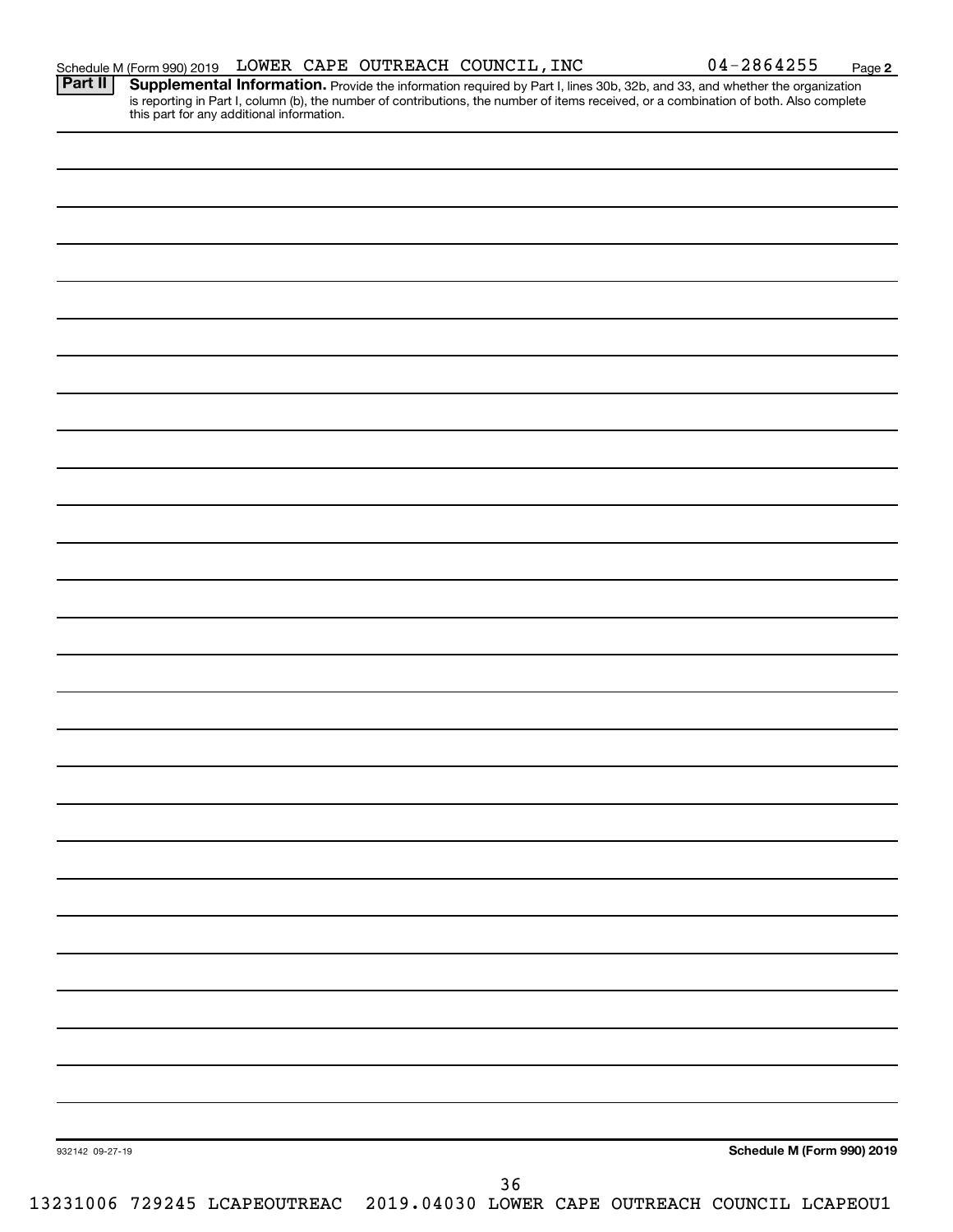Schedule M (Form 990) 2019 LOWER CAPE OUTREACH COUNCIL,INC 04-2864255 Page **2**

**Part II** **Supplemental Information.** Provide the information required by Part I, lines 30b, 32b, and 33, and whether the organization is reporting in Part I, column (b), the number of contributions, the number of items received, or a combination of both. Also complete this part for any additional information.

932142 09-27-19 **Schedule M (Form 990) 2019**

13231006 729245 LCAPEOUTREAC 2019.04030 LOWER CAPE OUTREACH COUNCIL LCAPEOU1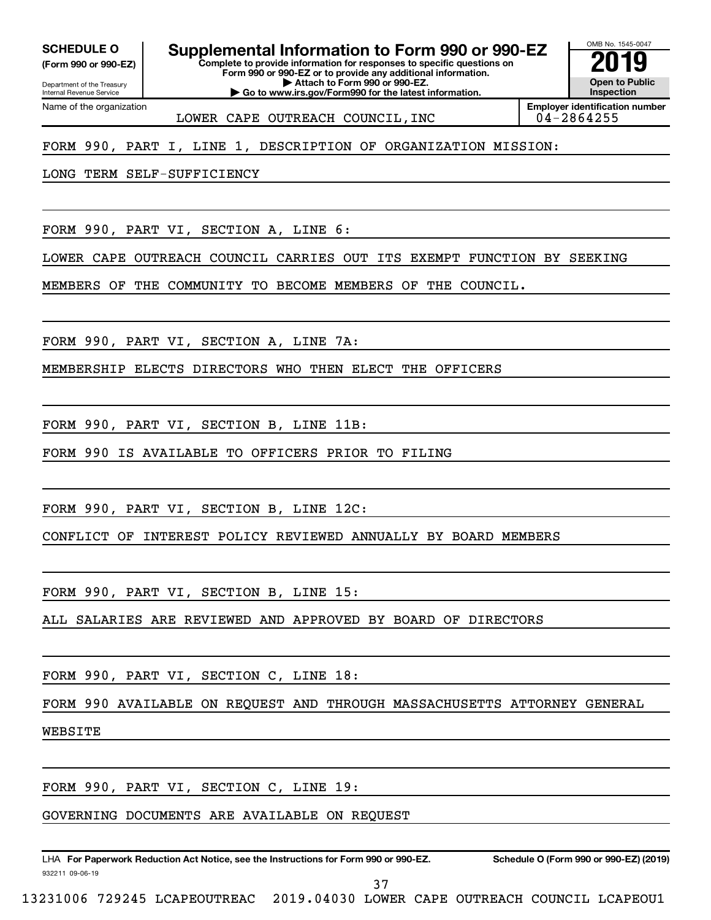**SCHEDULE O**
**(Form 990 or 990-EZ)**

Department of the Treasury
Internal Revenue Service

# Supplemental Information to Form 990 or 990-EZ

**Complete to provide information for responses to specific questions on Form 990 or 990-EZ or to provide any additional information.**
**▶ Attach to Form 990 or 990-EZ.**
**▶ Go to www.irs.gov/Form990 for the latest information.**

OMB No. 1545-0047
**2019**
**Open to Public Inspection**

Name of the organization: LOWER CAPE OUTREACH COUNCIL,INC

**Employer identification number:** 04-2864255

FORM 990, PART I, LINE 1, DESCRIPTION OF ORGANIZATION MISSION:

LONG TERM SELF-SUFFICIENCY

FORM 990, PART VI, SECTION A, LINE 6:

LOWER CAPE OUTREACH COUNCIL CARRIES OUT ITS EXEMPT FUNCTION BY SEEKING MEMBERS OF THE COMMUNITY TO BECOME MEMBERS OF THE COUNCIL.

FORM 990, PART VI, SECTION A, LINE 7A:

MEMBERSHIP ELECTS DIRECTORS WHO THEN ELECT THE OFFICERS

FORM 990, PART VI, SECTION B, LINE 11B:

FORM 990 IS AVAILABLE TO OFFICERS PRIOR TO FILING

FORM 990, PART VI, SECTION B, LINE 12C:

CONFLICT OF INTEREST POLICY REVIEWED ANNUALLY BY BOARD MEMBERS

FORM 990, PART VI, SECTION B, LINE 15:

ALL SALARIES ARE REVIEWED AND APPROVED BY BOARD OF DIRECTORS

FORM 990, PART VI, SECTION C, LINE 18:

FORM 990 AVAILABLE ON REQUEST AND THROUGH MASSACHUSETTS ATTORNEY GENERAL WEBSITE

FORM 990, PART VI, SECTION C, LINE 19:

GOVERNING DOCUMENTS ARE AVAILABLE ON REQUEST

LHA **For Paperwork Reduction Act Notice, see the Instructions for Form 990 or 990-EZ.** **Schedule O (Form 990 or 990-EZ) (2019)**

932211 09-06-19

13231006 729245 LCAPEOUTREAC 2019.04030 LOWER CAPE OUTREACH COUNCIL LCAPEOU1